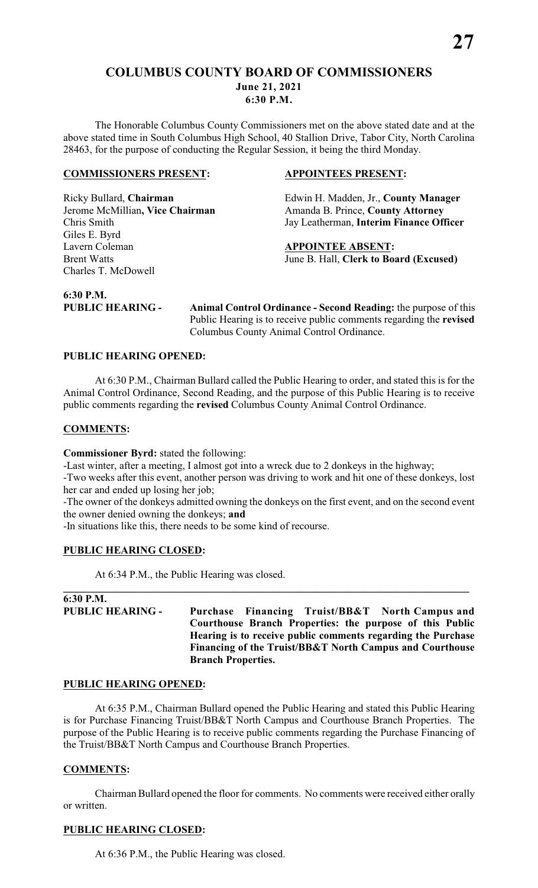# COLUMBUS COUNTY BOARD OF COMMISSIONERS

**June 21, 2021**
**6:30 P.M.**

The Honorable Columbus County Commissioners met on the above stated date and at the above stated time in South Columbus High School, 40 Stallion Drive, Tabor City, North Carolina 28463, for the purpose of conducting the Regular Session, it being the third Monday.

| **COMMISSIONERS PRESENT:** | **APPOINTEES PRESENT:** |
|---|---|
| Ricky Bullard, **Chairman** | Edwin H. Madden, Jr., **County Manager** |
| Jerome McMillian**, Vice Chairman** | Amanda B. Prince, **County Attorney** |
| Chris Smith | Jay Leatherman, **Interim Finance Officer** |
| Giles E. Byrd | |
| Lavern Coleman | **APPOINTEE ABSENT:** |
| Brent Watts | June B. Hall, **Clerk to Board (Excused)** |
| Charles T. McDowell | |

**6:30 P.M.**
**PUBLIC HEARING -** **Animal Control Ordinance - Second Reading:** the purpose of this Public Hearing is to receive public comments regarding the **revised** Columbus County Animal Control Ordinance.

**PUBLIC HEARING OPENED:**

At 6:30 P.M., Chairman Bullard called the Public Hearing to order, and stated this is for the Animal Control Ordinance, Second Reading, and the purpose of this Public Hearing is to receive public comments regarding the **revised** Columbus County Animal Control Ordinance.

**COMMENTS:**

**Commissioner Byrd:** stated the following:

-Last winter, after a meeting, I almost got into a wreck due to 2 donkeys in the highway;

-Two weeks after this event, another person was driving to work and hit one of these donkeys, lost her car and ended up losing her job;

-The owner of the donkeys admitted owning the donkeys on the first event, and on the second event the owner denied owning the donkeys; **and**

-In situations like this, there needs to be some kind of recourse.

**PUBLIC HEARING CLOSED:**

At 6:34 P.M., the Public Hearing was closed.

---

**6:30 P.M.**
**PUBLIC HEARING -** **Purchase Financing Truist/BB&T North Campus and Courthouse Branch Properties: the purpose of this Public Hearing is to receive public comments regarding the Purchase Financing of the Truist/BB&T North Campus and Courthouse Branch Properties.**

**PUBLIC HEARING OPENED:**

At 6:35 P.M., Chairman Bullard opened the Public Hearing and stated this Public Hearing is for Purchase Financing Truist/BB&T North Campus and Courthouse Branch Properties. The purpose of the Public Hearing is to receive public comments regarding the Purchase Financing of the Truist/BB&T North Campus and Courthouse Branch Properties.

**COMMENTS:**

Chairman Bullard opened the floor for comments. No comments were received either orally or written.

**PUBLIC HEARING CLOSED:**

At 6:36 P.M., the Public Hearing was closed.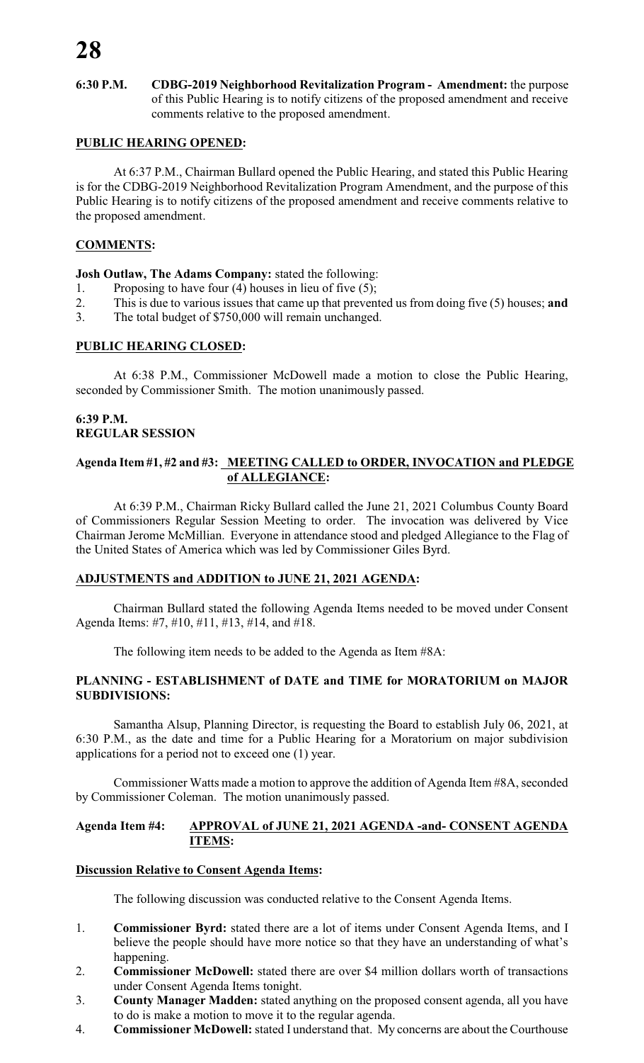**6:30 P.M. CDBG-2019 Neighborhood Revitalization Program - Amendment:** the purpose of this Public Hearing is to notify citizens of the proposed amendment and receive comments relative to the proposed amendment.

**PUBLIC HEARING OPENED:**

At 6:37 P.M., Chairman Bullard opened the Public Hearing, and stated this Public Hearing is for the CDBG-2019 Neighborhood Revitalization Program Amendment, and the purpose of this Public Hearing is to notify citizens of the proposed amendment and receive comments relative to the proposed amendment.

**COMMENTS:**

**Josh Outlaw, The Adams Company:** stated the following:

1. Proposing to have four (4) houses in lieu of five (5);
2. This is due to various issues that came up that prevented us from doing five (5) houses; **and**
3. The total budget of $750,000 will remain unchanged.

**PUBLIC HEARING CLOSED:**

At 6:38 P.M., Commissioner McDowell made a motion to close the Public Hearing, seconded by Commissioner Smith. The motion unanimously passed.

**6:39 P.M.**
**REGULAR SESSION**

**Agenda Item #1, #2 and #3: MEETING CALLED to ORDER, INVOCATION and PLEDGE of ALLEGIANCE:**

At 6:39 P.M., Chairman Ricky Bullard called the June 21, 2021 Columbus County Board of Commissioners Regular Session Meeting to order. The invocation was delivered by Vice Chairman Jerome McMillian. Everyone in attendance stood and pledged Allegiance to the Flag of the United States of America which was led by Commissioner Giles Byrd.

**ADJUSTMENTS and ADDITION to JUNE 21, 2021 AGENDA:**

Chairman Bullard stated the following Agenda Items needed to be moved under Consent Agenda Items: #7, #10, #11, #13, #14, and #18.

The following item needs to be added to the Agenda as Item #8A:

**PLANNING - ESTABLISHMENT of DATE and TIME for MORATORIUM on MAJOR SUBDIVISIONS:**

Samantha Alsup, Planning Director, is requesting the Board to establish July 06, 2021, at 6:30 P.M., as the date and time for a Public Hearing for a Moratorium on major subdivision applications for a period not to exceed one (1) year.

Commissioner Watts made a motion to approve the addition of Agenda Item #8A, seconded by Commissioner Coleman. The motion unanimously passed.

**Agenda Item #4: APPROVAL of JUNE 21, 2021 AGENDA -and- CONSENT AGENDA ITEMS:**

**Discussion Relative to Consent Agenda Items:**

The following discussion was conducted relative to the Consent Agenda Items.

1. **Commissioner Byrd:** stated there are a lot of items under Consent Agenda Items, and I believe the people should have more notice so that they have an understanding of what's happening.
2. **Commissioner McDowell:** stated there are over $4 million dollars worth of transactions under Consent Agenda Items tonight.
3. **County Manager Madden:** stated anything on the proposed consent agenda, all you have to do is make a motion to move it to the regular agenda.
4. **Commissioner McDowell:** stated I understand that. My concerns are about the Courthouse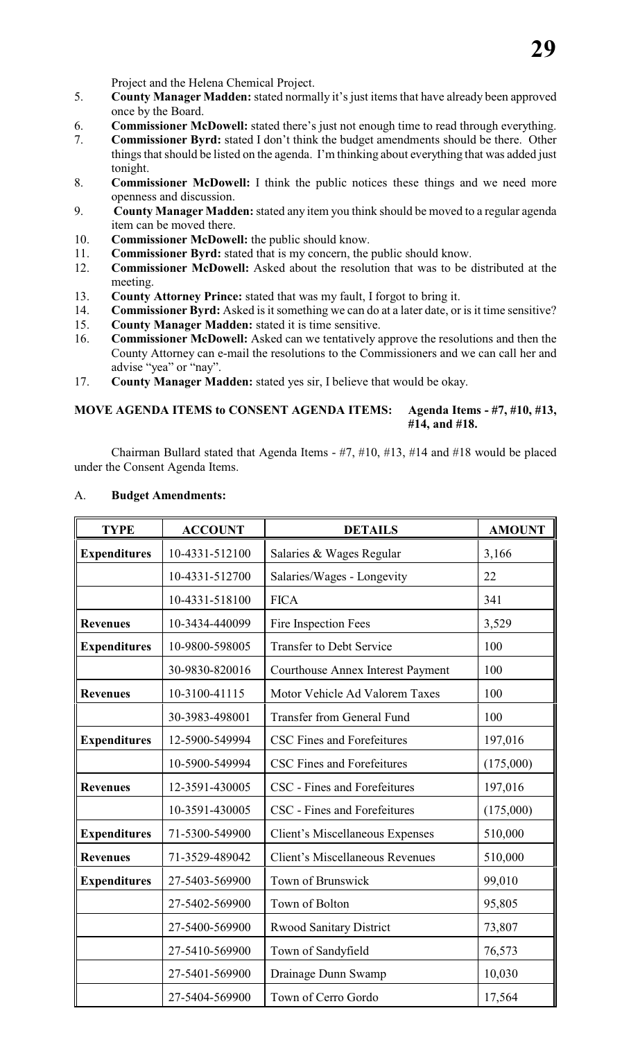Project and the Helena Chemical Project.

5. **County Manager Madden:** stated normally it's just items that have already been approved once by the Board.
6. **Commissioner McDowell:** stated there's just not enough time to read through everything.
7. **Commissioner Byrd:** stated I don't think the budget amendments should be there. Other things that should be listed on the agenda. I'm thinking about everything that was added just tonight.
8. **Commissioner McDowell:** I think the public notices these things and we need more openness and discussion.
9. **County Manager Madden:** stated any item you think should be moved to a regular agenda item can be moved there.
10. **Commissioner McDowell:** the public should know.
11. **Commissioner Byrd:** stated that is my concern, the public should know.
12. **Commissioner McDowell:** Asked about the resolution that was to be distributed at the meeting.
13. **County Attorney Prince:** stated that was my fault, I forgot to bring it.
14. **Commissioner Byrd:** Asked is it something we can do at a later date, or is it time sensitive?
15. **County Manager Madden:** stated it is time sensitive.
16. **Commissioner McDowell:** Asked can we tentatively approve the resolutions and then the County Attorney can e-mail the resolutions to the Commissioners and we can call her and advise "yea" or "nay".
17. **County Manager Madden:** stated yes sir, I believe that would be okay.

**MOVE AGENDA ITEMS to CONSENT AGENDA ITEMS: Agenda Items - #7, #10, #13, #14, and #18.**

Chairman Bullard stated that Agenda Items - #7, #10, #13, #14 and #18 would be placed under the Consent Agenda Items.

A. **Budget Amendments:**

| TYPE | ACCOUNT | DETAILS | AMOUNT |
|---|---|---|---|
| **Expenditures** | 10-4331-512100 | Salaries & Wages Regular | 3,166 |
| | 10-4331-512700 | Salaries/Wages - Longevity | 22 |
| | 10-4331-518100 | FICA | 341 |
| **Revenues** | 10-3434-440099 | Fire Inspection Fees | 3,529 |
| **Expenditures** | 10-9800-598005 | Transfer to Debt Service | 100 |
| | 30-9830-820016 | Courthouse Annex Interest Payment | 100 |
| **Revenues** | 10-3100-41115 | Motor Vehicle Ad Valorem Taxes | 100 |
| | 30-3983-498001 | Transfer from General Fund | 100 |
| **Expenditures** | 12-5900-549994 | CSC Fines and Forefeitures | 197,016 |
| | 10-5900-549994 | CSC Fines and Forefeitures | (175,000) |
| **Revenues** | 12-3591-430005 | CSC - Fines and Forefeitures | 197,016 |
| | 10-3591-430005 | CSC - Fines and Forefeitures | (175,000) |
| **Expenditures** | 71-5300-549900 | Client's Miscellaneous Expenses | 510,000 |
| **Revenues** | 71-3529-489042 | Client's Miscellaneous Revenues | 510,000 |
| **Expenditures** | 27-5403-569900 | Town of Brunswick | 99,010 |
| | 27-5402-569900 | Town of Bolton | 95,805 |
| | 27-5400-569900 | Rwood Sanitary District | 73,807 |
| | 27-5410-569900 | Town of Sandyfield | 76,573 |
| | 27-5401-569900 | Drainage Dunn Swamp | 10,030 |
| | 27-5404-569900 | Town of Cerro Gordo | 17,564 |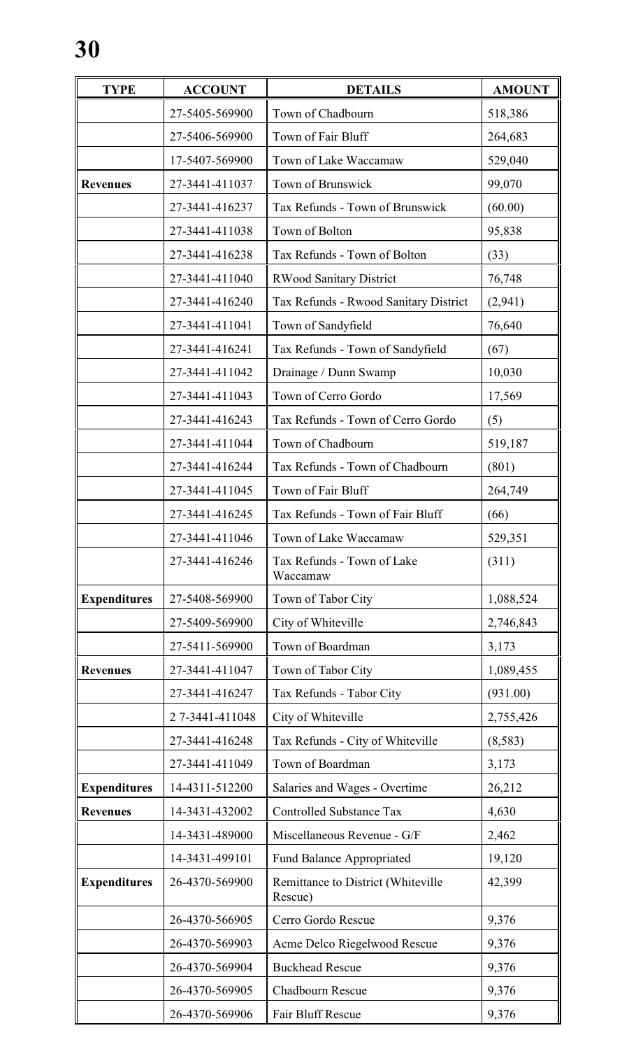| TYPE | ACCOUNT | DETAILS | AMOUNT |
|---|---|---|---|
| | 27-5405-569900 | Town of Chadbourn | 518,386 |
| | 27-5406-569900 | Town of Fair Bluff | 264,683 |
| | 17-5407-569900 | Town of Lake Waccamaw | 529,040 |
| **Revenues** | 27-3441-411037 | Town of Brunswick | 99,070 |
| | 27-3441-416237 | Tax Refunds - Town of Brunswick | (60.00) |
| | 27-3441-411038 | Town of Bolton | 95,838 |
| | 27-3441-416238 | Tax Refunds - Town of Bolton | (33) |
| | 27-3441-411040 | RWood Sanitary District | 76,748 |
| | 27-3441-416240 | Tax Refunds - Rwood Sanitary District | (2,941) |
| | 27-3441-411041 | Town of Sandyfield | 76,640 |
| | 27-3441-416241 | Tax Refunds - Town of Sandyfield | (67) |
| | 27-3441-411042 | Drainage / Dunn Swamp | 10,030 |
| | 27-3441-411043 | Town of Cerro Gordo | 17,569 |
| | 27-3441-416243 | Tax Refunds - Town of Cerro Gordo | (5) |
| | 27-3441-411044 | Town of Chadbourn | 519,187 |
| | 27-3441-416244 | Tax Refunds - Town of Chadbourn | (801) |
| | 27-3441-411045 | Town of Fair Bluff | 264,749 |
| | 27-3441-416245 | Tax Refunds - Town of Fair Bluff | (66) |
| | 27-3441-411046 | Town of Lake Waccamaw | 529,351 |
| | 27-3441-416246 | Tax Refunds - Town of Lake Waccamaw | (311) |
| **Expenditures** | 27-5408-569900 | Town of Tabor City | 1,088,524 |
| | 27-5409-569900 | City of Whiteville | 2,746,843 |
| | 27-5411-569900 | Town of Boardman | 3,173 |
| **Revenues** | 27-3441-411047 | Town of Tabor City | 1,089,455 |
| | 27-3441-416247 | Tax Refunds - Tabor City | (931.00) |
| | 2 7-3441-411048 | City of Whiteville | 2,755,426 |
| | 27-3441-416248 | Tax Refunds - City of Whiteville | (8,583) |
| | 27-3441-411049 | Town of Boardman | 3,173 |
| **Expenditures** | 14-4311-512200 | Salaries and Wages - Overtime | 26,212 |
| **Revenues** | 14-3431-432002 | Controlled Substance Tax | 4,630 |
| | 14-3431-489000 | Miscellaneous Revenue - G/F | 2,462 |
| | 14-3431-499101 | Fund Balance Appropriated | 19,120 |
| **Expenditures** | 26-4370-569900 | Remittance to District (Whiteville Rescue) | 42,399 |
| | 26-4370-566905 | Cerro Gordo Rescue | 9,376 |
| | 26-4370-569903 | Acme Delco Riegelwood Rescue | 9,376 |
| | 26-4370-569904 | Buckhead Rescue | 9,376 |
| | 26-4370-569905 | Chadbourn Rescue | 9,376 |
| | 26-4370-569906 | Fair Bluff Rescue | 9,376 |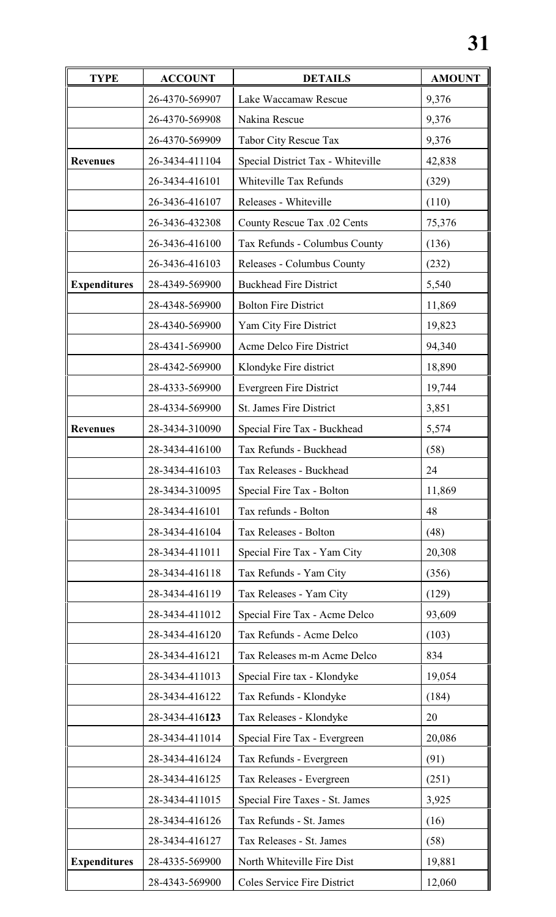| TYPE | ACCOUNT | DETAILS | AMOUNT |
|---|---|---|---|
| | 26-4370-569907 | Lake Waccamaw Rescue | 9,376 |
| | 26-4370-569908 | Nakina Rescue | 9,376 |
| | 26-4370-569909 | Tabor City Rescue Tax | 9,376 |
| **Revenues** | 26-3434-411104 | Special District Tax - Whiteville | 42,838 |
| | 26-3434-416101 | Whiteville Tax Refunds | (329) |
| | 26-3436-416107 | Releases - Whiteville | (110) |
| | 26-3436-432308 | County Rescue Tax .02 Cents | 75,376 |
| | 26-3436-416100 | Tax Refunds - Columbus County | (136) |
| | 26-3436-416103 | Releases - Columbus County | (232) |
| **Expenditures** | 28-4349-569900 | Buckhead Fire District | 5,540 |
| | 28-4348-569900 | Bolton Fire District | 11,869 |
| | 28-4340-569900 | Yam City Fire District | 19,823 |
| | 28-4341-569900 | Acme Delco Fire District | 94,340 |
| | 28-4342-569900 | Klondyke Fire district | 18,890 |
| | 28-4333-569900 | Evergreen Fire District | 19,744 |
| | 28-4334-569900 | St. James Fire District | 3,851 |
| **Revenues** | 28-3434-310090 | Special Fire Tax - Buckhead | 5,574 |
| | 28-3434-416100 | Tax Refunds - Buckhead | (58) |
| | 28-3434-416103 | Tax Releases - Buckhead | 24 |
| | 28-3434-310095 | Special Fire Tax - Bolton | 11,869 |
| | 28-3434-416101 | Tax refunds - Bolton | 48 |
| | 28-3434-416104 | Tax Releases - Bolton | (48) |
| | 28-3434-411011 | Special Fire Tax - Yam City | 20,308 |
| | 28-3434-416118 | Tax Refunds - Yam City | (356) |
| | 28-3434-416119 | Tax Releases - Yam City | (129) |
| | 28-3434-411012 | Special Fire Tax - Acme Delco | 93,609 |
| | 28-3434-416120 | Tax Refunds - Acme Delco | (103) |
| | 28-3434-416121 | Tax Releases m-m Acme Delco | 834 |
| | 28-3434-411013 | Special Fire tax - Klondyke | 19,054 |
| | 28-3434-416122 | Tax Refunds - Klondyke | (184) |
| | 28-3434-416**123** | Tax Releases - Klondyke | 20 |
| | 28-3434-411014 | Special Fire Tax - Evergreen | 20,086 |
| | 28-3434-416124 | Tax Refunds - Evergreen | (91) |
| | 28-3434-416125 | Tax Releases - Evergreen | (251) |
| | 28-3434-411015 | Special Fire Taxes - St. James | 3,925 |
| | 28-3434-416126 | Tax Refunds - St. James | (16) |
| | 28-3434-416127 | Tax Releases - St. James | (58) |
| **Expenditures** | 28-4335-569900 | North Whiteville Fire Dist | 19,881 |
| | 28-4343-569900 | Coles Service Fire District | 12,060 |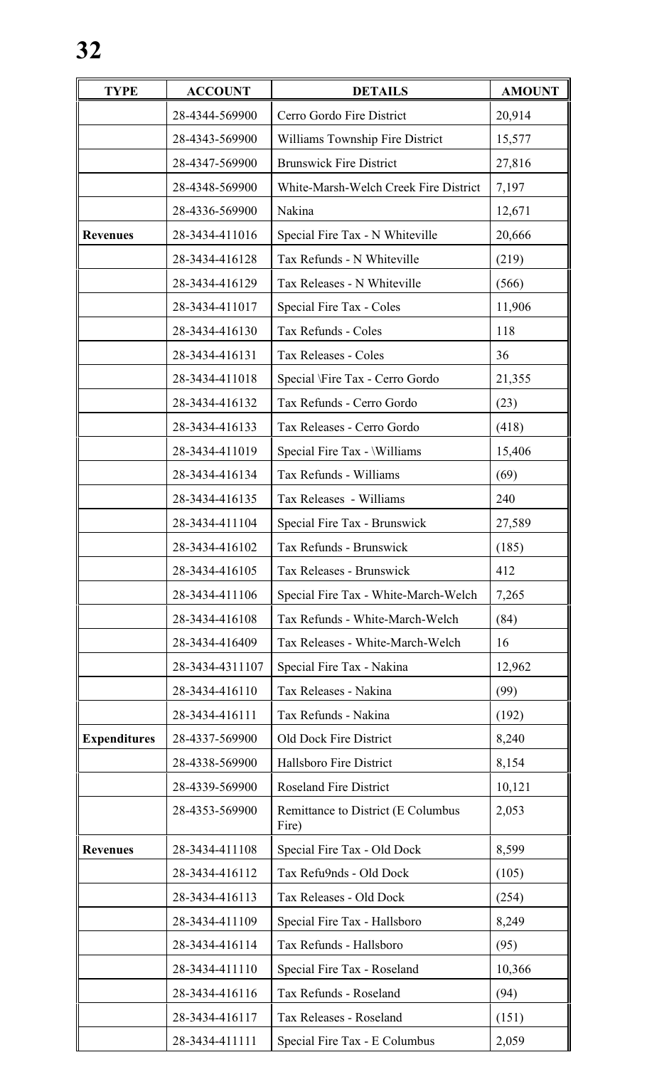| TYPE | ACCOUNT | DETAILS | AMOUNT |
|---|---|---|---|
| | 28-4344-569900 | Cerro Gordo Fire District | 20,914 |
| | 28-4343-569900 | Williams Township Fire District | 15,577 |
| | 28-4347-569900 | Brunswick Fire District | 27,816 |
| | 28-4348-569900 | White-Marsh-Welch Creek Fire District | 7,197 |
| | 28-4336-569900 | Nakina | 12,671 |
| **Revenues** | 28-3434-411016 | Special Fire Tax - N Whiteville | 20,666 |
| | 28-3434-416128 | Tax Refunds - N Whiteville | (219) |
| | 28-3434-416129 | Tax Releases - N Whiteville | (566) |
| | 28-3434-411017 | Special Fire Tax - Coles | 11,906 |
| | 28-3434-416130 | Tax Refunds - Coles | 118 |
| | 28-3434-416131 | Tax Releases - Coles | 36 |
| | 28-3434-411018 | Special \Fire Tax - Cerro Gordo | 21,355 |
| | 28-3434-416132 | Tax Refunds - Cerro Gordo | (23) |
| | 28-3434-416133 | Tax Releases - Cerro Gordo | (418) |
| | 28-3434-411019 | Special Fire Tax - \Williams | 15,406 |
| | 28-3434-416134 | Tax Refunds - Williams | (69) |
| | 28-3434-416135 | Tax Releases - Williams | 240 |
| | 28-3434-411104 | Special Fire Tax - Brunswick | 27,589 |
| | 28-3434-416102 | Tax Refunds - Brunswick | (185) |
| | 28-3434-416105 | Tax Releases - Brunswick | 412 |
| | 28-3434-411106 | Special Fire Tax - White-March-Welch | 7,265 |
| | 28-3434-416108 | Tax Refunds - White-March-Welch | (84) |
| | 28-3434-416409 | Tax Releases - White-March-Welch | 16 |
| | 28-3434-4311107 | Special Fire Tax - Nakina | 12,962 |
| | 28-3434-416110 | Tax Releases - Nakina | (99) |
| | 28-3434-416111 | Tax Refunds - Nakina | (192) |
| **Expenditures** | 28-4337-569900 | Old Dock Fire District | 8,240 |
| | 28-4338-569900 | Hallsboro Fire District | 8,154 |
| | 28-4339-569900 | Roseland Fire District | 10,121 |
| | 28-4353-569900 | Remittance to District (E Columbus Fire) | 2,053 |
| **Revenues** | 28-3434-411108 | Special Fire Tax - Old Dock | 8,599 |
| | 28-3434-416112 | Tax Refu9nds - Old Dock | (105) |
| | 28-3434-416113 | Tax Releases - Old Dock | (254) |
| | 28-3434-411109 | Special Fire Tax - Hallsboro | 8,249 |
| | 28-3434-416114 | Tax Refunds - Hallsboro | (95) |
| | 28-3434-411110 | Special Fire Tax - Roseland | 10,366 |
| | 28-3434-416116 | Tax Refunds - Roseland | (94) |
| | 28-3434-416117 | Tax Releases - Roseland | (151) |
| | 28-3434-411111 | Special Fire Tax - E Columbus | 2,059 |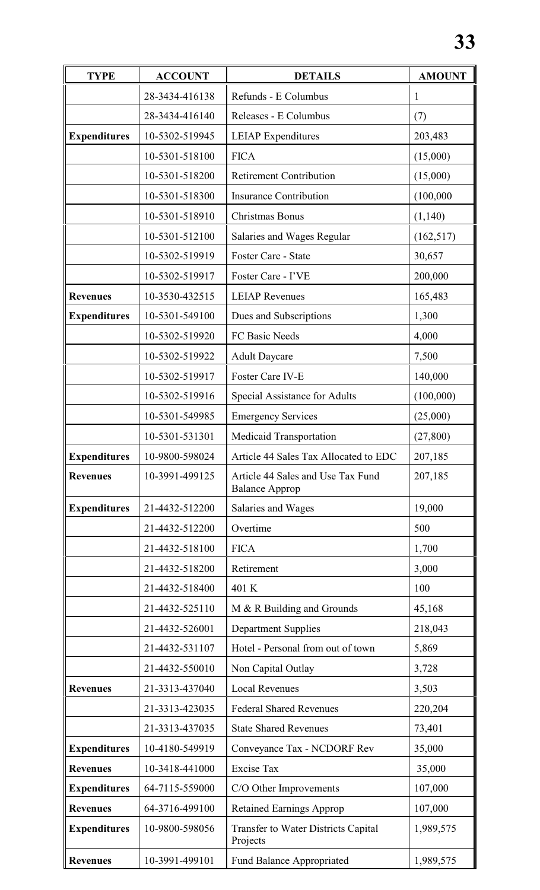| TYPE | ACCOUNT | DETAILS | AMOUNT |
|---|---|---|---|
| | 28-3434-416138 | Refunds - E Columbus | 1 |
| | 28-3434-416140 | Releases - E Columbus | (7) |
| **Expenditures** | 10-5302-519945 | LEIAP Expenditures | 203,483 |
| | 10-5301-518100 | FICA | (15,000) |
| | 10-5301-518200 | Retirement Contribution | (15,000) |
| | 10-5301-518300 | Insurance Contribution | (100,000 |
| | 10-5301-518910 | Christmas Bonus | (1,140) |
| | 10-5301-512100 | Salaries and Wages Regular | (162,517) |
| | 10-5302-519919 | Foster Care - State | 30,657 |
| | 10-5302-519917 | Foster Care - I'VE | 200,000 |
| **Revenues** | 10-3530-432515 | LEIAP Revenues | 165,483 |
| **Expenditures** | 10-5301-549100 | Dues and Subscriptions | 1,300 |
| | 10-5302-519920 | FC Basic Needs | 4,000 |
| | 10-5302-519922 | Adult Daycare | 7,500 |
| | 10-5302-519917 | Foster Care IV-E | 140,000 |
| | 10-5302-519916 | Special Assistance for Adults | (100,000) |
| | 10-5301-549985 | Emergency Services | (25,000) |
| | 10-5301-531301 | Medicaid Transportation | (27,800) |
| **Expenditures** | 10-9800-598024 | Article 44 Sales Tax Allocated to EDC | 207,185 |
| **Revenues** | 10-3991-499125 | Article 44 Sales and Use Tax Fund Balance Approp | 207,185 |
| **Expenditures** | 21-4432-512200 | Salaries and Wages | 19,000 |
| | 21-4432-512200 | Overtime | 500 |
| | 21-4432-518100 | FICA | 1,700 |
| | 21-4432-518200 | Retirement | 3,000 |
| | 21-4432-518400 | 401 K | 100 |
| | 21-4432-525110 | M & R Building and Grounds | 45,168 |
| | 21-4432-526001 | Department Supplies | 218,043 |
| | 21-4432-531107 | Hotel - Personal from out of town | 5,869 |
| | 21-4432-550010 | Non Capital Outlay | 3,728 |
| **Revenues** | 21-3313-437040 | Local Revenues | 3,503 |
| | 21-3313-423035 | Federal Shared Revenues | 220,204 |
| | 21-3313-437035 | State Shared Revenues | 73,401 |
| **Expenditures** | 10-4180-549919 | Conveyance Tax - NCDORF Rev | 35,000 |
| **Revenues** | 10-3418-441000 | Excise Tax | 35,000 |
| **Expenditures** | 64-7115-559000 | C/O Other Improvements | 107,000 |
| **Revenues** | 64-3716-499100 | Retained Earnings Approp | 107,000 |
| **Expenditures** | 10-9800-598056 | Transfer to Water Districts Capital Projects | 1,989,575 |
| **Revenues** | 10-3991-499101 | Fund Balance Appropriated | 1,989,575 |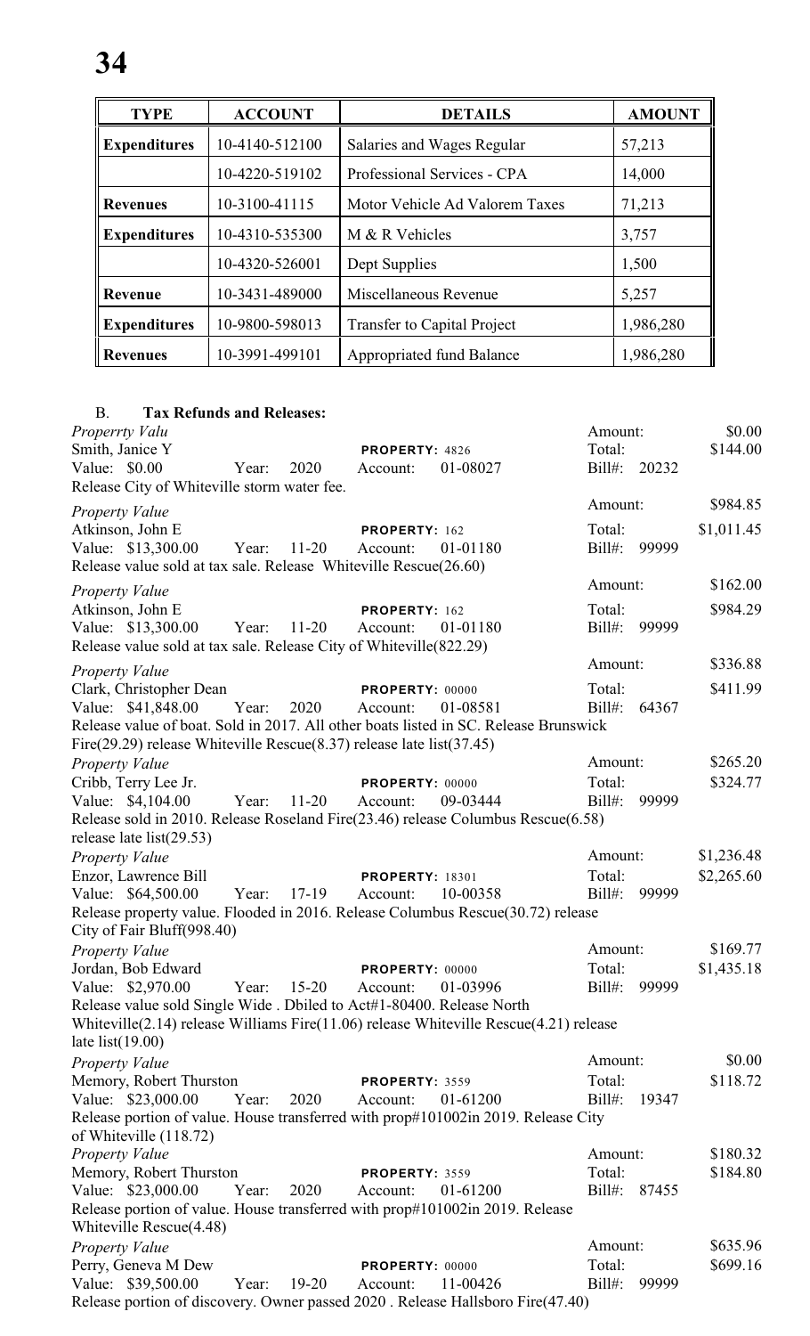| TYPE | ACCOUNT | DETAILS | AMOUNT |
|---|---|---|---|
| **Expenditures** | 10-4140-512100 | Salaries and Wages Regular | 57,213 |
| | 10-4220-519102 | Professional Services - CPA | 14,000 |
| **Revenues** | 10-3100-41115 | Motor Vehicle Ad Valorem Taxes | 71,213 |
| **Expenditures** | 10-4310-535300 | M & R Vehicles | 3,757 |
| | 10-4320-526001 | Dept Supplies | 1,500 |
| **Revenue** | 10-3431-489000 | Miscellaneous Revenue | 5,257 |
| **Expenditures** | 10-9800-598013 | Transfer to Capital Project | 1,986,280 |
| **Revenues** | 10-3991-499101 | Appropriated fund Balance | 1,986,280 |

B. **Tax Refunds and Releases:**

*Properrty Valu* — Amount: $0.00
Smith, Janice Y — PROPERTY: 4826 — Total: $144.00
Value: $0.00 Year: 2020 Account: 01-08027 Bill#: 20232
Release City of Whiteville storm water fee.

*Property Value* — Amount: $984.85
Atkinson, John E — PROPERTY: 162 — Total: $1,011.45
Value: $13,300.00 Year: 11-20 Account: 01-01180 Bill#: 99999
Release value sold at tax sale. Release Whiteville Rescue(26.60)

*Property Value* — Amount: $162.00
Atkinson, John E — PROPERTY: 162 — Total: $984.29
Value: $13,300.00 Year: 11-20 Account: 01-01180 Bill#: 99999
Release value sold at tax sale. Release City of Whiteville(822.29)

*Property Value* — Amount: $336.88
Clark, Christopher Dean — PROPERTY: 00000 — Total: $411.99
Value: $41,848.00 Year: 2020 Account: 01-08581 Bill#: 64367
Release value of boat. Sold in 2017. All other boats listed in SC. Release Brunswick Fire(29.29) release Whiteville Rescue(8.37) release late list(37.45)

*Property Value* — Amount: $265.20
Cribb, Terry Lee Jr. — PROPERTY: 00000 — Total: $324.77
Value: $4,104.00 Year: 11-20 Account: 09-03444 Bill#: 99999
Release sold in 2010. Release Roseland Fire(23.46) release Columbus Rescue(6.58) release late list(29.53)

*Property Value* — Amount: $1,236.48
Enzor, Lawrence Bill — PROPERTY: 18301 — Total: $2,265.60
Value: $64,500.00 Year: 17-19 Account: 10-00358 Bill#: 99999
Release property value. Flooded in 2016. Release Columbus Rescue(30.72) release City of Fair Bluff(998.40)

*Property Value* — Amount: $169.77
Jordan, Bob Edward — PROPERTY: 00000 — Total: $1,435.18
Value: $2,970.00 Year: 15-20 Account: 01-03996 Bill#: 99999
Release value sold Single Wide . Dbiled to Act#1-80400. Release North Whiteville(2.14) release Williams Fire(11.06) release Whiteville Rescue(4.21) release late list(19.00)

*Property Value* — Amount: $0.00
Memory, Robert Thurston — PROPERTY: 3559 — Total: $118.72
Value: $23,000.00 Year: 2020 Account: 01-61200 Bill#: 19347
Release portion of value. House transferred with prop#101002in 2019. Release City of Whiteville (118.72)

*Property Value* — Amount: $180.32
Memory, Robert Thurston — PROPERTY: 3559 — Total: $184.80
Value: $23,000.00 Year: 2020 Account: 01-61200 Bill#: 87455
Release portion of value. House transferred with prop#101002in 2019. Release Whiteville Rescue(4.48)

*Property Value* — Amount: $635.96
Perry, Geneva M Dew — PROPERTY: 00000 — Total: $699.16
Value: $39,500.00 Year: 19-20 Account: 11-00426 Bill#: 99999
Release portion of discovery. Owner passed 2020 . Release Hallsboro Fire(47.40)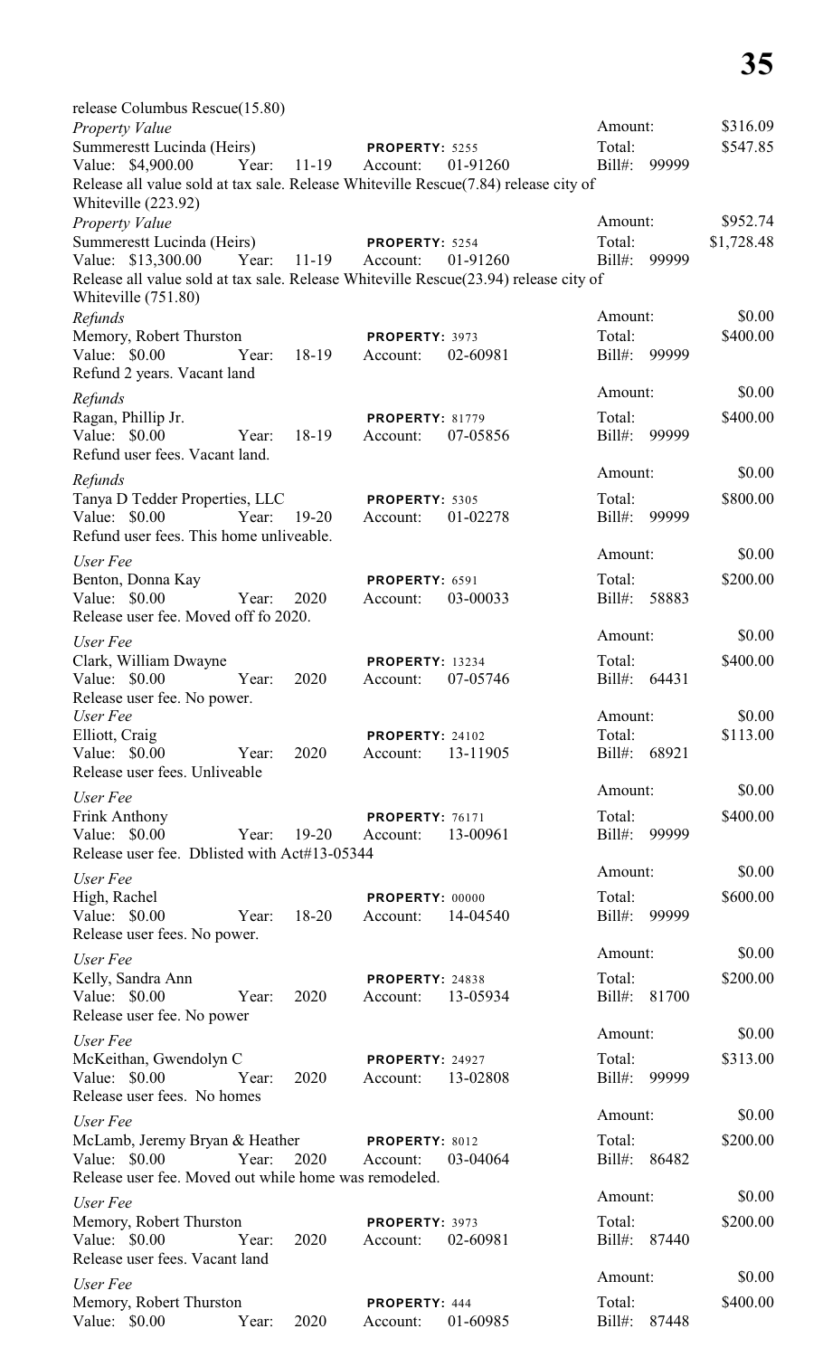release Columbus Rescue(15.80)

*Property Value* — Amount: $316.09
Summerestt Lucinda (Heirs) — PROPERTY: 5255 — Total: $547.85
Value: $4,900.00 Year: 11-19 Account: 01-91260 Bill#: 99999
Release all value sold at tax sale. Release Whiteville Rescue(7.84) release city of Whiteville (223.92)

*Property Value* — Amount: $952.74
Summerestt Lucinda (Heirs) — PROPERTY: 5254 — Total: $1,728.48
Value: $13,300.00 Year: 11-19 Account: 01-91260 Bill#: 99999
Release all value sold at tax sale. Release Whiteville Rescue(23.94) release city of Whiteville (751.80)

*Refunds* — Amount: $0.00
Memory, Robert Thurston — PROPERTY: 3973 — Total: $400.00
Value: $0.00 Year: 18-19 Account: 02-60981 Bill#: 99999
Refund 2 years. Vacant land

*Refunds* — Amount: $0.00
Ragan, Phillip Jr. — PROPERTY: 81779 — Total: $400.00
Value: $0.00 Year: 18-19 Account: 07-05856 Bill#: 99999
Refund user fees. Vacant land.

*Refunds* — Amount: $0.00
Tanya D Tedder Properties, LLC — PROPERTY: 5305 — Total: $800.00
Value: $0.00 Year: 19-20 Account: 01-02278 Bill#: 99999
Refund user fees. This home unliveable.

*User Fee* — Amount: $0.00
Benton, Donna Kay — PROPERTY: 6591 — Total: $200.00
Value: $0.00 Year: 2020 Account: 03-00033 Bill#: 58883
Release user fee. Moved off fo 2020.

*User Fee* — Amount: $0.00
Clark, William Dwayne — PROPERTY: 13234 — Total: $400.00
Value: $0.00 Year: 2020 Account: 07-05746 Bill#: 64431
Release user fee. No power.

*User Fee* — Amount: $0.00
Elliott, Craig — PROPERTY: 24102 — Total: $113.00
Value: $0.00 Year: 2020 Account: 13-11905 Bill#: 68921
Release user fees. Unliveable

*User Fee* — Amount: $0.00
Frink Anthony — PROPERTY: 76171 — Total: $400.00
Value: $0.00 Year: 19-20 Account: 13-00961 Bill#: 99999
Release user fee. Dblisted with Act#13-05344

*User Fee* — Amount: $0.00
High, Rachel — PROPERTY: 00000 — Total: $600.00
Value: $0.00 Year: 18-20 Account: 14-04540 Bill#: 99999
Release user fees. No power.

*User Fee* — Amount: $0.00
Kelly, Sandra Ann — PROPERTY: 24838 — Total: $200.00
Value: $0.00 Year: 2020 Account: 13-05934 Bill#: 81700
Release user fee. No power

*User Fee* — Amount: $0.00
McKeithan, Gwendolyn C — PROPERTY: 24927 — Total: $313.00
Value: $0.00 Year: 2020 Account: 13-02808 Bill#: 99999
Release user fees. No homes

*User Fee* — Amount: $0.00
McLamb, Jeremy Bryan & Heather — PROPERTY: 8012 — Total: $200.00
Value: $0.00 Year: 2020 Account: 03-04064 Bill#: 86482
Release user fee. Moved out while home was remodeled.

*User Fee* — Amount: $0.00
Memory, Robert Thurston — PROPERTY: 3973 — Total: $200.00
Value: $0.00 Year: 2020 Account: 02-60981 Bill#: 87440
Release user fees. Vacant land

*User Fee* — Amount: $0.00
Memory, Robert Thurston — PROPERTY: 444 — Total: $400.00
Value: $0.00 Year: 2020 Account: 01-60985 Bill#: 87448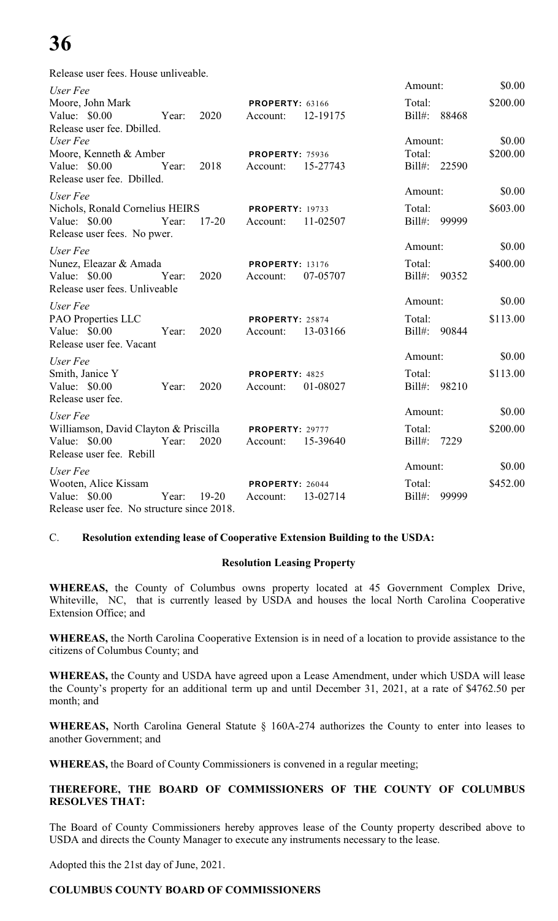Release user fees. House unliveable.

*User Fee*
Moore, John Mark — **PROPERTY:** 63166 — Amount: $0.00
Value: $0.00 Year: 2020 Account: 12-19175 — Total: $200.00 — Bill#: 88468
Release user fee. Dbilled.

*User Fee*
Moore, Kenneth & Amber — **PROPERTY:** 75936 — Amount: $0.00
Value: $0.00 Year: 2018 Account: 15-27743 — Total: $200.00 — Bill#: 22590
Release user fee. Dbilled.

*User Fee*
Nichols, Ronald Cornelius HEIRS — **PROPERTY:** 19733 — Amount: $0.00
Value: $0.00 Year: 17-20 Account: 11-02507 — Total: $603.00 — Bill#: 99999
Release user fees. No pwer.

*User Fee*
Nunez, Eleazar & Amada — **PROPERTY:** 13176 — Amount: $0.00
Value: $0.00 Year: 2020 Account: 07-05707 — Total: $400.00 — Bill#: 90352
Release user fees. Unliveable

*User Fee*
PAO Properties LLC — **PROPERTY:** 25874 — Amount: $0.00
Value: $0.00 Year: 2020 Account: 13-03166 — Total: $113.00 — Bill#: 90844
Release user fee. Vacant

*User Fee*
Smith, Janice Y — **PROPERTY:** 4825 — Amount: $0.00
Value: $0.00 Year: 2020 Account: 01-08027 — Total: $113.00 — Bill#: 98210
Release user fee.

*User Fee*
Williamson, David Clayton & Priscilla — **PROPERTY:** 29777 — Amount: $0.00
Value: $0.00 Year: 2020 Account: 15-39640 — Total: $200.00 — Bill#: 7229
Release user fee. Rebill

*User Fee*
Wooten, Alice Kissam — **PROPERTY:** 26044 — Amount: $0.00
Value: $0.00 Year: 19-20 Account: 13-02714 — Total: $452.00 — Bill#: 99999
Release user fee. No structure since 2018.

C. **Resolution extending lease of Cooperative Extension Building to the USDA:**

**Resolution Leasing Property**

**WHEREAS,** the County of Columbus owns property located at 45 Government Complex Drive, Whiteville, NC, that is currently leased by USDA and houses the local North Carolina Cooperative Extension Office; and

**WHEREAS,** the North Carolina Cooperative Extension is in need of a location to provide assistance to the citizens of Columbus County; and

**WHEREAS,** the County and USDA have agreed upon a Lease Amendment, under which USDA will lease the County's property for an additional term up and until December 31, 2021, at a rate of $4762.50 per month; and

**WHEREAS,** North Carolina General Statute § 160A-274 authorizes the County to enter into leases to another Government; and

**WHEREAS,** the Board of County Commissioners is convened in a regular meeting;

**THEREFORE, THE BOARD OF COMMISSIONERS OF THE COUNTY OF COLUMBUS RESOLVES THAT:**

The Board of County Commissioners hereby approves lease of the County property described above to USDA and directs the County Manager to execute any instruments necessary to the lease.

Adopted this the 21st day of June, 2021.

**COLUMBUS COUNTY BOARD OF COMMISSIONERS**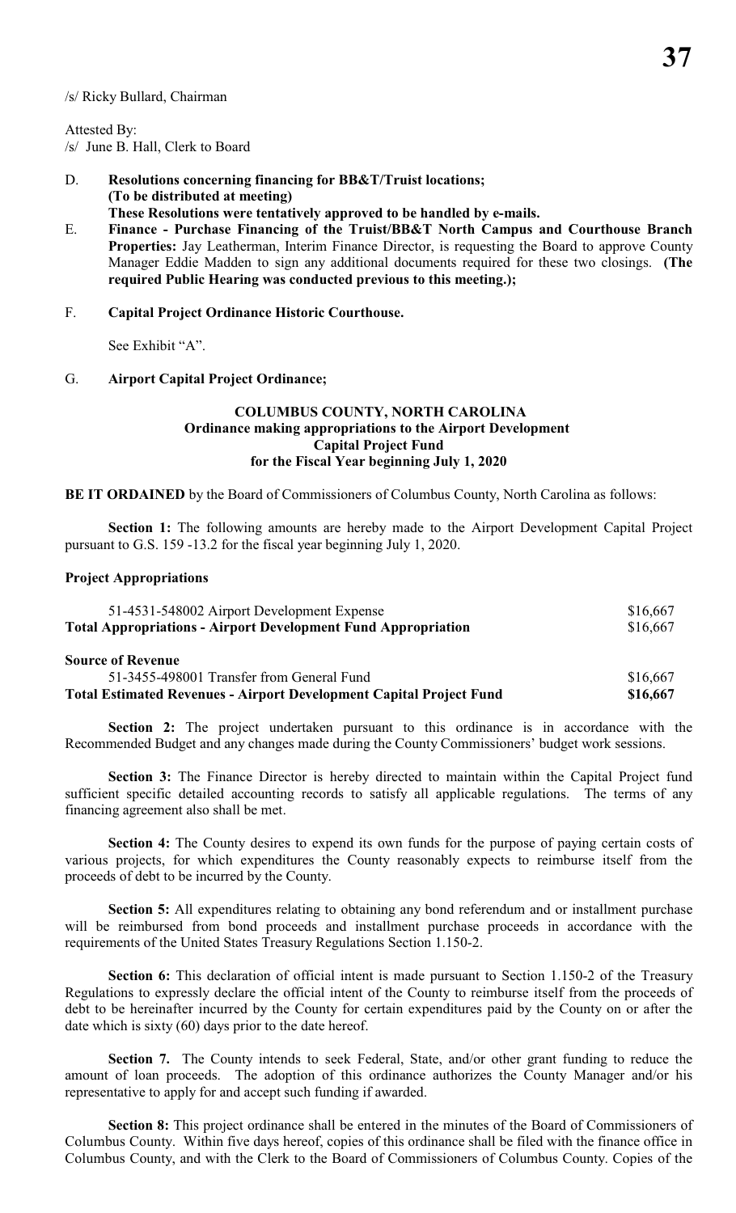/s/ Ricky Bullard, Chairman

Attested By:
/s/ June B. Hall, Clerk to Board

D. **Resolutions concerning financing for BB&T/Truist locations; (To be distributed at meeting) These Resolutions were tentatively approved to be handled by e-mails.**

E. **Finance - Purchase Financing of the Truist/BB&T North Campus and Courthouse Branch Properties:** Jay Leatherman, Interim Finance Director, is requesting the Board to approve County Manager Eddie Madden to sign any additional documents required for these two closings. **(The required Public Hearing was conducted previous to this meeting.);**

F. **Capital Project Ordinance Historic Courthouse.**

See Exhibit "A".

G. **Airport Capital Project Ordinance;**

**COLUMBUS COUNTY, NORTH CAROLINA**
**Ordinance making appropriations to the Airport Development Capital Project Fund for the Fiscal Year beginning July 1, 2020**

**BE IT ORDAINED** by the Board of Commissioners of Columbus County, North Carolina as follows:

**Section 1:** The following amounts are hereby made to the Airport Development Capital Project pursuant to G.S. 159 -13.2 for the fiscal year beginning July 1, 2020.

**Project Appropriations**

| | |
|---|---|
| 51-4531-548002 Airport Development Expense | $16,667 |
| **Total Appropriations - Airport Development Fund Appropriation** | $16,667 |
| **Source of Revenue** | |
| 51-3455-498001 Transfer from General Fund | $16,667 |
| **Total Estimated Revenues - Airport Development Capital Project Fund** | **$16,667** |

**Section 2:** The project undertaken pursuant to this ordinance is in accordance with the Recommended Budget and any changes made during the County Commissioners' budget work sessions.

**Section 3:** The Finance Director is hereby directed to maintain within the Capital Project fund sufficient specific detailed accounting records to satisfy all applicable regulations. The terms of any financing agreement also shall be met.

**Section 4:** The County desires to expend its own funds for the purpose of paying certain costs of various projects, for which expenditures the County reasonably expects to reimburse itself from the proceeds of debt to be incurred by the County.

**Section 5:** All expenditures relating to obtaining any bond referendum and or installment purchase will be reimbursed from bond proceeds and installment purchase proceeds in accordance with the requirements of the United States Treasury Regulations Section 1.150-2.

**Section 6:** This declaration of official intent is made pursuant to Section 1.150-2 of the Treasury Regulations to expressly declare the official intent of the County to reimburse itself from the proceeds of debt to be hereinafter incurred by the County for certain expenditures paid by the County on or after the date which is sixty (60) days prior to the date hereof.

**Section 7.** The County intends to seek Federal, State, and/or other grant funding to reduce the amount of loan proceeds. The adoption of this ordinance authorizes the County Manager and/or his representative to apply for and accept such funding if awarded.

**Section 8:** This project ordinance shall be entered in the minutes of the Board of Commissioners of Columbus County. Within five days hereof, copies of this ordinance shall be filed with the finance office in Columbus County, and with the Clerk to the Board of Commissioners of Columbus County. Copies of the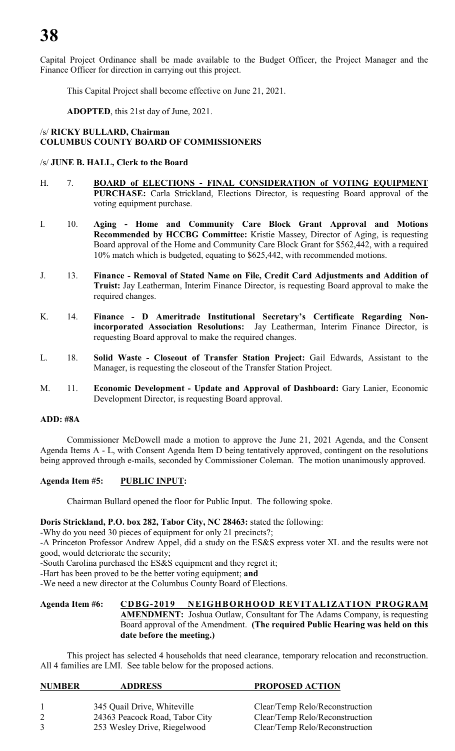Capital Project Ordinance shall be made available to the Budget Officer, the Project Manager and the Finance Officer for direction in carrying out this project.

This Capital Project shall become effective on June 21, 2021.

**ADOPTED**, this 21st day of June, 2021.

/s/ **RICKY BULLARD, Chairman**
**COLUMBUS COUNTY BOARD OF COMMISSIONERS**

/s/ **JUNE B. HALL, Clerk to the Board**

H. 7. **BOARD of ELECTIONS - FINAL CONSIDERATION of VOTING EQUIPMENT PURCHASE:** Carla Strickland, Elections Director, is requesting Board approval of the voting equipment purchase.

I. 10. **Aging - Home and Community Care Block Grant Approval and Motions Recommended by HCCBG Committee:** Kristie Massey, Director of Aging, is requesting Board approval of the Home and Community Care Block Grant for $562,442, with a required 10% match which is budgeted, equating to $625,442, with recommended motions.

J. 13. **Finance - Removal of Stated Name on File, Credit Card Adjustments and Addition of Truist:** Jay Leatherman, Interim Finance Director, is requesting Board approval to make the required changes.

K. 14. **Finance - D Ameritrade Institutional Secretary's Certificate Regarding Non-incorporated Association Resolutions:** Jay Leatherman, Interim Finance Director, is requesting Board approval to make the required changes.

L. 18. **Solid Waste - Closeout of Transfer Station Project:** Gail Edwards, Assistant to the Manager, is requesting the closeout of the Transfer Station Project.

M. 11. **Economic Development - Update and Approval of Dashboard:** Gary Lanier, Economic Development Director, is requesting Board approval.

**ADD: #8A**

Commissioner McDowell made a motion to approve the June 21, 2021 Agenda, and the Consent Agenda Items A - L, with Consent Agenda Item D being tentatively approved, contingent on the resolutions being approved through e-mails, seconded by Commissioner Coleman. The motion unanimously approved.

**Agenda Item #5: PUBLIC INPUT:**

Chairman Bullard opened the floor for Public Input. The following spoke.

**Doris Strickland, P.O. box 282, Tabor City, NC 28463:** stated the following:
-Why do you need 30 pieces of equipment for only 21 precincts?;
-A Princeton Professor Andrew Appel, did a study on the ES&S express voter XL and the results were not good, would deteriorate the security;
-South Carolina purchased the ES&S equipment and they regret it;
-Hart has been proved to be the better voting equipment; **and**
-We need a new director at the Columbus County Board of Elections.

**Agenda Item #6: CDBG-2019 NEIGHBORHOOD REVITALIZATION PROGRAM AMENDMENT:** Joshua Outlaw, Consultant for The Adams Company, is requesting Board approval of the Amendment. **(The required Public Hearing was held on this date before the meeting.)**

This project has selected 4 households that need clearance, temporary relocation and reconstruction. All 4 families are LMI. See table below for the proposed actions.

| NUMBER | ADDRESS | PROPOSED ACTION |
|---|---|---|
| 1 | 345 Quail Drive, Whiteville | Clear/Temp Relo/Reconstruction |
| 2 | 24363 Peacock Road, Tabor City | Clear/Temp Relo/Reconstruction |
| 3 | 253 Wesley Drive, Riegelwood | Clear/Temp Relo/Reconstruction |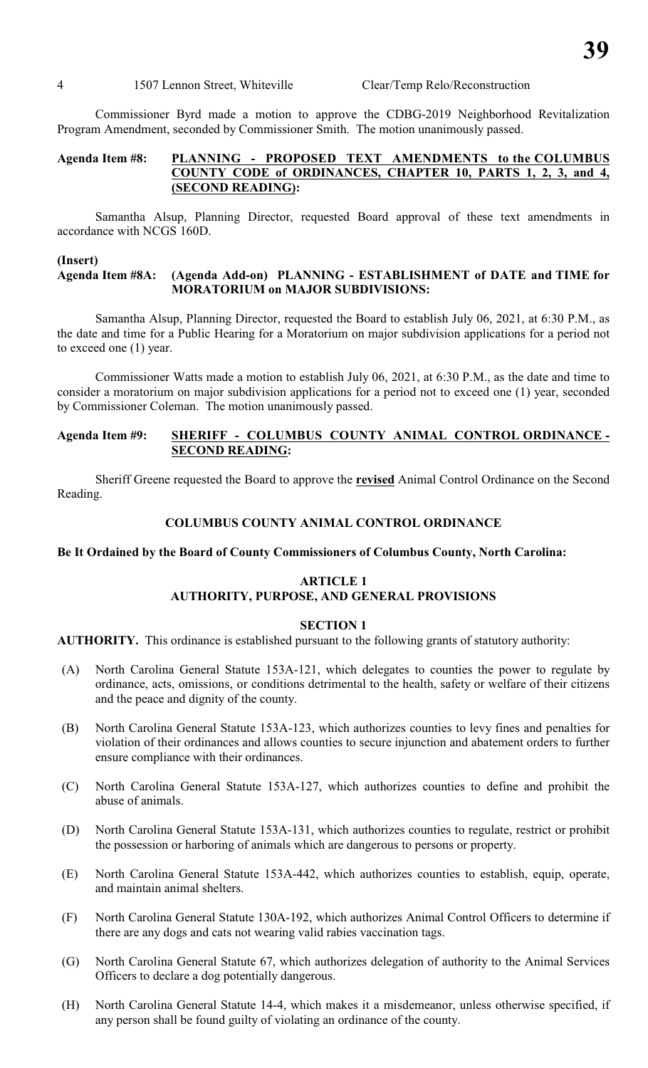4 1507 Lennon Street, Whiteville Clear/Temp Relo/Reconstruction

Commissioner Byrd made a motion to approve the CDBG-2019 Neighborhood Revitalization Program Amendment, seconded by Commissioner Smith. The motion unanimously passed.

**Agenda Item #8: PLANNING - PROPOSED TEXT AMENDMENTS to the COLUMBUS COUNTY CODE of ORDINANCES, CHAPTER 10, PARTS 1, 2, 3, and 4, (SECOND READING):**

Samantha Alsup, Planning Director, requested Board approval of these text amendments in accordance with NCGS 160D.

**(Insert)**
**Agenda Item #8A: (Agenda Add-on) PLANNING - ESTABLISHMENT of DATE and TIME for MORATORIUM on MAJOR SUBDIVISIONS:**

Samantha Alsup, Planning Director, requested the Board to establish July 06, 2021, at 6:30 P.M., as the date and time for a Public Hearing for a Moratorium on major subdivision applications for a period not to exceed one (1) year.

Commissioner Watts made a motion to establish July 06, 2021, at 6:30 P.M., as the date and time to consider a moratorium on major subdivision applications for a period not to exceed one (1) year, seconded by Commissioner Coleman. The motion unanimously passed.

**Agenda Item #9: SHERIFF - COLUMBUS COUNTY ANIMAL CONTROL ORDINANCE - SECOND READING:**

Sheriff Greene requested the Board to approve the **revised** Animal Control Ordinance on the Second Reading.

## COLUMBUS COUNTY ANIMAL CONTROL ORDINANCE

**Be It Ordained by the Board of County Commissioners of Columbus County, North Carolina:**

### ARTICLE 1
### AUTHORITY, PURPOSE, AND GENERAL PROVISIONS

#### SECTION 1

**AUTHORITY.** This ordinance is established pursuant to the following grants of statutory authority:

(A) North Carolina General Statute 153A-121, which delegates to counties the power to regulate by ordinance, acts, omissions, or conditions detrimental to the health, safety or welfare of their citizens and the peace and dignity of the county.

(B) North Carolina General Statute 153A-123, which authorizes counties to levy fines and penalties for violation of their ordinances and allows counties to secure injunction and abatement orders to further ensure compliance with their ordinances.

(C) North Carolina General Statute 153A-127, which authorizes counties to define and prohibit the abuse of animals.

(D) North Carolina General Statute 153A-131, which authorizes counties to regulate, restrict or prohibit the possession or harboring of animals which are dangerous to persons or property.

(E) North Carolina General Statute 153A-442, which authorizes counties to establish, equip, operate, and maintain animal shelters.

(F) North Carolina General Statute 130A-192, which authorizes Animal Control Officers to determine if there are any dogs and cats not wearing valid rabies vaccination tags.

(G) North Carolina General Statute 67, which authorizes delegation of authority to the Animal Services Officers to declare a dog potentially dangerous.

(H) North Carolina General Statute 14-4, which makes it a misdemeanor, unless otherwise specified, if any person shall be found guilty of violating an ordinance of the county.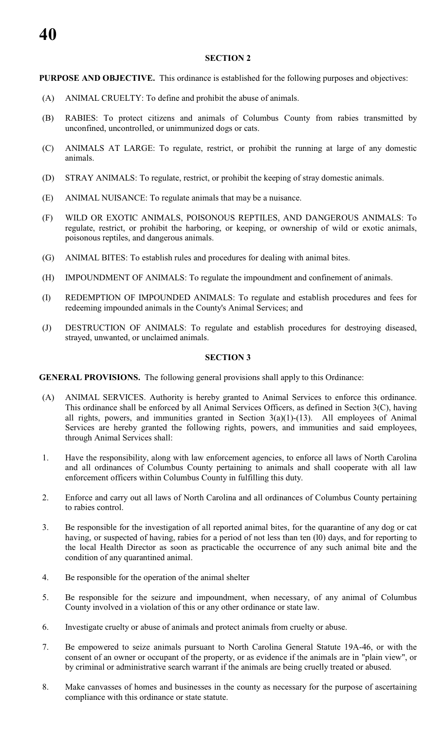## SECTION 2

**PURPOSE AND OBJECTIVE.** This ordinance is established for the following purposes and objectives:

(A) ANIMAL CRUELTY: To define and prohibit the abuse of animals.

(B) RABIES: To protect citizens and animals of Columbus County from rabies transmitted by unconfined, uncontrolled, or unimmunized dogs or cats.

(C) ANIMALS AT LARGE: To regulate, restrict, or prohibit the running at large of any domestic animals.

(D) STRAY ANIMALS: To regulate, restrict, or prohibit the keeping of stray domestic animals.

(E) ANIMAL NUISANCE: To regulate animals that may be a nuisance.

(F) WILD OR EXOTIC ANIMALS, POISONOUS REPTILES, AND DANGEROUS ANIMALS: To regulate, restrict, or prohibit the harboring, or keeping, or ownership of wild or exotic animals, poisonous reptiles, and dangerous animals.

(G) ANIMAL BITES: To establish rules and procedures for dealing with animal bites.

(H) IMPOUNDMENT OF ANIMALS: To regulate the impoundment and confinement of animals.

(I) REDEMPTION OF IMPOUNDED ANIMALS: To regulate and establish procedures and fees for redeeming impounded animals in the County's Animal Services; and

(J) DESTRUCTION OF ANIMALS: To regulate and establish procedures for destroying diseased, strayed, unwanted, or unclaimed animals.

## SECTION 3

**GENERAL PROVISIONS.** The following general provisions shall apply to this Ordinance:

(A) ANIMAL SERVICES. Authority is hereby granted to Animal Services to enforce this ordinance. This ordinance shall be enforced by all Animal Services Officers, as defined in Section 3(C), having all rights, powers, and immunities granted in Section 3(a)(1)-(13). All employees of Animal Services are hereby granted the following rights, powers, and immunities and said employees, through Animal Services shall:

1. Have the responsibility, along with law enforcement agencies, to enforce all laws of North Carolina and all ordinances of Columbus County pertaining to animals and shall cooperate with all law enforcement officers within Columbus County in fulfilling this duty.

2. Enforce and carry out all laws of North Carolina and all ordinances of Columbus County pertaining to rabies control.

3. Be responsible for the investigation of all reported animal bites, for the quarantine of any dog or cat having, or suspected of having, rabies for a period of not less than ten (l0) days, and for reporting to the local Health Director as soon as practicable the occurrence of any such animal bite and the condition of any quarantined animal.

4. Be responsible for the operation of the animal shelter

5. Be responsible for the seizure and impoundment, when necessary, of any animal of Columbus County involved in a violation of this or any other ordinance or state law.

6. Investigate cruelty or abuse of animals and protect animals from cruelty or abuse.

7. Be empowered to seize animals pursuant to North Carolina General Statute 19A-46, or with the consent of an owner or occupant of the property, or as evidence if the animals are in "plain view", or by criminal or administrative search warrant if the animals are being cruelly treated or abused.

8. Make canvasses of homes and businesses in the county as necessary for the purpose of ascertaining compliance with this ordinance or state statute.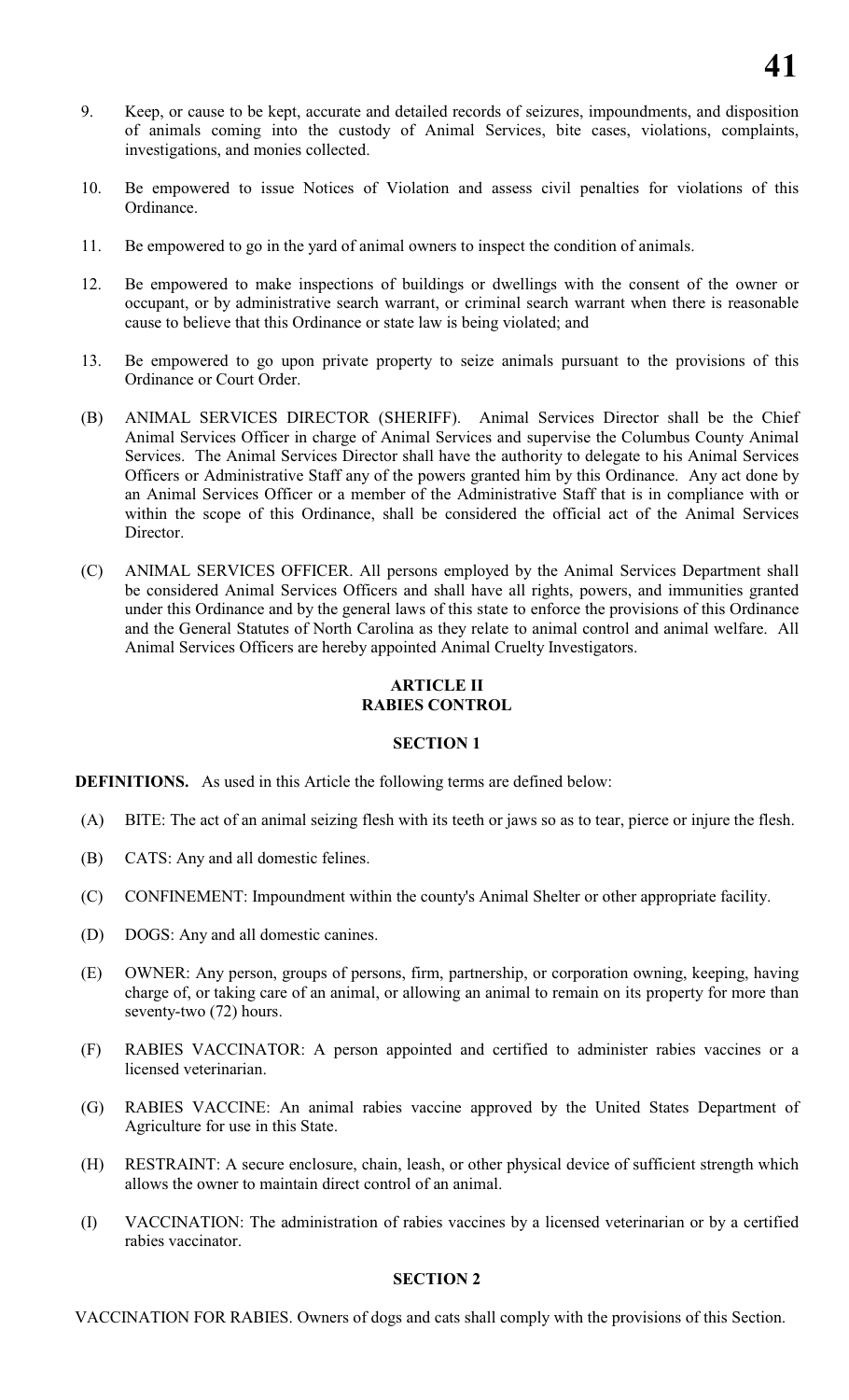9. Keep, or cause to be kept, accurate and detailed records of seizures, impoundments, and disposition of animals coming into the custody of Animal Services, bite cases, violations, complaints, investigations, and monies collected.

10. Be empowered to issue Notices of Violation and assess civil penalties for violations of this Ordinance.

11. Be empowered to go in the yard of animal owners to inspect the condition of animals.

12. Be empowered to make inspections of buildings or dwellings with the consent of the owner or occupant, or by administrative search warrant, or criminal search warrant when there is reasonable cause to believe that this Ordinance or state law is being violated; and

13. Be empowered to go upon private property to seize animals pursuant to the provisions of this Ordinance or Court Order.

(B) ANIMAL SERVICES DIRECTOR (SHERIFF). Animal Services Director shall be the Chief Animal Services Officer in charge of Animal Services and supervise the Columbus County Animal Services. The Animal Services Director shall have the authority to delegate to his Animal Services Officers or Administrative Staff any of the powers granted him by this Ordinance. Any act done by an Animal Services Officer or a member of the Administrative Staff that is in compliance with or within the scope of this Ordinance, shall be considered the official act of the Animal Services Director.

(C) ANIMAL SERVICES OFFICER. All persons employed by the Animal Services Department shall be considered Animal Services Officers and shall have all rights, powers, and immunities granted under this Ordinance and by the general laws of this state to enforce the provisions of this Ordinance and the General Statutes of North Carolina as they relate to animal control and animal welfare. All Animal Services Officers are hereby appointed Animal Cruelty Investigators.

## ARTICLE II
## RABIES CONTROL

### SECTION 1

**DEFINITIONS.** As used in this Article the following terms are defined below:

(A) BITE: The act of an animal seizing flesh with its teeth or jaws so as to tear, pierce or injure the flesh.

(B) CATS: Any and all domestic felines.

(C) CONFINEMENT: Impoundment within the county's Animal Shelter or other appropriate facility.

(D) DOGS: Any and all domestic canines.

(E) OWNER: Any person, groups of persons, firm, partnership, or corporation owning, keeping, having charge of, or taking care of an animal, or allowing an animal to remain on its property for more than seventy-two (72) hours.

(F) RABIES VACCINATOR: A person appointed and certified to administer rabies vaccines or a licensed veterinarian.

(G) RABIES VACCINE: An animal rabies vaccine approved by the United States Department of Agriculture for use in this State.

(H) RESTRAINT: A secure enclosure, chain, leash, or other physical device of sufficient strength which allows the owner to maintain direct control of an animal.

(I) VACCINATION: The administration of rabies vaccines by a licensed veterinarian or by a certified rabies vaccinator.

### SECTION 2

VACCINATION FOR RABIES. Owners of dogs and cats shall comply with the provisions of this Section.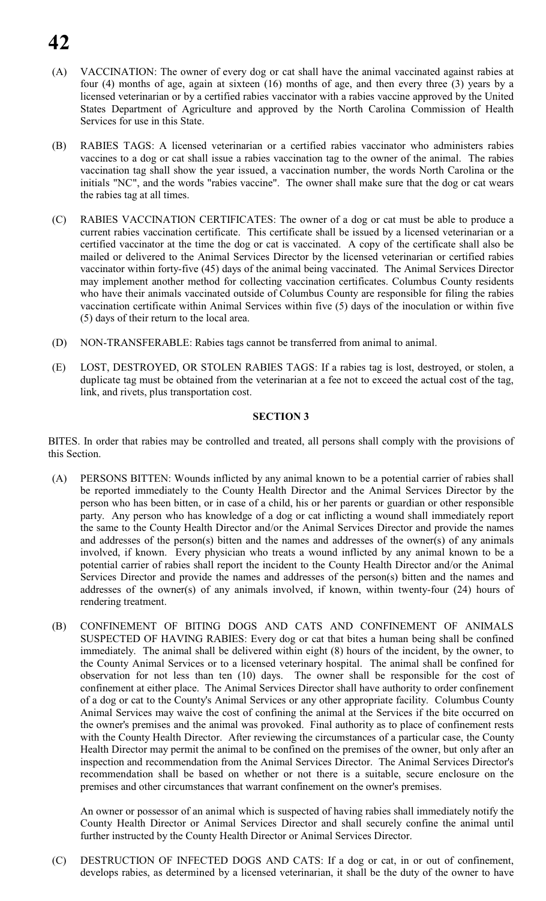(A) VACCINATION: The owner of every dog or cat shall have the animal vaccinated against rabies at four (4) months of age, again at sixteen (16) months of age, and then every three (3) years by a licensed veterinarian or by a certified rabies vaccinator with a rabies vaccine approved by the United States Department of Agriculture and approved by the North Carolina Commission of Health Services for use in this State.

(B) RABIES TAGS: A licensed veterinarian or a certified rabies vaccinator who administers rabies vaccines to a dog or cat shall issue a rabies vaccination tag to the owner of the animal. The rabies vaccination tag shall show the year issued, a vaccination number, the words North Carolina or the initials "NC", and the words "rabies vaccine". The owner shall make sure that the dog or cat wears the rabies tag at all times.

(C) RABIES VACCINATION CERTIFICATES: The owner of a dog or cat must be able to produce a current rabies vaccination certificate. This certificate shall be issued by a licensed veterinarian or a certified vaccinator at the time the dog or cat is vaccinated. A copy of the certificate shall also be mailed or delivered to the Animal Services Director by the licensed veterinarian or certified rabies vaccinator within forty-five (45) days of the animal being vaccinated. The Animal Services Director may implement another method for collecting vaccination certificates. Columbus County residents who have their animals vaccinated outside of Columbus County are responsible for filing the rabies vaccination certificate within Animal Services within five (5) days of the inoculation or within five (5) days of their return to the local area.

(D) NON-TRANSFERABLE: Rabies tags cannot be transferred from animal to animal.

(E) LOST, DESTROYED, OR STOLEN RABIES TAGS: If a rabies tag is lost, destroyed, or stolen, a duplicate tag must be obtained from the veterinarian at a fee not to exceed the actual cost of the tag, link, and rivets, plus transportation cost.

## SECTION 3

BITES. In order that rabies may be controlled and treated, all persons shall comply with the provisions of this Section.

(A) PERSONS BITTEN: Wounds inflicted by any animal known to be a potential carrier of rabies shall be reported immediately to the County Health Director and the Animal Services Director by the person who has been bitten, or in case of a child, his or her parents or guardian or other responsible party. Any person who has knowledge of a dog or cat inflicting a wound shall immediately report the same to the County Health Director and/or the Animal Services Director and provide the names and addresses of the person(s) bitten and the names and addresses of the owner(s) of any animals involved, if known. Every physician who treats a wound inflicted by any animal known to be a potential carrier of rabies shall report the incident to the County Health Director and/or the Animal Services Director and provide the names and addresses of the person(s) bitten and the names and addresses of the owner(s) of any animals involved, if known, within twenty-four (24) hours of rendering treatment.

(B) CONFINEMENT OF BITING DOGS AND CATS AND CONFINEMENT OF ANIMALS SUSPECTED OF HAVING RABIES: Every dog or cat that bites a human being shall be confined immediately. The animal shall be delivered within eight (8) hours of the incident, by the owner, to the County Animal Services or to a licensed veterinary hospital. The animal shall be confined for observation for not less than ten (10) days. The owner shall be responsible for the cost of confinement at either place. The Animal Services Director shall have authority to order confinement of a dog or cat to the County's Animal Services or any other appropriate facility. Columbus County Animal Services may waive the cost of confining the animal at the Services if the bite occurred on the owner's premises and the animal was provoked. Final authority as to place of confinement rests with the County Health Director. After reviewing the circumstances of a particular case, the County Health Director may permit the animal to be confined on the premises of the owner, but only after an inspection and recommendation from the Animal Services Director. The Animal Services Director's recommendation shall be based on whether or not there is a suitable, secure enclosure on the premises and other circumstances that warrant confinement on the owner's premises.

An owner or possessor of an animal which is suspected of having rabies shall immediately notify the County Health Director or Animal Services Director and shall securely confine the animal until further instructed by the County Health Director or Animal Services Director.

(C) DESTRUCTION OF INFECTED DOGS AND CATS: If a dog or cat, in or out of confinement, develops rabies, as determined by a licensed veterinarian, it shall be the duty of the owner to have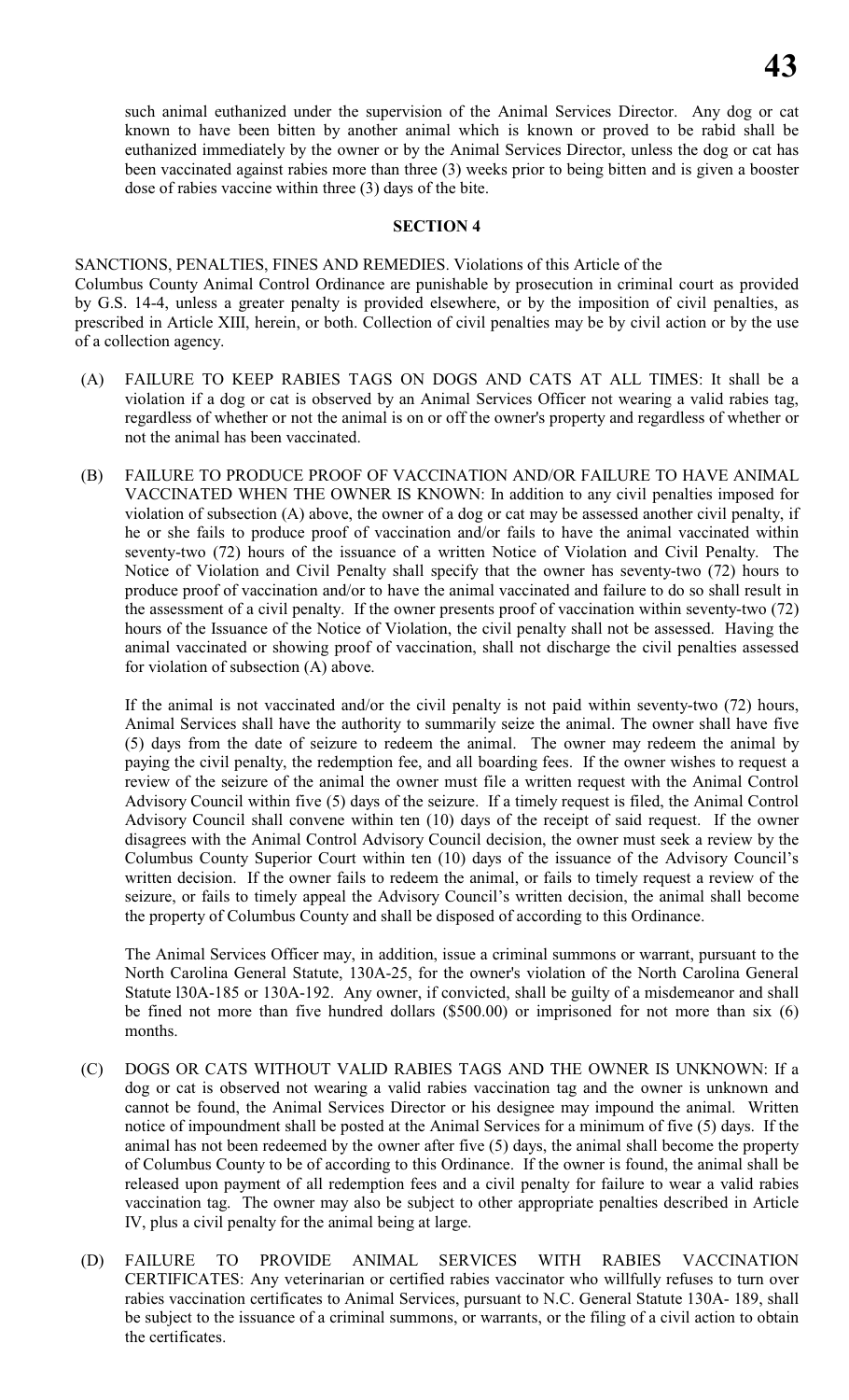such animal euthanized under the supervision of the Animal Services Director. Any dog or cat known to have been bitten by another animal which is known or proved to be rabid shall be euthanized immediately by the owner or by the Animal Services Director, unless the dog or cat has been vaccinated against rabies more than three (3) weeks prior to being bitten and is given a booster dose of rabies vaccine within three (3) days of the bite.

## SECTION 4

SANCTIONS, PENALTIES, FINES AND REMEDIES. Violations of this Article of the Columbus County Animal Control Ordinance are punishable by prosecution in criminal court as provided by G.S. 14-4, unless a greater penalty is provided elsewhere, or by the imposition of civil penalties, as prescribed in Article XIII, herein, or both. Collection of civil penalties may be by civil action or by the use of a collection agency.

(A) FAILURE TO KEEP RABIES TAGS ON DOGS AND CATS AT ALL TIMES: It shall be a violation if a dog or cat is observed by an Animal Services Officer not wearing a valid rabies tag, regardless of whether or not the animal is on or off the owner's property and regardless of whether or not the animal has been vaccinated.

(B) FAILURE TO PRODUCE PROOF OF VACCINATION AND/OR FAILURE TO HAVE ANIMAL VACCINATED WHEN THE OWNER IS KNOWN: In addition to any civil penalties imposed for violation of subsection (A) above, the owner of a dog or cat may be assessed another civil penalty, if he or she fails to produce proof of vaccination and/or fails to have the animal vaccinated within seventy-two (72) hours of the issuance of a written Notice of Violation and Civil Penalty. The Notice of Violation and Civil Penalty shall specify that the owner has seventy-two (72) hours to produce proof of vaccination and/or to have the animal vaccinated and failure to do so shall result in the assessment of a civil penalty. If the owner presents proof of vaccination within seventy-two (72) hours of the Issuance of the Notice of Violation, the civil penalty shall not be assessed. Having the animal vaccinated or showing proof of vaccination, shall not discharge the civil penalties assessed for violation of subsection (A) above.

If the animal is not vaccinated and/or the civil penalty is not paid within seventy-two (72) hours, Animal Services shall have the authority to summarily seize the animal. The owner shall have five (5) days from the date of seizure to redeem the animal. The owner may redeem the animal by paying the civil penalty, the redemption fee, and all boarding fees. If the owner wishes to request a review of the seizure of the animal the owner must file a written request with the Animal Control Advisory Council within five (5) days of the seizure. If a timely request is filed, the Animal Control Advisory Council shall convene within ten (10) days of the receipt of said request. If the owner disagrees with the Animal Control Advisory Council decision, the owner must seek a review by the Columbus County Superior Court within ten (10) days of the issuance of the Advisory Council's written decision. If the owner fails to redeem the animal, or fails to timely request a review of the seizure, or fails to timely appeal the Advisory Council's written decision, the animal shall become the property of Columbus County and shall be disposed of according to this Ordinance.

The Animal Services Officer may, in addition, issue a criminal summons or warrant, pursuant to the North Carolina General Statute, 130A-25, for the owner's violation of the North Carolina General Statute l30A-185 or 130A-192. Any owner, if convicted, shall be guilty of a misdemeanor and shall be fined not more than five hundred dollars ($500.00) or imprisoned for not more than six (6) months.

(C) DOGS OR CATS WITHOUT VALID RABIES TAGS AND THE OWNER IS UNKNOWN: If a dog or cat is observed not wearing a valid rabies vaccination tag and the owner is unknown and cannot be found, the Animal Services Director or his designee may impound the animal. Written notice of impoundment shall be posted at the Animal Services for a minimum of five (5) days. If the animal has not been redeemed by the owner after five (5) days, the animal shall become the property of Columbus County to be of according to this Ordinance. If the owner is found, the animal shall be released upon payment of all redemption fees and a civil penalty for failure to wear a valid rabies vaccination tag. The owner may also be subject to other appropriate penalties described in Article IV, plus a civil penalty for the animal being at large.

(D) FAILURE TO PROVIDE ANIMAL SERVICES WITH RABIES VACCINATION CERTIFICATES: Any veterinarian or certified rabies vaccinator who willfully refuses to turn over rabies vaccination certificates to Animal Services, pursuant to N.C. General Statute 130A- 189, shall be subject to the issuance of a criminal summons, or warrants, or the filing of a civil action to obtain the certificates.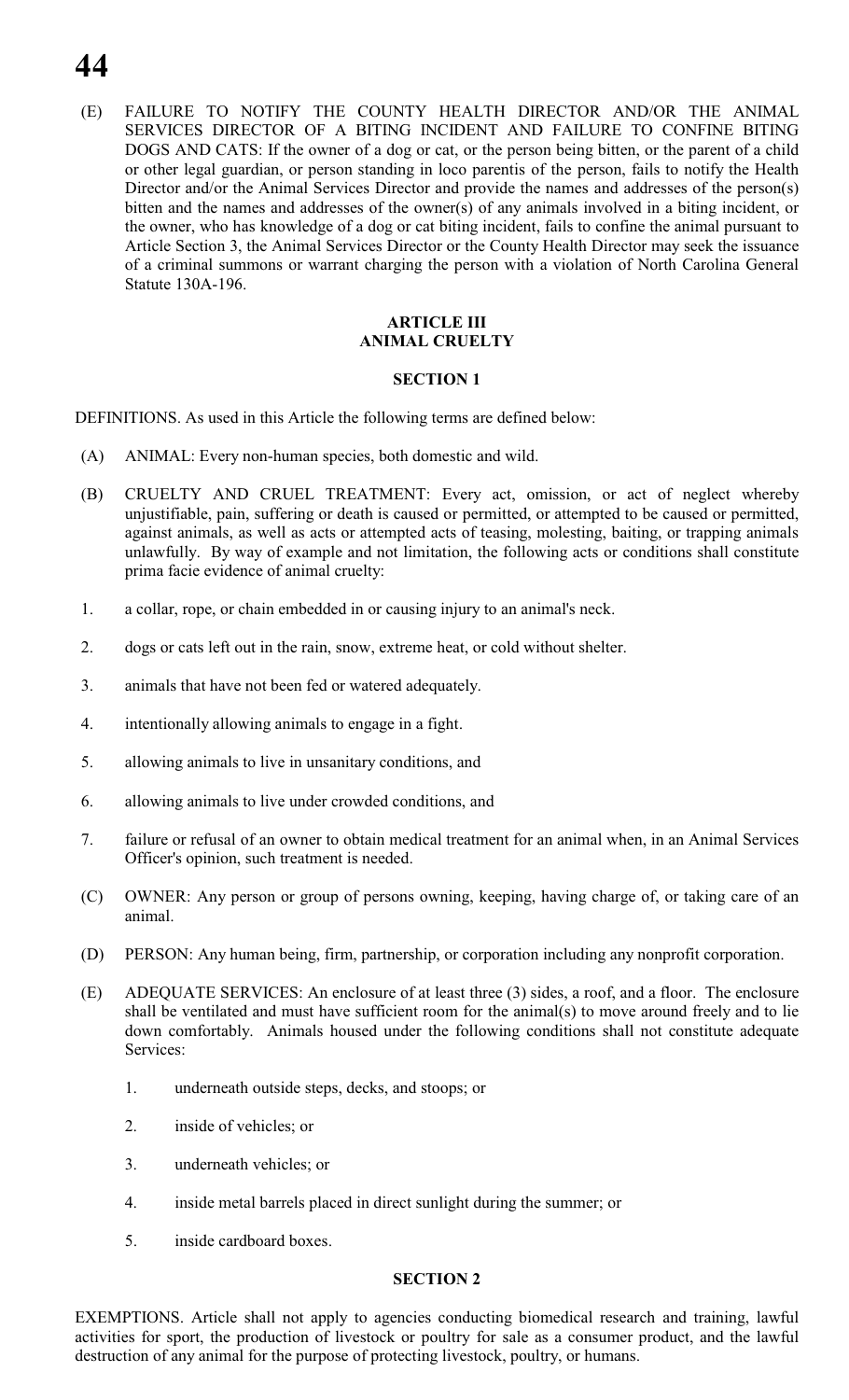(E) FAILURE TO NOTIFY THE COUNTY HEALTH DIRECTOR AND/OR THE ANIMAL SERVICES DIRECTOR OF A BITING INCIDENT AND FAILURE TO CONFINE BITING DOGS AND CATS: If the owner of a dog or cat, or the person being bitten, or the parent of a child or other legal guardian, or person standing in loco parentis of the person, fails to notify the Health Director and/or the Animal Services Director and provide the names and addresses of the person(s) bitten and the names and addresses of the owner(s) of any animals involved in a biting incident, or the owner, who has knowledge of a dog or cat biting incident, fails to confine the animal pursuant to Article Section 3, the Animal Services Director or the County Health Director may seek the issuance of a criminal summons or warrant charging the person with a violation of North Carolina General Statute 130A-196.

## ARTICLE III
## ANIMAL CRUELTY

### SECTION 1

DEFINITIONS. As used in this Article the following terms are defined below:

(A) ANIMAL: Every non-human species, both domestic and wild.

(B) CRUELTY AND CRUEL TREATMENT: Every act, omission, or act of neglect whereby unjustifiable, pain, suffering or death is caused or permitted, or attempted to be caused or permitted, against animals, as well as acts or attempted acts of teasing, molesting, baiting, or trapping animals unlawfully. By way of example and not limitation, the following acts or conditions shall constitute prima facie evidence of animal cruelty:

1. a collar, rope, or chain embedded in or causing injury to an animal's neck.
2. dogs or cats left out in the rain, snow, extreme heat, or cold without shelter.
3. animals that have not been fed or watered adequately.
4. intentionally allowing animals to engage in a fight.
5. allowing animals to live in unsanitary conditions, and
6. allowing animals to live under crowded conditions, and
7. failure or refusal of an owner to obtain medical treatment for an animal when, in an Animal Services Officer's opinion, such treatment is needed.

(C) OWNER: Any person or group of persons owning, keeping, having charge of, or taking care of an animal.

(D) PERSON: Any human being, firm, partnership, or corporation including any nonprofit corporation.

(E) ADEQUATE SERVICES: An enclosure of at least three (3) sides, a roof, and a floor. The enclosure shall be ventilated and must have sufficient room for the animal(s) to move around freely and to lie down comfortably. Animals housed under the following conditions shall not constitute adequate Services:

   1. underneath outside steps, decks, and stoops; or
   2. inside of vehicles; or
   3. underneath vehicles; or
   4. inside metal barrels placed in direct sunlight during the summer; or
   5. inside cardboard boxes.

### SECTION 2

EXEMPTIONS. Article shall not apply to agencies conducting biomedical research and training, lawful activities for sport, the production of livestock or poultry for sale as a consumer product, and the lawful destruction of any animal for the purpose of protecting livestock, poultry, or humans.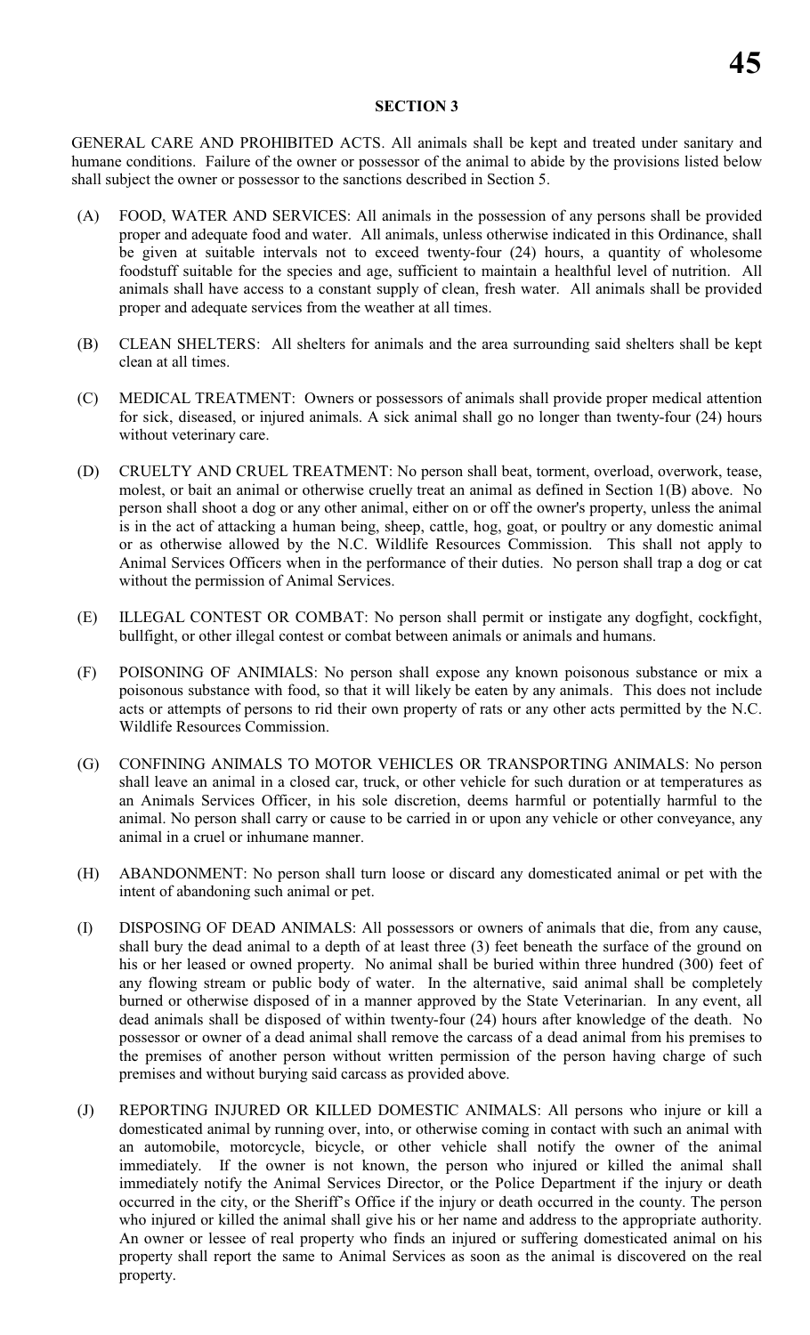**SECTION 3**

GENERAL CARE AND PROHIBITED ACTS. All animals shall be kept and treated under sanitary and humane conditions. Failure of the owner or possessor of the animal to abide by the provisions listed below shall subject the owner or possessor to the sanctions described in Section 5.

(A) FOOD, WATER AND SERVICES: All animals in the possession of any persons shall be provided proper and adequate food and water. All animals, unless otherwise indicated in this Ordinance, shall be given at suitable intervals not to exceed twenty-four (24) hours, a quantity of wholesome foodstuff suitable for the species and age, sufficient to maintain a healthful level of nutrition. All animals shall have access to a constant supply of clean, fresh water. All animals shall be provided proper and adequate services from the weather at all times.

(B) CLEAN SHELTERS: All shelters for animals and the area surrounding said shelters shall be kept clean at all times.

(C) MEDICAL TREATMENT: Owners or possessors of animals shall provide proper medical attention for sick, diseased, or injured animals. A sick animal shall go no longer than twenty-four (24) hours without veterinary care.

(D) CRUELTY AND CRUEL TREATMENT: No person shall beat, torment, overload, overwork, tease, molest, or bait an animal or otherwise cruelly treat an animal as defined in Section 1(B) above. No person shall shoot a dog or any other animal, either on or off the owner's property, unless the animal is in the act of attacking a human being, sheep, cattle, hog, goat, or poultry or any domestic animal or as otherwise allowed by the N.C. Wildlife Resources Commission. This shall not apply to Animal Services Officers when in the performance of their duties. No person shall trap a dog or cat without the permission of Animal Services.

(E) ILLEGAL CONTEST OR COMBAT: No person shall permit or instigate any dogfight, cockfight, bullfight, or other illegal contest or combat between animals or animals and humans.

(F) POISONING OF ANIMIALS: No person shall expose any known poisonous substance or mix a poisonous substance with food, so that it will likely be eaten by any animals. This does not include acts or attempts of persons to rid their own property of rats or any other acts permitted by the N.C. Wildlife Resources Commission.

(G) CONFINING ANIMALS TO MOTOR VEHICLES OR TRANSPORTING ANIMALS: No person shall leave an animal in a closed car, truck, or other vehicle for such duration or at temperatures as an Animals Services Officer, in his sole discretion, deems harmful or potentially harmful to the animal. No person shall carry or cause to be carried in or upon any vehicle or other conveyance, any animal in a cruel or inhumane manner.

(H) ABANDONMENT: No person shall turn loose or discard any domesticated animal or pet with the intent of abandoning such animal or pet.

(I) DISPOSING OF DEAD ANIMALS: All possessors or owners of animals that die, from any cause, shall bury the dead animal to a depth of at least three (3) feet beneath the surface of the ground on his or her leased or owned property. No animal shall be buried within three hundred (300) feet of any flowing stream or public body of water. In the alternative, said animal shall be completely burned or otherwise disposed of in a manner approved by the State Veterinarian. In any event, all dead animals shall be disposed of within twenty-four (24) hours after knowledge of the death. No possessor or owner of a dead animal shall remove the carcass of a dead animal from his premises to the premises of another person without written permission of the person having charge of such premises and without burying said carcass as provided above.

(J) REPORTING INJURED OR KILLED DOMESTIC ANIMALS: All persons who injure or kill a domesticated animal by running over, into, or otherwise coming in contact with such an animal with an automobile, motorcycle, bicycle, or other vehicle shall notify the owner of the animal immediately. If the owner is not known, the person who injured or killed the animal shall immediately notify the Animal Services Director, or the Police Department if the injury or death occurred in the city, or the Sheriff's Office if the injury or death occurred in the county. The person who injured or killed the animal shall give his or her name and address to the appropriate authority. An owner or lessee of real property who finds an injured or suffering domesticated animal on his property shall report the same to Animal Services as soon as the animal is discovered on the real property.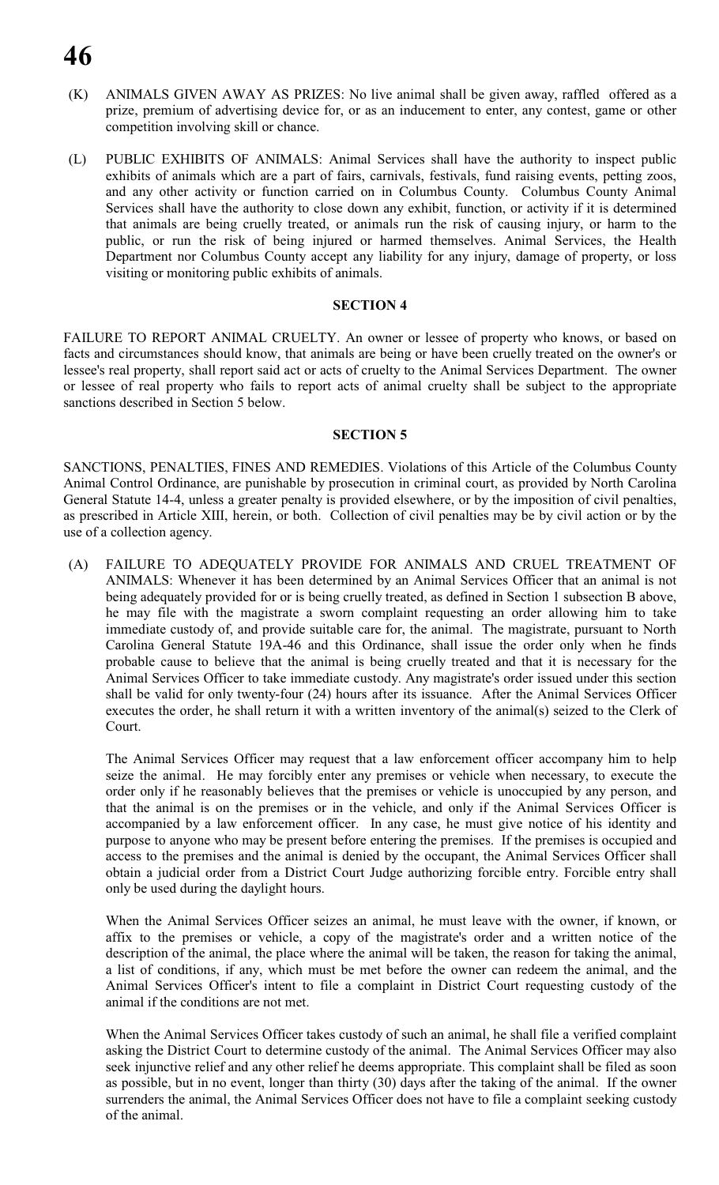(K) ANIMALS GIVEN AWAY AS PRIZES: No live animal shall be given away, raffled offered as a prize, premium of advertising device for, or as an inducement to enter, any contest, game or other competition involving skill or chance.

(L) PUBLIC EXHIBITS OF ANIMALS: Animal Services shall have the authority to inspect public exhibits of animals which are a part of fairs, carnivals, festivals, fund raising events, petting zoos, and any other activity or function carried on in Columbus County. Columbus County Animal Services shall have the authority to close down any exhibit, function, or activity if it is determined that animals are being cruelly treated, or animals run the risk of causing injury, or harm to the public, or run the risk of being injured or harmed themselves. Animal Services, the Health Department nor Columbus County accept any liability for any injury, damage of property, or loss visiting or monitoring public exhibits of animals.

## SECTION 4

FAILURE TO REPORT ANIMAL CRUELTY. An owner or lessee of property who knows, or based on facts and circumstances should know, that animals are being or have been cruelly treated on the owner's or lessee's real property, shall report said act or acts of cruelty to the Animal Services Department. The owner or lessee of real property who fails to report acts of animal cruelty shall be subject to the appropriate sanctions described in Section 5 below.

## SECTION 5

SANCTIONS, PENALTIES, FINES AND REMEDIES. Violations of this Article of the Columbus County Animal Control Ordinance, are punishable by prosecution in criminal court, as provided by North Carolina General Statute 14-4, unless a greater penalty is provided elsewhere, or by the imposition of civil penalties, as prescribed in Article XIII, herein, or both. Collection of civil penalties may be by civil action or by the use of a collection agency.

(A) FAILURE TO ADEQUATELY PROVIDE FOR ANIMALS AND CRUEL TREATMENT OF ANIMALS: Whenever it has been determined by an Animal Services Officer that an animal is not being adequately provided for or is being cruelly treated, as defined in Section 1 subsection B above, he may file with the magistrate a sworn complaint requesting an order allowing him to take immediate custody of, and provide suitable care for, the animal. The magistrate, pursuant to North Carolina General Statute 19A-46 and this Ordinance, shall issue the order only when he finds probable cause to believe that the animal is being cruelly treated and that it is necessary for the Animal Services Officer to take immediate custody. Any magistrate's order issued under this section shall be valid for only twenty-four (24) hours after its issuance. After the Animal Services Officer executes the order, he shall return it with a written inventory of the animal(s) seized to the Clerk of Court.

The Animal Services Officer may request that a law enforcement officer accompany him to help seize the animal. He may forcibly enter any premises or vehicle when necessary, to execute the order only if he reasonably believes that the premises or vehicle is unoccupied by any person, and that the animal is on the premises or in the vehicle, and only if the Animal Services Officer is accompanied by a law enforcement officer. In any case, he must give notice of his identity and purpose to anyone who may be present before entering the premises. If the premises is occupied and access to the premises and the animal is denied by the occupant, the Animal Services Officer shall obtain a judicial order from a District Court Judge authorizing forcible entry. Forcible entry shall only be used during the daylight hours.

When the Animal Services Officer seizes an animal, he must leave with the owner, if known, or affix to the premises or vehicle, a copy of the magistrate's order and a written notice of the description of the animal, the place where the animal will be taken, the reason for taking the animal, a list of conditions, if any, which must be met before the owner can redeem the animal, and the Animal Services Officer's intent to file a complaint in District Court requesting custody of the animal if the conditions are not met.

When the Animal Services Officer takes custody of such an animal, he shall file a verified complaint asking the District Court to determine custody of the animal. The Animal Services Officer may also seek injunctive relief and any other relief he deems appropriate. This complaint shall be filed as soon as possible, but in no event, longer than thirty (30) days after the taking of the animal. If the owner surrenders the animal, the Animal Services Officer does not have to file a complaint seeking custody of the animal.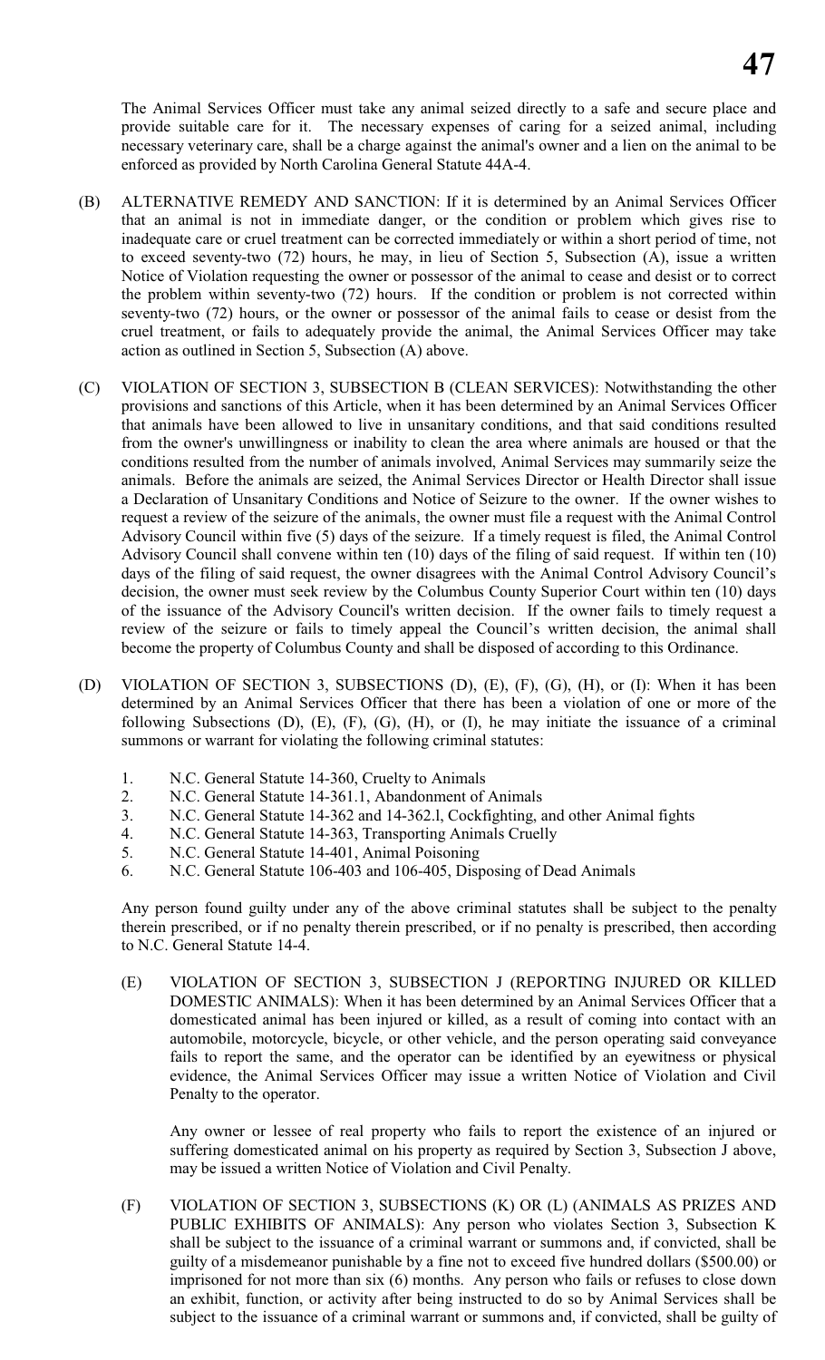The Animal Services Officer must take any animal seized directly to a safe and secure place and provide suitable care for it. The necessary expenses of caring for a seized animal, including necessary veterinary care, shall be a charge against the animal's owner and a lien on the animal to be enforced as provided by North Carolina General Statute 44A-4.

(B) ALTERNATIVE REMEDY AND SANCTION: If it is determined by an Animal Services Officer that an animal is not in immediate danger, or the condition or problem which gives rise to inadequate care or cruel treatment can be corrected immediately or within a short period of time, not to exceed seventy-two (72) hours, he may, in lieu of Section 5, Subsection (A), issue a written Notice of Violation requesting the owner or possessor of the animal to cease and desist or to correct the problem within seventy-two (72) hours. If the condition or problem is not corrected within seventy-two (72) hours, or the owner or possessor of the animal fails to cease or desist from the cruel treatment, or fails to adequately provide the animal, the Animal Services Officer may take action as outlined in Section 5, Subsection (A) above.

(C) VIOLATION OF SECTION 3, SUBSECTION B (CLEAN SERVICES): Notwithstanding the other provisions and sanctions of this Article, when it has been determined by an Animal Services Officer that animals have been allowed to live in unsanitary conditions, and that said conditions resulted from the owner's unwillingness or inability to clean the area where animals are housed or that the conditions resulted from the number of animals involved, Animal Services may summarily seize the animals. Before the animals are seized, the Animal Services Director or Health Director shall issue a Declaration of Unsanitary Conditions and Notice of Seizure to the owner. If the owner wishes to request a review of the seizure of the animals, the owner must file a request with the Animal Control Advisory Council within five (5) days of the seizure. If a timely request is filed, the Animal Control Advisory Council shall convene within ten (10) days of the filing of said request. If within ten (10) days of the filing of said request, the owner disagrees with the Animal Control Advisory Council's decision, the owner must seek review by the Columbus County Superior Court within ten (10) days of the issuance of the Advisory Council's written decision. If the owner fails to timely request a review of the seizure or fails to timely appeal the Council's written decision, the animal shall become the property of Columbus County and shall be disposed of according to this Ordinance.

(D) VIOLATION OF SECTION 3, SUBSECTIONS (D), (E), (F), (G), (H), or (I): When it has been determined by an Animal Services Officer that there has been a violation of one or more of the following Subsections (D), (E), (F), (G), (H), or (I), he may initiate the issuance of a criminal summons or warrant for violating the following criminal statutes:

1. N.C. General Statute 14-360, Cruelty to Animals
2. N.C. General Statute 14-361.1, Abandonment of Animals
3. N.C. General Statute 14-362 and 14-362.l, Cockfighting, and other Animal fights
4. N.C. General Statute 14-363, Transporting Animals Cruelly
5. N.C. General Statute 14-401, Animal Poisoning
6. N.C. General Statute 106-403 and 106-405, Disposing of Dead Animals

Any person found guilty under any of the above criminal statutes shall be subject to the penalty therein prescribed, or if no penalty therein prescribed, or if no penalty is prescribed, then according to N.C. General Statute 14-4.

(E) VIOLATION OF SECTION 3, SUBSECTION J (REPORTING INJURED OR KILLED DOMESTIC ANIMALS): When it has been determined by an Animal Services Officer that a domesticated animal has been injured or killed, as a result of coming into contact with an automobile, motorcycle, bicycle, or other vehicle, and the person operating said conveyance fails to report the same, and the operator can be identified by an eyewitness or physical evidence, the Animal Services Officer may issue a written Notice of Violation and Civil Penalty to the operator.

Any owner or lessee of real property who fails to report the existence of an injured or suffering domesticated animal on his property as required by Section 3, Subsection J above, may be issued a written Notice of Violation and Civil Penalty.

(F) VIOLATION OF SECTION 3, SUBSECTIONS (K) OR (L) (ANIMALS AS PRIZES AND PUBLIC EXHIBITS OF ANIMALS): Any person who violates Section 3, Subsection K shall be subject to the issuance of a criminal warrant or summons and, if convicted, shall be guilty of a misdemeanor punishable by a fine not to exceed five hundred dollars ($500.00) or imprisoned for not more than six (6) months. Any person who fails or refuses to close down an exhibit, function, or activity after being instructed to do so by Animal Services shall be subject to the issuance of a criminal warrant or summons and, if convicted, shall be guilty of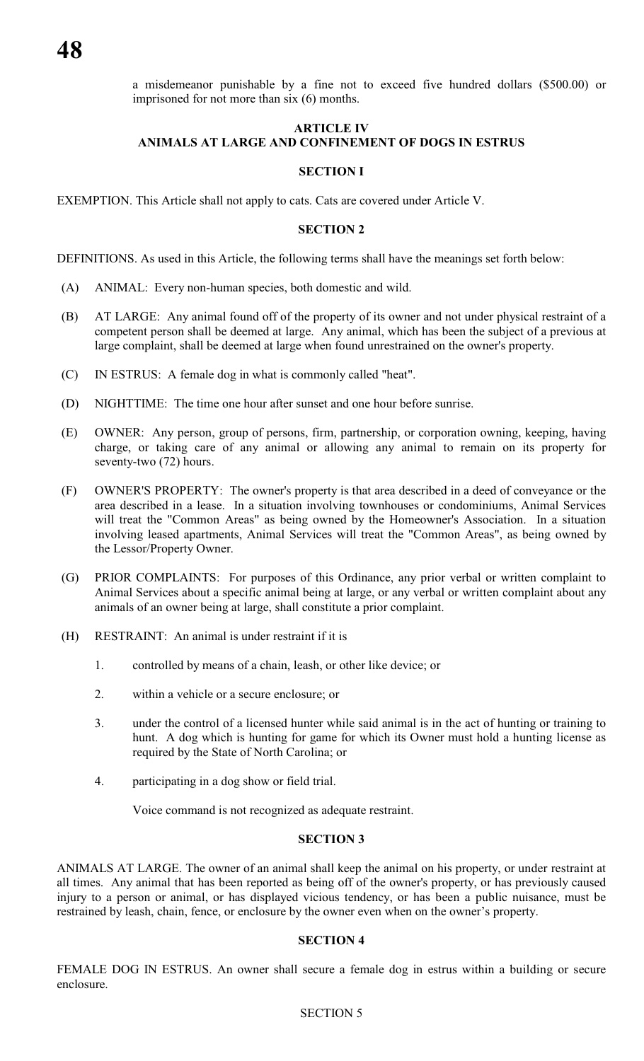a misdemeanor punishable by a fine not to exceed five hundred dollars ($500.00) or imprisoned for not more than six (6) months.

## ARTICLE IV
## ANIMALS AT LARGE AND CONFINEMENT OF DOGS IN ESTRUS

### SECTION I

EXEMPTION. This Article shall not apply to cats. Cats are covered under Article V.

### SECTION 2

DEFINITIONS. As used in this Article, the following terms shall have the meanings set forth below:

(A) ANIMAL: Every non-human species, both domestic and wild.

(B) AT LARGE: Any animal found off of the property of its owner and not under physical restraint of a competent person shall be deemed at large. Any animal, which has been the subject of a previous at large complaint, shall be deemed at large when found unrestrained on the owner's property.

(C) IN ESTRUS: A female dog in what is commonly called "heat".

(D) NIGHTTIME: The time one hour after sunset and one hour before sunrise.

(E) OWNER: Any person, group of persons, firm, partnership, or corporation owning, keeping, having charge, or taking care of any animal or allowing any animal to remain on its property for seventy-two (72) hours.

(F) OWNER'S PROPERTY: The owner's property is that area described in a deed of conveyance or the area described in a lease. In a situation involving townhouses or condominiums, Animal Services will treat the "Common Areas" as being owned by the Homeowner's Association. In a situation involving leased apartments, Animal Services will treat the "Common Areas", as being owned by the Lessor/Property Owner.

(G) PRIOR COMPLAINTS: For purposes of this Ordinance, any prior verbal or written complaint to Animal Services about a specific animal being at large, or any verbal or written complaint about any animals of an owner being at large, shall constitute a prior complaint.

(H) RESTRAINT: An animal is under restraint if it is

1. controlled by means of a chain, leash, or other like device; or
2. within a vehicle or a secure enclosure; or
3. under the control of a licensed hunter while said animal is in the act of hunting or training to hunt. A dog which is hunting for game for which its Owner must hold a hunting license as required by the State of North Carolina; or
4. participating in a dog show or field trial.

Voice command is not recognized as adequate restraint.

### SECTION 3

ANIMALS AT LARGE. The owner of an animal shall keep the animal on his property, or under restraint at all times. Any animal that has been reported as being off of the owner's property, or has previously caused injury to a person or animal, or has displayed vicious tendency, or has been a public nuisance, must be restrained by leash, chain, fence, or enclosure by the owner even when on the owner's property.

### SECTION 4

FEMALE DOG IN ESTRUS. An owner shall secure a female dog in estrus within a building or secure enclosure.

SECTION 5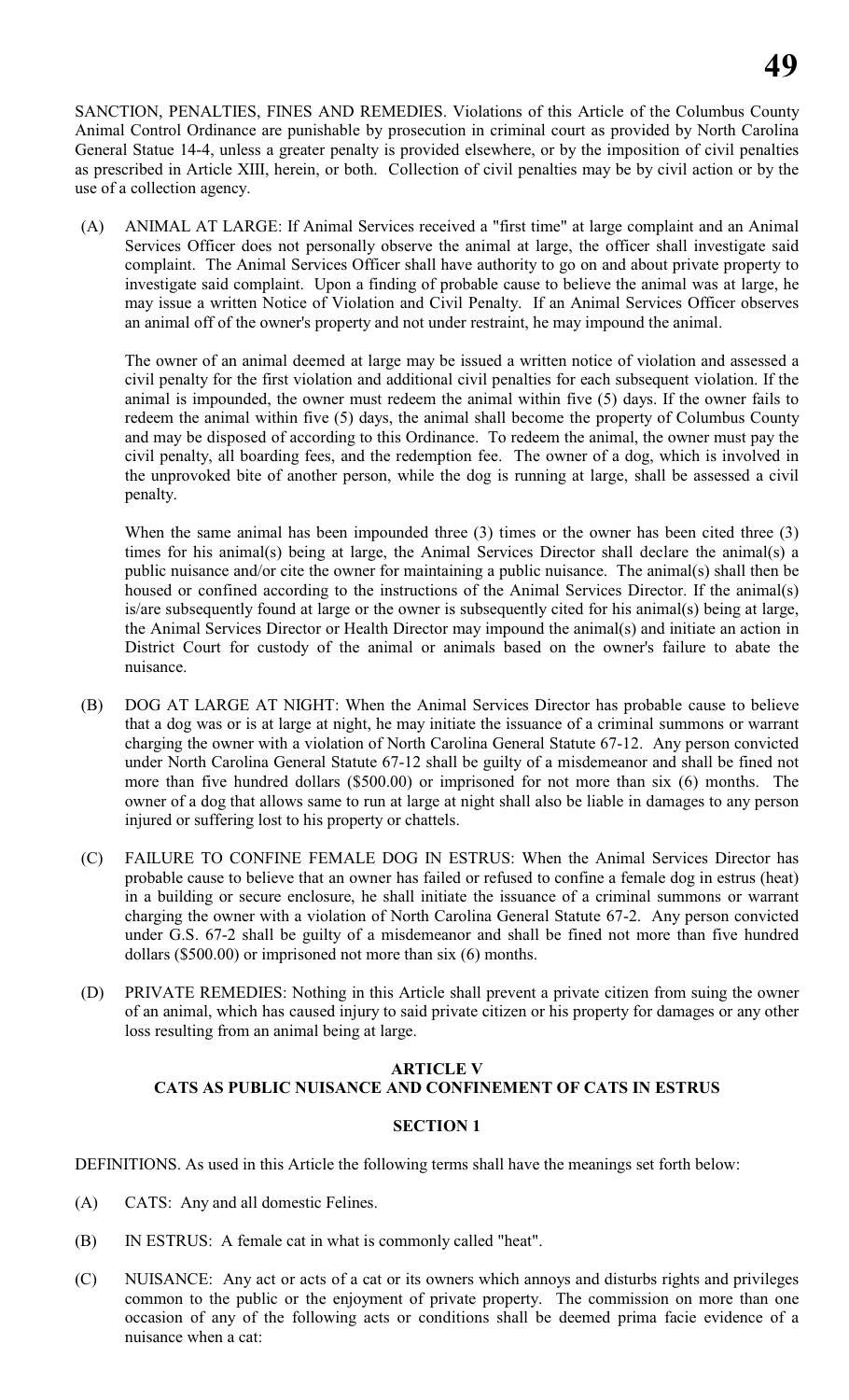SANCTION, PENALTIES, FINES AND REMEDIES. Violations of this Article of the Columbus County Animal Control Ordinance are punishable by prosecution in criminal court as provided by North Carolina General Statue 14-4, unless a greater penalty is provided elsewhere, or by the imposition of civil penalties as prescribed in Article XIII, herein, or both. Collection of civil penalties may be by civil action or by the use of a collection agency.

(A) ANIMAL AT LARGE: If Animal Services received a "first time" at large complaint and an Animal Services Officer does not personally observe the animal at large, the officer shall investigate said complaint. The Animal Services Officer shall have authority to go on and about private property to investigate said complaint. Upon a finding of probable cause to believe the animal was at large, he may issue a written Notice of Violation and Civil Penalty. If an Animal Services Officer observes an animal off of the owner's property and not under restraint, he may impound the animal.

The owner of an animal deemed at large may be issued a written notice of violation and assessed a civil penalty for the first violation and additional civil penalties for each subsequent violation. If the animal is impounded, the owner must redeem the animal within five (5) days. If the owner fails to redeem the animal within five (5) days, the animal shall become the property of Columbus County and may be disposed of according to this Ordinance. To redeem the animal, the owner must pay the civil penalty, all boarding fees, and the redemption fee. The owner of a dog, which is involved in the unprovoked bite of another person, while the dog is running at large, shall be assessed a civil penalty.

When the same animal has been impounded three (3) times or the owner has been cited three (3) times for his animal(s) being at large, the Animal Services Director shall declare the animal(s) a public nuisance and/or cite the owner for maintaining a public nuisance. The animal(s) shall then be housed or confined according to the instructions of the Animal Services Director. If the animal(s) is/are subsequently found at large or the owner is subsequently cited for his animal(s) being at large, the Animal Services Director or Health Director may impound the animal(s) and initiate an action in District Court for custody of the animal or animals based on the owner's failure to abate the nuisance.

(B) DOG AT LARGE AT NIGHT: When the Animal Services Director has probable cause to believe that a dog was or is at large at night, he may initiate the issuance of a criminal summons or warrant charging the owner with a violation of North Carolina General Statute 67-12. Any person convicted under North Carolina General Statute 67-12 shall be guilty of a misdemeanor and shall be fined not more than five hundred dollars ($500.00) or imprisoned for not more than six (6) months. The owner of a dog that allows same to run at large at night shall also be liable in damages to any person injured or suffering lost to his property or chattels.

(C) FAILURE TO CONFINE FEMALE DOG IN ESTRUS: When the Animal Services Director has probable cause to believe that an owner has failed or refused to confine a female dog in estrus (heat) in a building or secure enclosure, he shall initiate the issuance of a criminal summons or warrant charging the owner with a violation of North Carolina General Statute 67-2. Any person convicted under G.S. 67-2 shall be guilty of a misdemeanor and shall be fined not more than five hundred dollars ($500.00) or imprisoned not more than six (6) months.

(D) PRIVATE REMEDIES: Nothing in this Article shall prevent a private citizen from suing the owner of an animal, which has caused injury to said private citizen or his property for damages or any other loss resulting from an animal being at large.

## ARTICLE V
## CATS AS PUBLIC NUISANCE AND CONFINEMENT OF CATS IN ESTRUS

### SECTION 1

DEFINITIONS. As used in this Article the following terms shall have the meanings set forth below:

(A) CATS: Any and all domestic Felines.

(B) IN ESTRUS: A female cat in what is commonly called "heat".

(C) NUISANCE: Any act or acts of a cat or its owners which annoys and disturbs rights and privileges common to the public or the enjoyment of private property. The commission on more than one occasion of any of the following acts or conditions shall be deemed prima facie evidence of a nuisance when a cat: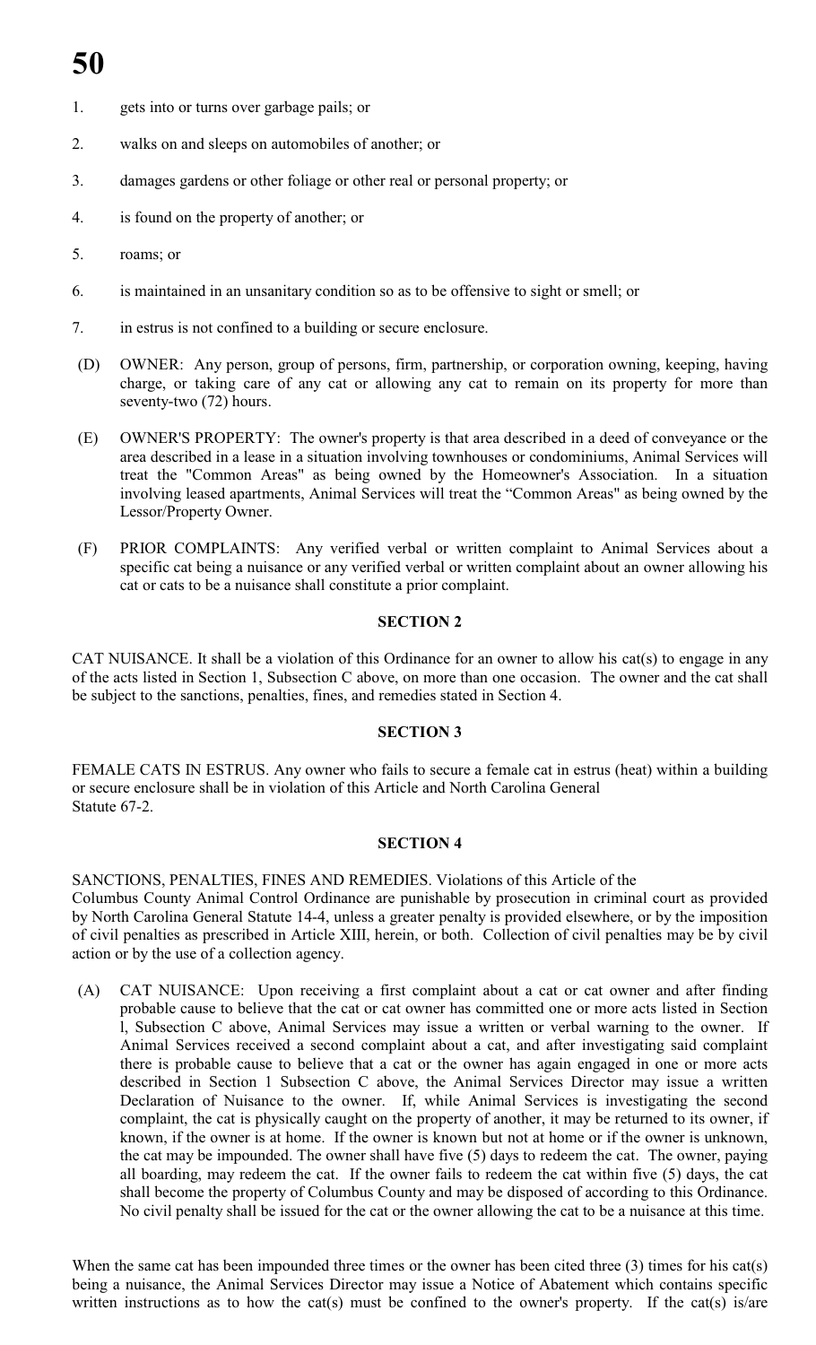1. gets into or turns over garbage pails; or
2. walks on and sleeps on automobiles of another; or
3. damages gardens or other foliage or other real or personal property; or
4. is found on the property of another; or
5. roams; or
6. is maintained in an unsanitary condition so as to be offensive to sight or smell; or
7. in estrus is not confined to a building or secure enclosure.

(D) OWNER: Any person, group of persons, firm, partnership, or corporation owning, keeping, having charge, or taking care of any cat or allowing any cat to remain on its property for more than seventy-two (72) hours.

(E) OWNER'S PROPERTY: The owner's property is that area described in a deed of conveyance or the area described in a lease in a situation involving townhouses or condominiums, Animal Services will treat the "Common Areas" as being owned by the Homeowner's Association. In a situation involving leased apartments, Animal Services will treat the "Common Areas" as being owned by the Lessor/Property Owner.

(F) PRIOR COMPLAINTS: Any verified verbal or written complaint to Animal Services about a specific cat being a nuisance or any verified verbal or written complaint about an owner allowing his cat or cats to be a nuisance shall constitute a prior complaint.

**SECTION 2**

CAT NUISANCE. It shall be a violation of this Ordinance for an owner to allow his cat(s) to engage in any of the acts listed in Section 1, Subsection C above, on more than one occasion. The owner and the cat shall be subject to the sanctions, penalties, fines, and remedies stated in Section 4.

**SECTION 3**

FEMALE CATS IN ESTRUS. Any owner who fails to secure a female cat in estrus (heat) within a building or secure enclosure shall be in violation of this Article and North Carolina General Statute 67-2.

**SECTION 4**

SANCTIONS, PENALTIES, FINES AND REMEDIES. Violations of this Article of the Columbus County Animal Control Ordinance are punishable by prosecution in criminal court as provided by North Carolina General Statute 14-4, unless a greater penalty is provided elsewhere, or by the imposition of civil penalties as prescribed in Article XIII, herein, or both. Collection of civil penalties may be by civil action or by the use of a collection agency.

(A) CAT NUISANCE: Upon receiving a first complaint about a cat or cat owner and after finding probable cause to believe that the cat or cat owner has committed one or more acts listed in Section l, Subsection C above, Animal Services may issue a written or verbal warning to the owner. If Animal Services received a second complaint about a cat, and after investigating said complaint there is probable cause to believe that a cat or the owner has again engaged in one or more acts described in Section 1 Subsection C above, the Animal Services Director may issue a written Declaration of Nuisance to the owner. If, while Animal Services is investigating the second complaint, the cat is physically caught on the property of another, it may be returned to its owner, if known, if the owner is at home. If the owner is known but not at home or if the owner is unknown, the cat may be impounded. The owner shall have five (5) days to redeem the cat. The owner, paying all boarding, may redeem the cat. If the owner fails to redeem the cat within five (5) days, the cat shall become the property of Columbus County and may be disposed of according to this Ordinance. No civil penalty shall be issued for the cat or the owner allowing the cat to be a nuisance at this time.

When the same cat has been impounded three times or the owner has been cited three (3) times for his cat(s) being a nuisance, the Animal Services Director may issue a Notice of Abatement which contains specific written instructions as to how the cat(s) must be confined to the owner's property. If the cat(s) is/are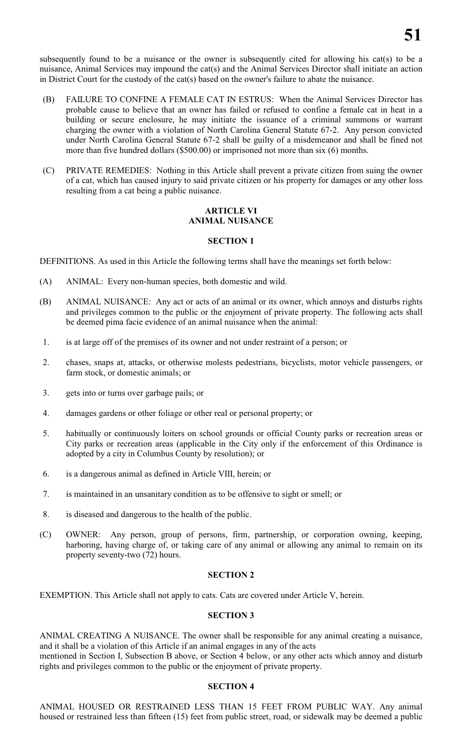subsequently found to be a nuisance or the owner is subsequently cited for allowing his cat(s) to be a nuisance, Animal Services may impound the cat(s) and the Animal Services Director shall initiate an action in District Court for the custody of the cat(s) based on the owner's failure to abate the nuisance.

(B) FAILURE TO CONFINE A FEMALE CAT IN ESTRUS: When the Animal Services Director has probable cause to believe that an owner has failed or refused to confine a female cat in heat in a building or secure enclosure, he may initiate the issuance of a criminal summons or warrant charging the owner with a violation of North Carolina General Statute 67-2. Any person convicted under North Carolina General Statute 67-2 shall be guilty of a misdemeanor and shall be fined not more than five hundred dollars ($500.00) or imprisoned not more than six (6) months.

(C) PRIVATE REMEDIES: Nothing in this Article shall prevent a private citizen from suing the owner of a cat, which has caused injury to said private citizen or his property for damages or any other loss resulting from a cat being a public nuisance.

## ARTICLE VI
## ANIMAL NUISANCE

### SECTION 1

DEFINITIONS. As used in this Article the following terms shall have the meanings set forth below:

(A) ANIMAL: Every non-human species, both domestic and wild.

(B) ANIMAL NUISANCE: Any act or acts of an animal or its owner, which annoys and disturbs rights and privileges common to the public or the enjoyment of private property. The following acts shall be deemed pima facie evidence of an animal nuisance when the animal:

1. is at large off of the premises of its owner and not under restraint of a person; or
2. chases, snaps at, attacks, or otherwise molests pedestrians, bicyclists, motor vehicle passengers, or farm stock, or domestic animals; or
3. gets into or turns over garbage pails; or
4. damages gardens or other foliage or other real or personal property; or
5. habitually or continuously loiters on school grounds or official County parks or recreation areas or City parks or recreation areas (applicable in the City only if the enforcement of this Ordinance is adopted by a city in Columbus County by resolution); or
6. is a dangerous animal as defined in Article VIII, herein; or
7. is maintained in an unsanitary condition as to be offensive to sight or smell; or
8. is diseased and dangerous to the health of the public.

(C) OWNER: Any person, group of persons, firm, partnership, or corporation owning, keeping, harboring, having charge of, or taking care of any animal or allowing any animal to remain on its property seventy-two (72) hours.

### SECTION 2

EXEMPTION. This Article shall not apply to cats. Cats are covered under Article V, herein.

### SECTION 3

ANIMAL CREATING A NUISANCE. The owner shall be responsible for any animal creating a nuisance, and it shall be a violation of this Article if an animal engages in any of the acts
mentioned in Section I, Subsection B above, or Section 4 below, or any other acts which annoy and disturb rights and privileges common to the public or the enjoyment of private property.

### SECTION 4

ANIMAL HOUSED OR RESTRAINED LESS THAN 15 FEET FROM PUBLIC WAY. Any animal housed or restrained less than fifteen (15) feet from public street, road, or sidewalk may be deemed a public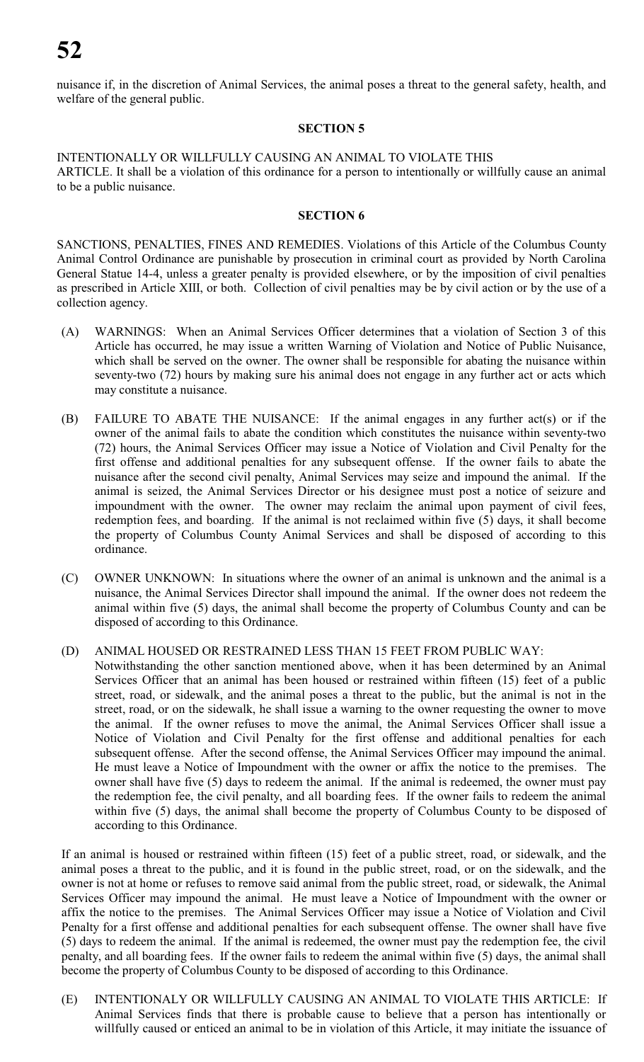nuisance if, in the discretion of Animal Services, the animal poses a threat to the general safety, health, and welfare of the general public.

**SECTION 5**

INTENTIONALLY OR WILLFULLY CAUSING AN ANIMAL TO VIOLATE THIS ARTICLE. It shall be a violation of this ordinance for a person to intentionally or willfully cause an animal to be a public nuisance.

**SECTION 6**

SANCTIONS, PENALTIES, FINES AND REMEDIES. Violations of this Article of the Columbus County Animal Control Ordinance are punishable by prosecution in criminal court as provided by North Carolina General Statue 14-4, unless a greater penalty is provided elsewhere, or by the imposition of civil penalties as prescribed in Article XIII, or both. Collection of civil penalties may be by civil action or by the use of a collection agency.

(A) WARNINGS: When an Animal Services Officer determines that a violation of Section 3 of this Article has occurred, he may issue a written Warning of Violation and Notice of Public Nuisance, which shall be served on the owner. The owner shall be responsible for abating the nuisance within seventy-two (72) hours by making sure his animal does not engage in any further act or acts which may constitute a nuisance.

(B) FAILURE TO ABATE THE NUISANCE: If the animal engages in any further act(s) or if the owner of the animal fails to abate the condition which constitutes the nuisance within seventy-two (72) hours, the Animal Services Officer may issue a Notice of Violation and Civil Penalty for the first offense and additional penalties for any subsequent offense. If the owner fails to abate the nuisance after the second civil penalty, Animal Services may seize and impound the animal. If the animal is seized, the Animal Services Director or his designee must post a notice of seizure and impoundment with the owner. The owner may reclaim the animal upon payment of civil fees, redemption fees, and boarding. If the animal is not reclaimed within five (5) days, it shall become the property of Columbus County Animal Services and shall be disposed of according to this ordinance.

(C) OWNER UNKNOWN: In situations where the owner of an animal is unknown and the animal is a nuisance, the Animal Services Director shall impound the animal. If the owner does not redeem the animal within five (5) days, the animal shall become the property of Columbus County and can be disposed of according to this Ordinance.

(D) ANIMAL HOUSED OR RESTRAINED LESS THAN 15 FEET FROM PUBLIC WAY: Notwithstanding the other sanction mentioned above, when it has been determined by an Animal Services Officer that an animal has been housed or restrained within fifteen (15) feet of a public street, road, or sidewalk, and the animal poses a threat to the public, but the animal is not in the street, road, or on the sidewalk, he shall issue a warning to the owner requesting the owner to move the animal. If the owner refuses to move the animal, the Animal Services Officer shall issue a Notice of Violation and Civil Penalty for the first offense and additional penalties for each subsequent offense. After the second offense, the Animal Services Officer may impound the animal. He must leave a Notice of Impoundment with the owner or affix the notice to the premises. The owner shall have five (5) days to redeem the animal. If the animal is redeemed, the owner must pay the redemption fee, the civil penalty, and all boarding fees. If the owner fails to redeem the animal within five (5) days, the animal shall become the property of Columbus County to be disposed of according to this Ordinance.

If an animal is housed or restrained within fifteen (15) feet of a public street, road, or sidewalk, and the animal poses a threat to the public, and it is found in the public street, road, or on the sidewalk, and the owner is not at home or refuses to remove said animal from the public street, road, or sidewalk, the Animal Services Officer may impound the animal. He must leave a Notice of Impoundment with the owner or affix the notice to the premises. The Animal Services Officer may issue a Notice of Violation and Civil Penalty for a first offense and additional penalties for each subsequent offense. The owner shall have five (5) days to redeem the animal. If the animal is redeemed, the owner must pay the redemption fee, the civil penalty, and all boarding fees. If the owner fails to redeem the animal within five (5) days, the animal shall become the property of Columbus County to be disposed of according to this Ordinance.

(E) INTENTIONALY OR WILLFULLY CAUSING AN ANIMAL TO VIOLATE THIS ARTICLE: If Animal Services finds that there is probable cause to believe that a person has intentionally or willfully caused or enticed an animal to be in violation of this Article, it may initiate the issuance of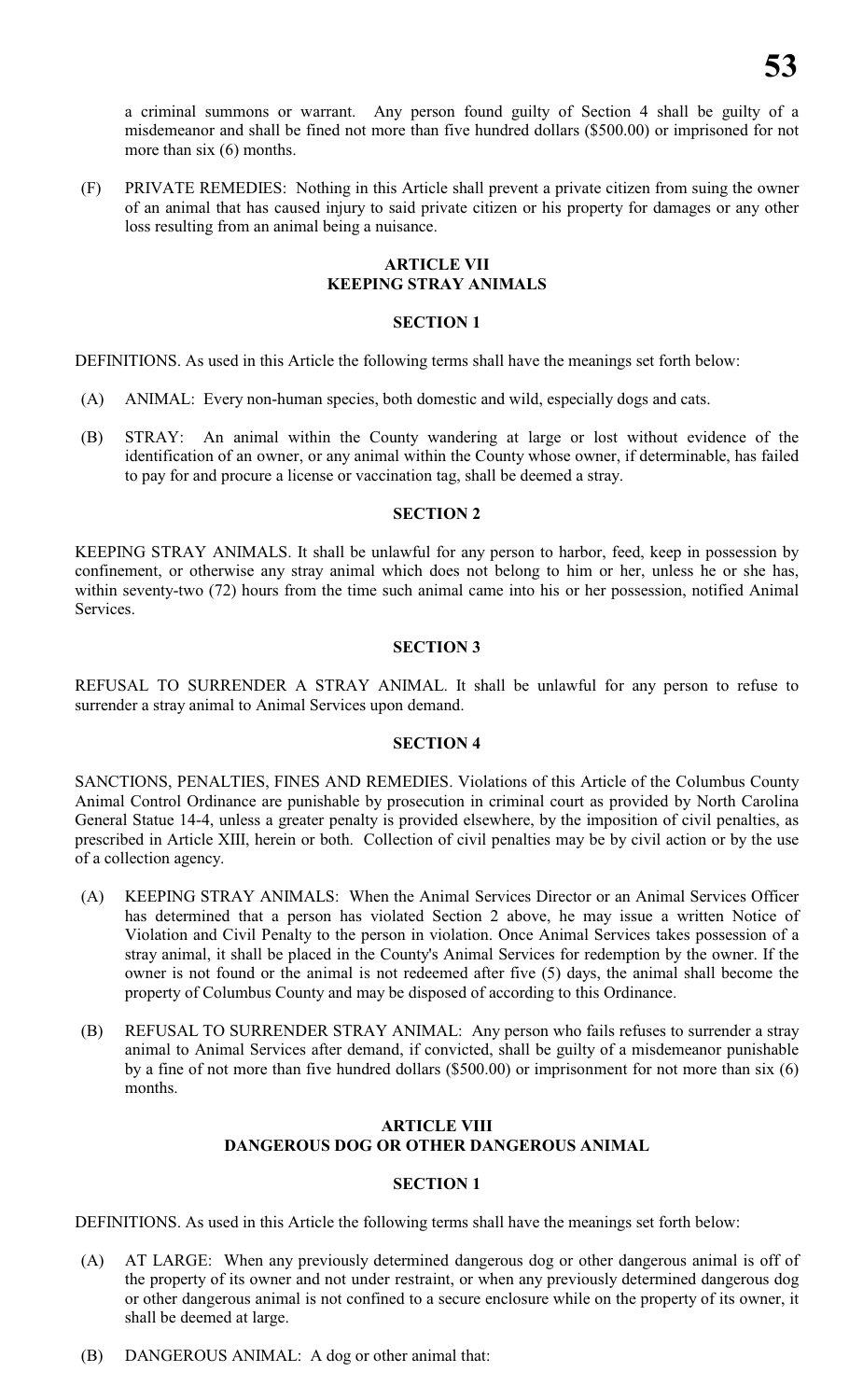a criminal summons or warrant. Any person found guilty of Section 4 shall be guilty of a misdemeanor and shall be fined not more than five hundred dollars ($500.00) or imprisoned for not more than six (6) months.

(F) PRIVATE REMEDIES: Nothing in this Article shall prevent a private citizen from suing the owner of an animal that has caused injury to said private citizen or his property for damages or any other loss resulting from an animal being a nuisance.

## ARTICLE VII
## KEEPING STRAY ANIMALS

### SECTION 1

DEFINITIONS. As used in this Article the following terms shall have the meanings set forth below:

(A) ANIMAL: Every non-human species, both domestic and wild, especially dogs and cats.

(B) STRAY: An animal within the County wandering at large or lost without evidence of the identification of an owner, or any animal within the County whose owner, if determinable, has failed to pay for and procure a license or vaccination tag, shall be deemed a stray.

### SECTION 2

KEEPING STRAY ANIMALS. It shall be unlawful for any person to harbor, feed, keep in possession by confinement, or otherwise any stray animal which does not belong to him or her, unless he or she has, within seventy-two (72) hours from the time such animal came into his or her possession, notified Animal Services.

### SECTION 3

REFUSAL TO SURRENDER A STRAY ANIMAL. It shall be unlawful for any person to refuse to surrender a stray animal to Animal Services upon demand.

### SECTION 4

SANCTIONS, PENALTIES, FINES AND REMEDIES. Violations of this Article of the Columbus County Animal Control Ordinance are punishable by prosecution in criminal court as provided by North Carolina General Statue 14-4, unless a greater penalty is provided elsewhere, by the imposition of civil penalties, as prescribed in Article XIII, herein or both. Collection of civil penalties may be by civil action or by the use of a collection agency.

(A) KEEPING STRAY ANIMALS: When the Animal Services Director or an Animal Services Officer has determined that a person has violated Section 2 above, he may issue a written Notice of Violation and Civil Penalty to the person in violation. Once Animal Services takes possession of a stray animal, it shall be placed in the County's Animal Services for redemption by the owner. If the owner is not found or the animal is not redeemed after five (5) days, the animal shall become the property of Columbus County and may be disposed of according to this Ordinance.

(B) REFUSAL TO SURRENDER STRAY ANIMAL: Any person who fails refuses to surrender a stray animal to Animal Services after demand, if convicted, shall be guilty of a misdemeanor punishable by a fine of not more than five hundred dollars ($500.00) or imprisonment for not more than six (6) months.

## ARTICLE VIII
## DANGEROUS DOG OR OTHER DANGEROUS ANIMAL

### SECTION 1

DEFINITIONS. As used in this Article the following terms shall have the meanings set forth below:

(A) AT LARGE: When any previously determined dangerous dog or other dangerous animal is off of the property of its owner and not under restraint, or when any previously determined dangerous dog or other dangerous animal is not confined to a secure enclosure while on the property of its owner, it shall be deemed at large.

(B) DANGEROUS ANIMAL: A dog or other animal that: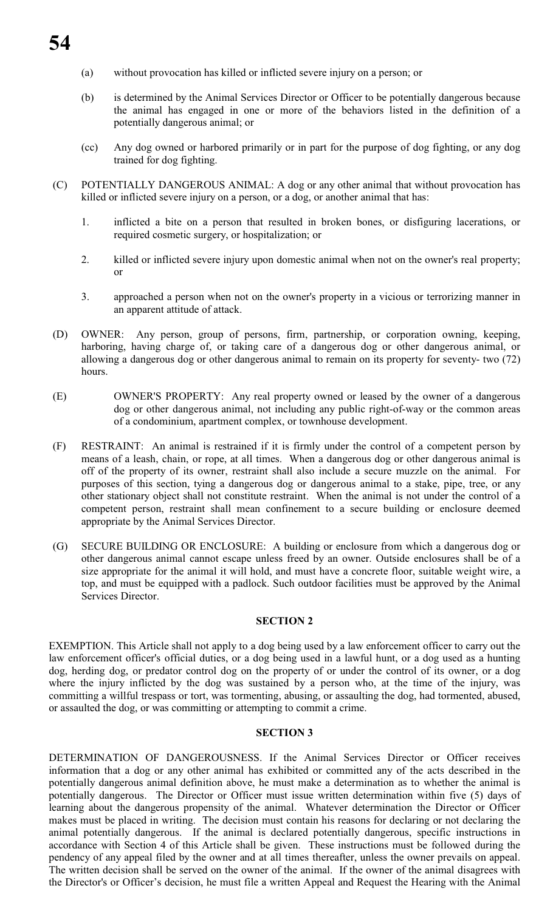(a) without provocation has killed or inflicted severe injury on a person; or

(b) is determined by the Animal Services Director or Officer to be potentially dangerous because the animal has engaged in one or more of the behaviors listed in the definition of a potentially dangerous animal; or

(cc) Any dog owned or harbored primarily or in part for the purpose of dog fighting, or any dog trained for dog fighting.

(C) POTENTIALLY DANGEROUS ANIMAL: A dog or any other animal that without provocation has killed or inflicted severe injury on a person, or a dog, or another animal that has:

1. inflicted a bite on a person that resulted in broken bones, or disfiguring lacerations, or required cosmetic surgery, or hospitalization; or

2. killed or inflicted severe injury upon domestic animal when not on the owner's real property; or

3. approached a person when not on the owner's property in a vicious or terrorizing manner in an apparent attitude of attack.

(D) OWNER: Any person, group of persons, firm, partnership, or corporation owning, keeping, harboring, having charge of, or taking care of a dangerous dog or other dangerous animal, or allowing a dangerous dog or other dangerous animal to remain on its property for seventy- two (72) hours.

(E) OWNER'S PROPERTY: Any real property owned or leased by the owner of a dangerous dog or other dangerous animal, not including any public right-of-way or the common areas of a condominium, apartment complex, or townhouse development.

(F) RESTRAINT: An animal is restrained if it is firmly under the control of a competent person by means of a leash, chain, or rope, at all times. When a dangerous dog or other dangerous animal is off of the property of its owner, restraint shall also include a secure muzzle on the animal. For purposes of this section, tying a dangerous dog or dangerous animal to a stake, pipe, tree, or any other stationary object shall not constitute restraint. When the animal is not under the control of a competent person, restraint shall mean confinement to a secure building or enclosure deemed appropriate by the Animal Services Director.

(G) SECURE BUILDING OR ENCLOSURE: A building or enclosure from which a dangerous dog or other dangerous animal cannot escape unless freed by an owner. Outside enclosures shall be of a size appropriate for the animal it will hold, and must have a concrete floor, suitable weight wire, a top, and must be equipped with a padlock. Such outdoor facilities must be approved by the Animal Services Director.

**SECTION 2**

EXEMPTION. This Article shall not apply to a dog being used by a law enforcement officer to carry out the law enforcement officer's official duties, or a dog being used in a lawful hunt, or a dog used as a hunting dog, herding dog, or predator control dog on the property of or under the control of its owner, or a dog where the injury inflicted by the dog was sustained by a person who, at the time of the injury, was committing a willful trespass or tort, was tormenting, abusing, or assaulting the dog, had tormented, abused, or assaulted the dog, or was committing or attempting to commit a crime.

**SECTION 3**

DETERMINATION OF DANGEROUSNESS. If the Animal Services Director or Officer receives information that a dog or any other animal has exhibited or committed any of the acts described in the potentially dangerous animal definition above, he must make a determination as to whether the animal is potentially dangerous. The Director or Officer must issue written determination within five (5) days of learning about the dangerous propensity of the animal. Whatever determination the Director or Officer makes must be placed in writing. The decision must contain his reasons for declaring or not declaring the animal potentially dangerous. If the animal is declared potentially dangerous, specific instructions in accordance with Section 4 of this Article shall be given. These instructions must be followed during the pendency of any appeal filed by the owner and at all times thereafter, unless the owner prevails on appeal. The written decision shall be served on the owner of the animal. If the owner of the animal disagrees with the Director's or Officer's decision, he must file a written Appeal and Request the Hearing with the Animal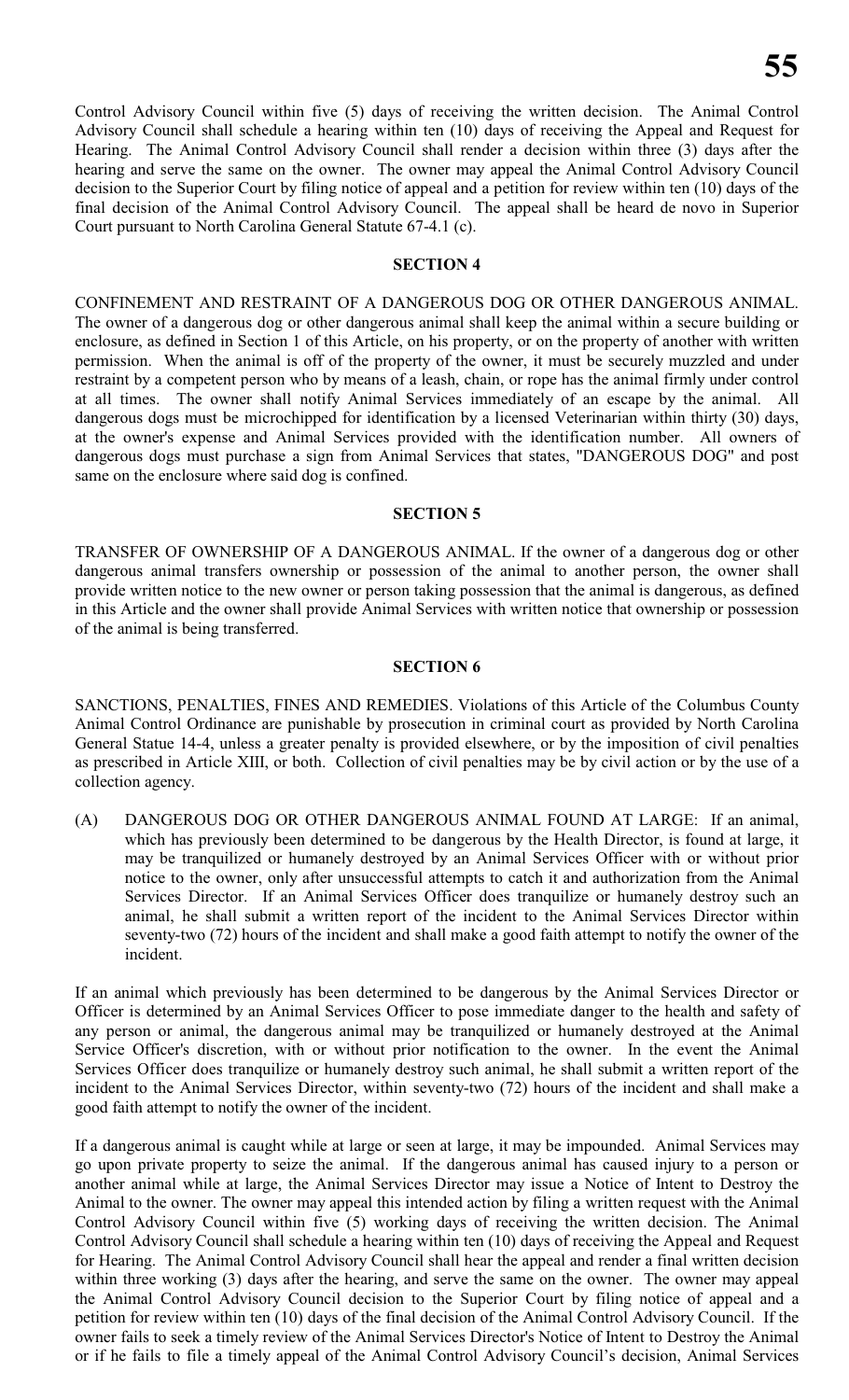Control Advisory Council within five (5) days of receiving the written decision. The Animal Control Advisory Council shall schedule a hearing within ten (10) days of receiving the Appeal and Request for Hearing. The Animal Control Advisory Council shall render a decision within three (3) days after the hearing and serve the same on the owner. The owner may appeal the Animal Control Advisory Council decision to the Superior Court by filing notice of appeal and a petition for review within ten (10) days of the final decision of the Animal Control Advisory Council. The appeal shall be heard de novo in Superior Court pursuant to North Carolina General Statute 67-4.1 (c).

#### SECTION 4

CONFINEMENT AND RESTRAINT OF A DANGEROUS DOG OR OTHER DANGEROUS ANIMAL. The owner of a dangerous dog or other dangerous animal shall keep the animal within a secure building or enclosure, as defined in Section 1 of this Article, on his property, or on the property of another with written permission. When the animal is off of the property of the owner, it must be securely muzzled and under restraint by a competent person who by means of a leash, chain, or rope has the animal firmly under control at all times. The owner shall notify Animal Services immediately of an escape by the animal. All dangerous dogs must be microchipped for identification by a licensed Veterinarian within thirty (30) days, at the owner's expense and Animal Services provided with the identification number. All owners of dangerous dogs must purchase a sign from Animal Services that states, "DANGEROUS DOG" and post same on the enclosure where said dog is confined.

#### SECTION 5

TRANSFER OF OWNERSHIP OF A DANGEROUS ANIMAL. If the owner of a dangerous dog or other dangerous animal transfers ownership or possession of the animal to another person, the owner shall provide written notice to the new owner or person taking possession that the animal is dangerous, as defined in this Article and the owner shall provide Animal Services with written notice that ownership or possession of the animal is being transferred.

#### SECTION 6

SANCTIONS, PENALTIES, FINES AND REMEDIES. Violations of this Article of the Columbus County Animal Control Ordinance are punishable by prosecution in criminal court as provided by North Carolina General Statue 14-4, unless a greater penalty is provided elsewhere, or by the imposition of civil penalties as prescribed in Article XIII, or both. Collection of civil penalties may be by civil action or by the use of a collection agency.

(A) DANGEROUS DOG OR OTHER DANGEROUS ANIMAL FOUND AT LARGE: If an animal, which has previously been determined to be dangerous by the Health Director, is found at large, it may be tranquilized or humanely destroyed by an Animal Services Officer with or without prior notice to the owner, only after unsuccessful attempts to catch it and authorization from the Animal Services Director. If an Animal Services Officer does tranquilize or humanely destroy such an animal, he shall submit a written report of the incident to the Animal Services Director within seventy-two (72) hours of the incident and shall make a good faith attempt to notify the owner of the incident.

If an animal which previously has been determined to be dangerous by the Animal Services Director or Officer is determined by an Animal Services Officer to pose immediate danger to the health and safety of any person or animal, the dangerous animal may be tranquilized or humanely destroyed at the Animal Service Officer's discretion, with or without prior notification to the owner. In the event the Animal Services Officer does tranquilize or humanely destroy such animal, he shall submit a written report of the incident to the Animal Services Director, within seventy-two (72) hours of the incident and shall make a good faith attempt to notify the owner of the incident.

If a dangerous animal is caught while at large or seen at large, it may be impounded. Animal Services may go upon private property to seize the animal. If the dangerous animal has caused injury to a person or another animal while at large, the Animal Services Director may issue a Notice of Intent to Destroy the Animal to the owner. The owner may appeal this intended action by filing a written request with the Animal Control Advisory Council within five (5) working days of receiving the written decision. The Animal Control Advisory Council shall schedule a hearing within ten (10) days of receiving the Appeal and Request for Hearing. The Animal Control Advisory Council shall hear the appeal and render a final written decision within three working (3) days after the hearing, and serve the same on the owner. The owner may appeal the Animal Control Advisory Council decision to the Superior Court by filing notice of appeal and a petition for review within ten (10) days of the final decision of the Animal Control Advisory Council. If the owner fails to seek a timely review of the Animal Services Director's Notice of Intent to Destroy the Animal or if he fails to file a timely appeal of the Animal Control Advisory Council's decision, Animal Services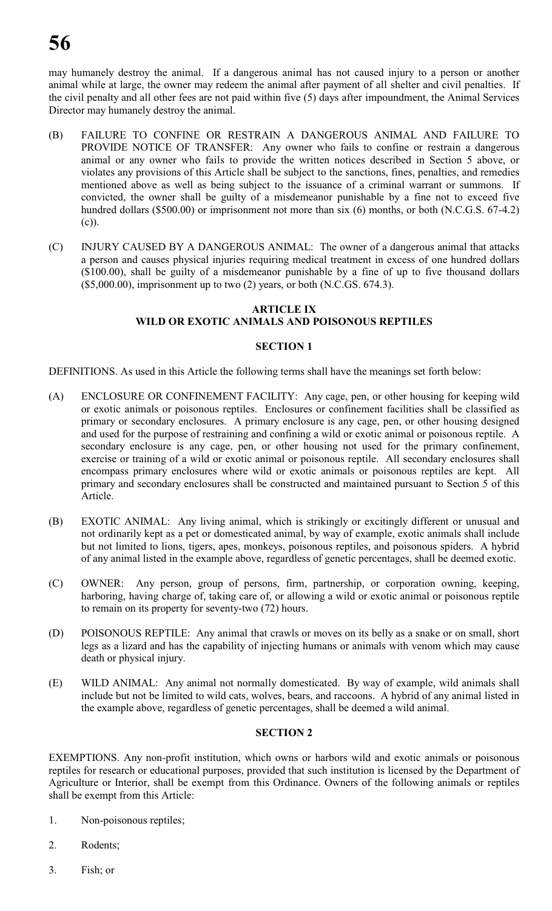may humanely destroy the animal. If a dangerous animal has not caused injury to a person or another animal while at large, the owner may redeem the animal after payment of all shelter and civil penalties. If the civil penalty and all other fees are not paid within five (5) days after impoundment, the Animal Services Director may humanely destroy the animal.

(B) FAILURE TO CONFINE OR RESTRAIN A DANGEROUS ANIMAL AND FAILURE TO PROVIDE NOTICE OF TRANSFER: Any owner who fails to confine or restrain a dangerous animal or any owner who fails to provide the written notices described in Section 5 above, or violates any provisions of this Article shall be subject to the sanctions, fines, penalties, and remedies mentioned above as well as being subject to the issuance of a criminal warrant or summons. If convicted, the owner shall be guilty of a misdemeanor punishable by a fine not to exceed five hundred dollars ($500.00) or imprisonment not more than six (6) months, or both (N.C.G.S. 67-4.2) (c)).

(C) INJURY CAUSED BY A DANGEROUS ANIMAL: The owner of a dangerous animal that attacks a person and causes physical injuries requiring medical treatment in excess of one hundred dollars ($100.00), shall be guilty of a misdemeanor punishable by a fine of up to five thousand dollars ($5,000.00), imprisonment up to two (2) years, or both (N.C.GS. 674.3).

## ARTICLE IX
## WILD OR EXOTIC ANIMALS AND POISONOUS REPTILES

### SECTION 1

DEFINITIONS. As used in this Article the following terms shall have the meanings set forth below:

(A) ENCLOSURE OR CONFINEMENT FACILITY: Any cage, pen, or other housing for keeping wild or exotic animals or poisonous reptiles. Enclosures or confinement facilities shall be classified as primary or secondary enclosures. A primary enclosure is any cage, pen, or other housing designed and used for the purpose of restraining and confining a wild or exotic animal or poisonous reptile. A secondary enclosure is any cage, pen, or other housing not used for the primary confinement, exercise or training of a wild or exotic animal or poisonous reptile. All secondary enclosures shall encompass primary enclosures where wild or exotic animals or poisonous reptiles are kept. All primary and secondary enclosures shall be constructed and maintained pursuant to Section 5 of this Article.

(B) EXOTIC ANIMAL: Any living animal, which is strikingly or excitingly different or unusual and not ordinarily kept as a pet or domesticated animal, by way of example, exotic animals shall include but not limited to lions, tigers, apes, monkeys, poisonous reptiles, and poisonous spiders. A hybrid of any animal listed in the example above, regardless of genetic percentages, shall be deemed exotic.

(C) OWNER: Any person, group of persons, firm, partnership, or corporation owning, keeping, harboring, having charge of, taking care of, or allowing a wild or exotic animal or poisonous reptile to remain on its property for seventy-two (72) hours.

(D) POISONOUS REPTILE: Any animal that crawls or moves on its belly as a snake or on small, short legs as a lizard and has the capability of injecting humans or animals with venom which may cause death or physical injury.

(E) WILD ANIMAL: Any animal not normally domesticated. By way of example, wild animals shall include but not be limited to wild cats, wolves, bears, and raccoons. A hybrid of any animal listed in the example above, regardless of genetic percentages, shall be deemed a wild animal.

### SECTION 2

EXEMPTIONS. Any non-profit institution, which owns or harbors wild and exotic animals or poisonous reptiles for research or educational purposes, provided that such institution is licensed by the Department of Agriculture or Interior, shall be exempt from this Ordinance. Owners of the following animals or reptiles shall be exempt from this Article:

1. Non-poisonous reptiles;

2. Rodents;

3. Fish; or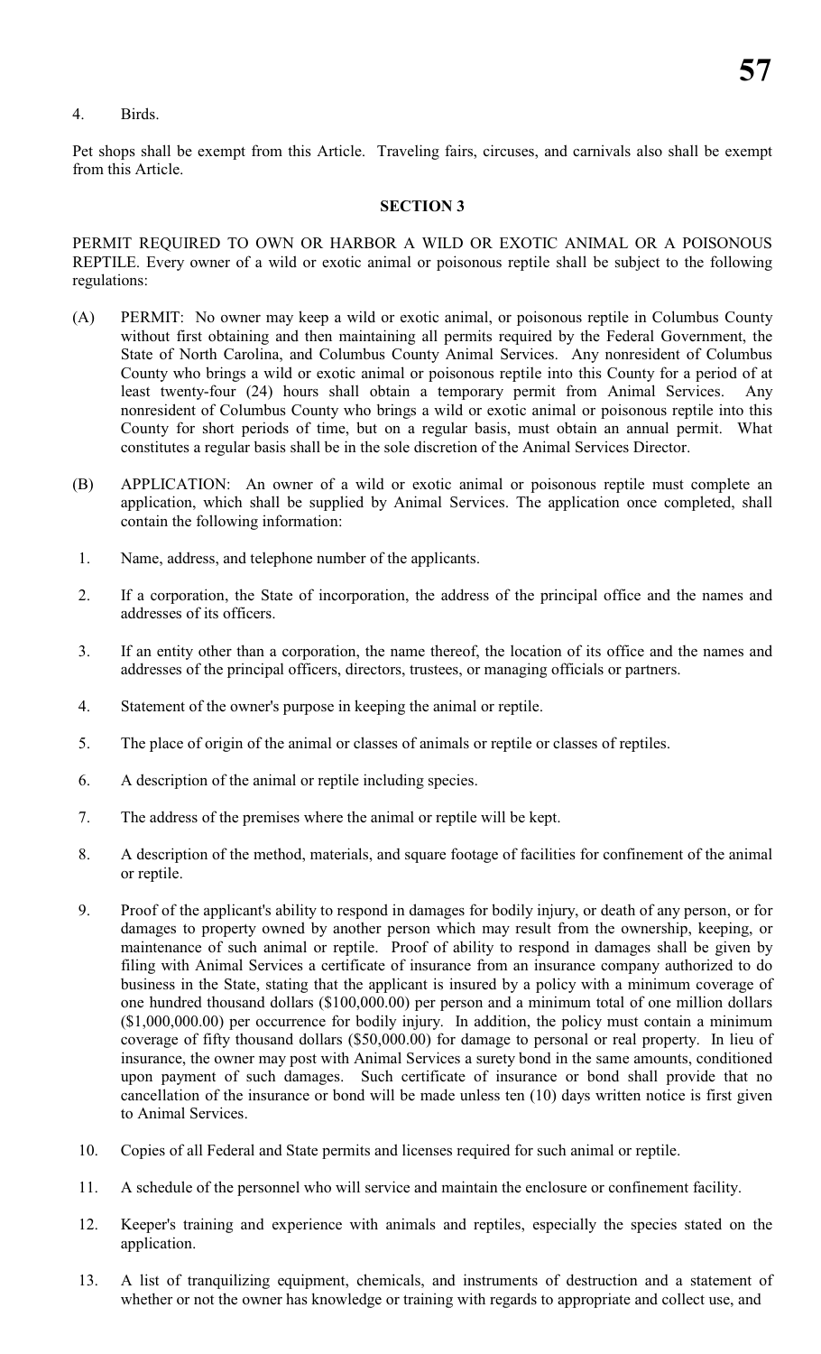4. Birds.

Pet shops shall be exempt from this Article. Traveling fairs, circuses, and carnivals also shall be exempt from this Article.

**SECTION 3**

PERMIT REQUIRED TO OWN OR HARBOR A WILD OR EXOTIC ANIMAL OR A POISONOUS REPTILE. Every owner of a wild or exotic animal or poisonous reptile shall be subject to the following regulations:

(A) PERMIT: No owner may keep a wild or exotic animal, or poisonous reptile in Columbus County without first obtaining and then maintaining all permits required by the Federal Government, the State of North Carolina, and Columbus County Animal Services. Any nonresident of Columbus County who brings a wild or exotic animal or poisonous reptile into this County for a period of at least twenty-four (24) hours shall obtain a temporary permit from Animal Services. Any nonresident of Columbus County who brings a wild or exotic animal or poisonous reptile into this County for short periods of time, but on a regular basis, must obtain an annual permit. What constitutes a regular basis shall be in the sole discretion of the Animal Services Director.

(B) APPLICATION: An owner of a wild or exotic animal or poisonous reptile must complete an application, which shall be supplied by Animal Services. The application once completed, shall contain the following information:

1. Name, address, and telephone number of the applicants.

2. If a corporation, the State of incorporation, the address of the principal office and the names and addresses of its officers.

3. If an entity other than a corporation, the name thereof, the location of its office and the names and addresses of the principal officers, directors, trustees, or managing officials or partners.

4. Statement of the owner's purpose in keeping the animal or reptile.

5. The place of origin of the animal or classes of animals or reptile or classes of reptiles.

6. A description of the animal or reptile including species.

7. The address of the premises where the animal or reptile will be kept.

8. A description of the method, materials, and square footage of facilities for confinement of the animal or reptile.

9. Proof of the applicant's ability to respond in damages for bodily injury, or death of any person, or for damages to property owned by another person which may result from the ownership, keeping, or maintenance of such animal or reptile. Proof of ability to respond in damages shall be given by filing with Animal Services a certificate of insurance from an insurance company authorized to do business in the State, stating that the applicant is insured by a policy with a minimum coverage of one hundred thousand dollars ($100,000.00) per person and a minimum total of one million dollars ($1,000,000.00) per occurrence for bodily injury. In addition, the policy must contain a minimum coverage of fifty thousand dollars ($50,000.00) for damage to personal or real property. In lieu of insurance, the owner may post with Animal Services a surety bond in the same amounts, conditioned upon payment of such damages. Such certificate of insurance or bond shall provide that no cancellation of the insurance or bond will be made unless ten (10) days written notice is first given to Animal Services.

10. Copies of all Federal and State permits and licenses required for such animal or reptile.

11. A schedule of the personnel who will service and maintain the enclosure or confinement facility.

12. Keeper's training and experience with animals and reptiles, especially the species stated on the application.

13. A list of tranquilizing equipment, chemicals, and instruments of destruction and a statement of whether or not the owner has knowledge or training with regards to appropriate and collect use, and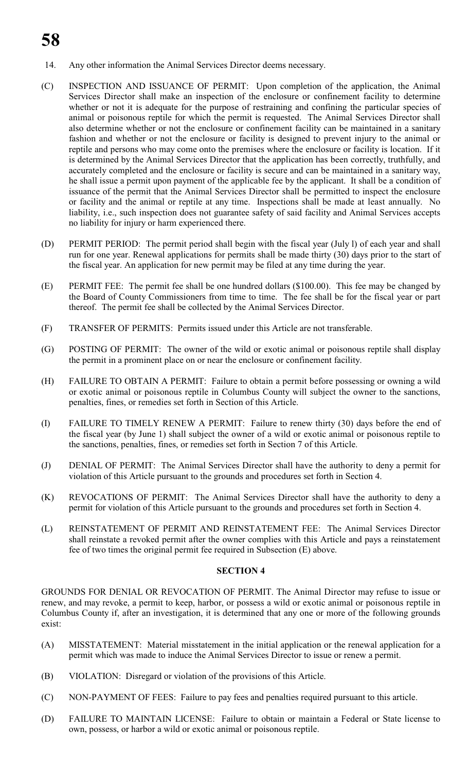14. Any other information the Animal Services Director deems necessary.

(C) INSPECTION AND ISSUANCE OF PERMIT: Upon completion of the application, the Animal Services Director shall make an inspection of the enclosure or confinement facility to determine whether or not it is adequate for the purpose of restraining and confining the particular species of animal or poisonous reptile for which the permit is requested. The Animal Services Director shall also determine whether or not the enclosure or confinement facility can be maintained in a sanitary fashion and whether or not the enclosure or facility is designed to prevent injury to the animal or reptile and persons who may come onto the premises where the enclosure or facility is location. If it is determined by the Animal Services Director that the application has been correctly, truthfully, and accurately completed and the enclosure or facility is secure and can be maintained in a sanitary way, he shall issue a permit upon payment of the applicable fee by the applicant. It shall be a condition of issuance of the permit that the Animal Services Director shall be permitted to inspect the enclosure or facility and the animal or reptile at any time. Inspections shall be made at least annually. No liability, i.e., such inspection does not guarantee safety of said facility and Animal Services accepts no liability for injury or harm experienced there.

(D) PERMIT PERIOD: The permit period shall begin with the fiscal year (July l) of each year and shall run for one year. Renewal applications for permits shall be made thirty (30) days prior to the start of the fiscal year. An application for new permit may be filed at any time during the year.

(E) PERMIT FEE: The permit fee shall be one hundred dollars ($100.00). This fee may be changed by the Board of County Commissioners from time to time. The fee shall be for the fiscal year or part thereof. The permit fee shall be collected by the Animal Services Director.

(F) TRANSFER OF PERMITS: Permits issued under this Article are not transferable.

(G) POSTING OF PERMIT: The owner of the wild or exotic animal or poisonous reptile shall display the permit in a prominent place on or near the enclosure or confinement facility.

(H) FAILURE TO OBTAIN A PERMIT: Failure to obtain a permit before possessing or owning a wild or exotic animal or poisonous reptile in Columbus County will subject the owner to the sanctions, penalties, fines, or remedies set forth in Section of this Article.

(I) FAILURE TO TIMELY RENEW A PERMIT: Failure to renew thirty (30) days before the end of the fiscal year (by June 1) shall subject the owner of a wild or exotic animal or poisonous reptile to the sanctions, penalties, fines, or remedies set forth in Section 7 of this Article.

(J) DENIAL OF PERMIT: The Animal Services Director shall have the authority to deny a permit for violation of this Article pursuant to the grounds and procedures set forth in Section 4.

(K) REVOCATIONS OF PERMIT: The Animal Services Director shall have the authority to deny a permit for violation of this Article pursuant to the grounds and procedures set forth in Section 4.

(L) REINSTATEMENT OF PERMIT AND REINSTATEMENT FEE: The Animal Services Director shall reinstate a revoked permit after the owner complies with this Article and pays a reinstatement fee of two times the original permit fee required in Subsection (E) above.

**SECTION 4**

GROUNDS FOR DENIAL OR REVOCATION OF PERMIT. The Animal Director may refuse to issue or renew, and may revoke, a permit to keep, harbor, or possess a wild or exotic animal or poisonous reptile in Columbus County if, after an investigation, it is determined that any one or more of the following grounds exist:

(A) MISSTATEMENT: Material misstatement in the initial application or the renewal application for a permit which was made to induce the Animal Services Director to issue or renew a permit.

(B) VIOLATION: Disregard or violation of the provisions of this Article.

(C) NON-PAYMENT OF FEES: Failure to pay fees and penalties required pursuant to this article.

(D) FAILURE TO MAINTAIN LICENSE: Failure to obtain or maintain a Federal or State license to own, possess, or harbor a wild or exotic animal or poisonous reptile.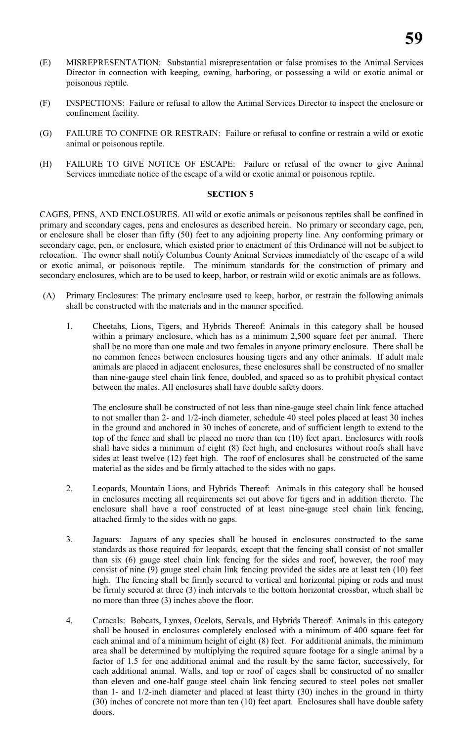(E) MISREPRESENTATION: Substantial misrepresentation or false promises to the Animal Services Director in connection with keeping, owning, harboring, or possessing a wild or exotic animal or poisonous reptile.

(F) INSPECTIONS: Failure or refusal to allow the Animal Services Director to inspect the enclosure or confinement facility.

(G) FAILURE TO CONFINE OR RESTRAIN: Failure or refusal to confine or restrain a wild or exotic animal or poisonous reptile.

(H) FAILURE TO GIVE NOTICE OF ESCAPE: Failure or refusal of the owner to give Animal Services immediate notice of the escape of a wild or exotic animal or poisonous reptile.

**SECTION 5**

CAGES, PENS, AND ENCLOSURES. All wild or exotic animals or poisonous reptiles shall be confined in primary and secondary cages, pens and enclosures as described herein. No primary or secondary cage, pen, or enclosure shall be closer than fifty (50) feet to any adjoining property line. Any conforming primary or secondary cage, pen, or enclosure, which existed prior to enactment of this Ordinance will not be subject to relocation. The owner shall notify Columbus County Animal Services immediately of the escape of a wild or exotic animal, or poisonous reptile. The minimum standards for the construction of primary and secondary enclosures, which are to be used to keep, harbor, or restrain wild or exotic animals are as follows.

(A) Primary Enclosures: The primary enclosure used to keep, harbor, or restrain the following animals shall be constructed with the materials and in the manner specified.

1. Cheetahs, Lions, Tigers, and Hybrids Thereof: Animals in this category shall be housed within a primary enclosure, which has as a minimum 2,500 square feet per animal. There shall be no more than one male and two females in anyone primary enclosure. There shall be no common fences between enclosures housing tigers and any other animals. If adult male animals are placed in adjacent enclosures, these enclosures shall be constructed of no smaller than nine-gauge steel chain link fence, doubled, and spaced so as to prohibit physical contact between the males. All enclosures shall have double safety doors.

   The enclosure shall be constructed of not less than nine-gauge steel chain link fence attached to not smaller than 2- and 1/2-inch diameter, schedule 40 steel poles placed at least 30 inches in the ground and anchored in 30 inches of concrete, and of sufficient length to extend to the top of the fence and shall be placed no more than ten (10) feet apart. Enclosures with roofs shall have sides a minimum of eight (8) feet high, and enclosures without roofs shall have sides at least twelve (12) feet high. The roof of enclosures shall be constructed of the same material as the sides and be firmly attached to the sides with no gaps.

2. Leopards, Mountain Lions, and Hybrids Thereof: Animals in this category shall be housed in enclosures meeting all requirements set out above for tigers and in addition thereto. The enclosure shall have a roof constructed of at least nine-gauge steel chain link fencing, attached firmly to the sides with no gaps.

3. Jaguars: Jaguars of any species shall be housed in enclosures constructed to the same standards as those required for leopards, except that the fencing shall consist of not smaller than six (6) gauge steel chain link fencing for the sides and roof, however, the roof may consist of nine (9) gauge steel chain link fencing provided the sides are at least ten (10) feet high. The fencing shall be firmly secured to vertical and horizontal piping or rods and must be firmly secured at three (3) inch intervals to the bottom horizontal crossbar, which shall be no more than three (3) inches above the floor.

4. Caracals: Bobcats, Lynxes, Ocelots, Servals, and Hybrids Thereof: Animals in this category shall be housed in enclosures completely enclosed with a minimum of 400 square feet for each animal and of a minimum height of eight (8) feet. For additional animals, the minimum area shall be determined by multiplying the required square footage for a single animal by a factor of 1.5 for one additional animal and the result by the same factor, successively, for each additional animal. Walls, and top or roof of cages shall be constructed of no smaller than eleven and one-half gauge steel chain link fencing secured to steel poles not smaller than 1- and 1/2-inch diameter and placed at least thirty (30) inches in the ground in thirty (30) inches of concrete not more than ten (10) feet apart. Enclosures shall have double safety doors.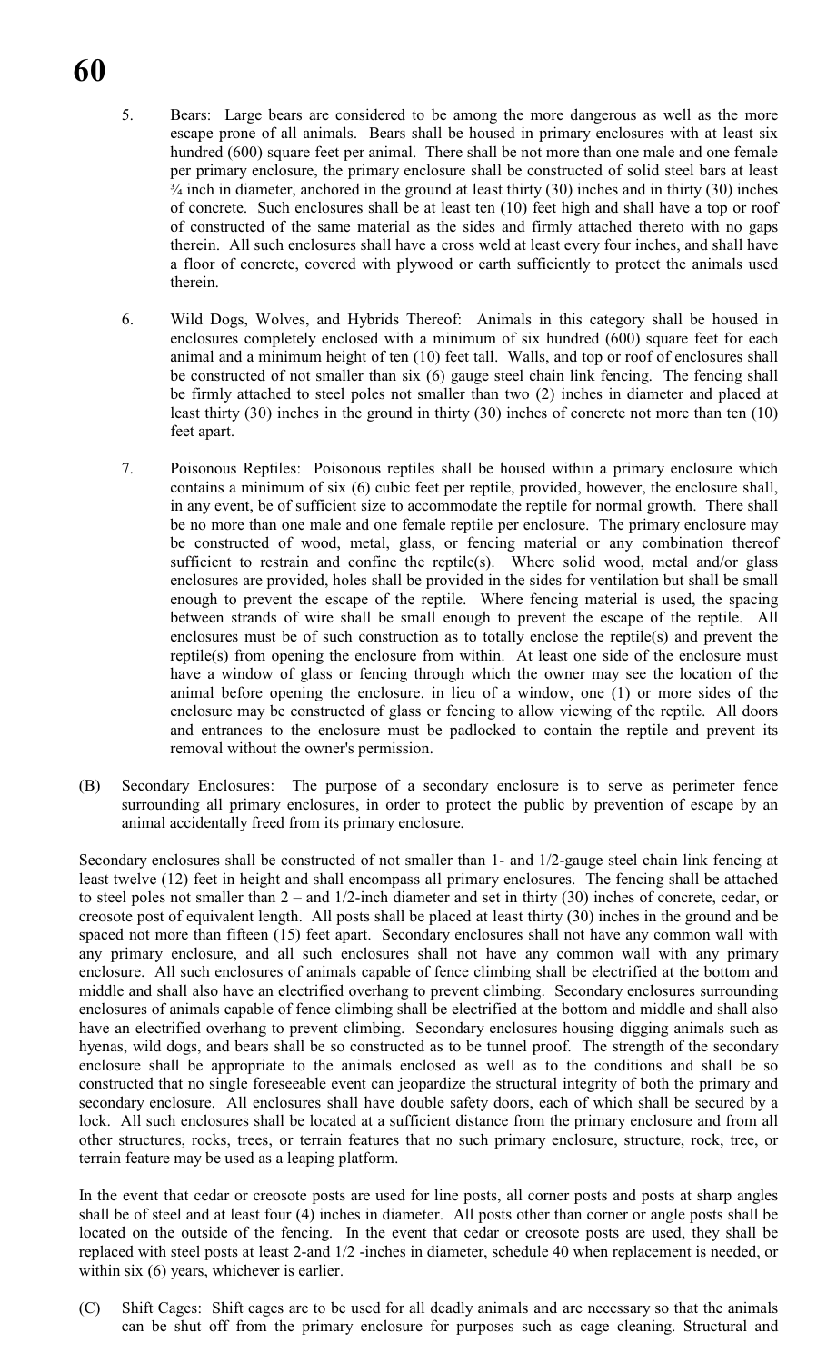5. Bears: Large bears are considered to be among the more dangerous as well as the more escape prone of all animals. Bears shall be housed in primary enclosures with at least six hundred (600) square feet per animal. There shall be not more than one male and one female per primary enclosure, the primary enclosure shall be constructed of solid steel bars at least ¾ inch in diameter, anchored in the ground at least thirty (30) inches and in thirty (30) inches of concrete. Such enclosures shall be at least ten (10) feet high and shall have a top or roof of constructed of the same material as the sides and firmly attached thereto with no gaps therein. All such enclosures shall have a cross weld at least every four inches, and shall have a floor of concrete, covered with plywood or earth sufficiently to protect the animals used therein.

6. Wild Dogs, Wolves, and Hybrids Thereof: Animals in this category shall be housed in enclosures completely enclosed with a minimum of six hundred (600) square feet for each animal and a minimum height of ten (10) feet tall. Walls, and top or roof of enclosures shall be constructed of not smaller than six (6) gauge steel chain link fencing. The fencing shall be firmly attached to steel poles not smaller than two (2) inches in diameter and placed at least thirty (30) inches in the ground in thirty (30) inches of concrete not more than ten (10) feet apart.

7. Poisonous Reptiles: Poisonous reptiles shall be housed within a primary enclosure which contains a minimum of six (6) cubic feet per reptile, provided, however, the enclosure shall, in any event, be of sufficient size to accommodate the reptile for normal growth. There shall be no more than one male and one female reptile per enclosure. The primary enclosure may be constructed of wood, metal, glass, or fencing material or any combination thereof sufficient to restrain and confine the reptile(s). Where solid wood, metal and/or glass enclosures are provided, holes shall be provided in the sides for ventilation but shall be small enough to prevent the escape of the reptile. Where fencing material is used, the spacing between strands of wire shall be small enough to prevent the escape of the reptile. All enclosures must be of such construction as to totally enclose the reptile(s) and prevent the reptile(s) from opening the enclosure from within. At least one side of the enclosure must have a window of glass or fencing through which the owner may see the location of the animal before opening the enclosure. in lieu of a window, one (1) or more sides of the enclosure may be constructed of glass or fencing to allow viewing of the reptile. All doors and entrances to the enclosure must be padlocked to contain the reptile and prevent its removal without the owner's permission.

(B) Secondary Enclosures: The purpose of a secondary enclosure is to serve as perimeter fence surrounding all primary enclosures, in order to protect the public by prevention of escape by an animal accidentally freed from its primary enclosure.

Secondary enclosures shall be constructed of not smaller than 1- and 1/2-gauge steel chain link fencing at least twelve (12) feet in height and shall encompass all primary enclosures. The fencing shall be attached to steel poles not smaller than 2 – and 1/2-inch diameter and set in thirty (30) inches of concrete, cedar, or creosote post of equivalent length. All posts shall be placed at least thirty (30) inches in the ground and be spaced not more than fifteen (15) feet apart. Secondary enclosures shall not have any common wall with any primary enclosure, and all such enclosures shall not have any common wall with any primary enclosure. All such enclosures of animals capable of fence climbing shall be electrified at the bottom and middle and shall also have an electrified overhang to prevent climbing. Secondary enclosures surrounding enclosures of animals capable of fence climbing shall be electrified at the bottom and middle and shall also have an electrified overhang to prevent climbing. Secondary enclosures housing digging animals such as hyenas, wild dogs, and bears shall be so constructed as to be tunnel proof. The strength of the secondary enclosure shall be appropriate to the animals enclosed as well as to the conditions and shall be so constructed that no single foreseeable event can jeopardize the structural integrity of both the primary and secondary enclosure. All enclosures shall have double safety doors, each of which shall be secured by a lock. All such enclosures shall be located at a sufficient distance from the primary enclosure and from all other structures, rocks, trees, or terrain features that no such primary enclosure, structure, rock, tree, or terrain feature may be used as a leaping platform.

In the event that cedar or creosote posts are used for line posts, all corner posts and posts at sharp angles shall be of steel and at least four (4) inches in diameter. All posts other than corner or angle posts shall be located on the outside of the fencing. In the event that cedar or creosote posts are used, they shall be replaced with steel posts at least 2-and 1/2 -inches in diameter, schedule 40 when replacement is needed, or within six (6) years, whichever is earlier.

(C) Shift Cages: Shift cages are to be used for all deadly animals and are necessary so that the animals can be shut off from the primary enclosure for purposes such as cage cleaning. Structural and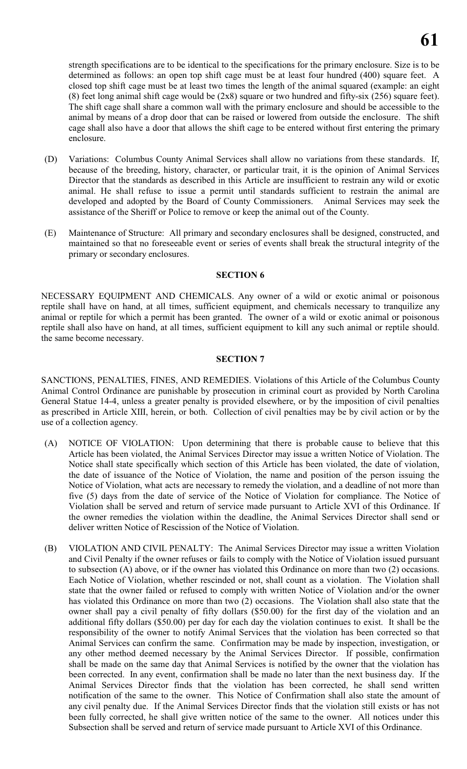strength specifications are to be identical to the specifications for the primary enclosure. Size is to be determined as follows: an open top shift cage must be at least four hundred (400) square feet. A closed top shift cage must be at least two times the length of the animal squared (example: an eight (8) feet long animal shift cage would be (2x8) square or two hundred and fifty-six (256) square feet). The shift cage shall share a common wall with the primary enclosure and should be accessible to the animal by means of a drop door that can be raised or lowered from outside the enclosure. The shift cage shall also have a door that allows the shift cage to be entered without first entering the primary enclosure.

(D) Variations: Columbus County Animal Services shall allow no variations from these standards. If, because of the breeding, history, character, or particular trait, it is the opinion of Animal Services Director that the standards as described in this Article are insufficient to restrain any wild or exotic animal. He shall refuse to issue a permit until standards sufficient to restrain the animal are developed and adopted by the Board of County Commissioners. Animal Services may seek the assistance of the Sheriff or Police to remove or keep the animal out of the County.

(E) Maintenance of Structure: All primary and secondary enclosures shall be designed, constructed, and maintained so that no foreseeable event or series of events shall break the structural integrity of the primary or secondary enclosures.

**SECTION 6**

NECESSARY EQUIPMENT AND CHEMICALS. Any owner of a wild or exotic animal or poisonous reptile shall have on hand, at all times, sufficient equipment, and chemicals necessary to tranquilize any animal or reptile for which a permit has been granted. The owner of a wild or exotic animal or poisonous reptile shall also have on hand, at all times, sufficient equipment to kill any such animal or reptile should. the same become necessary.

**SECTION 7**

SANCTIONS, PENALTIES, FINES, AND REMEDIES. Violations of this Article of the Columbus County Animal Control Ordinance are punishable by prosecution in criminal court as provided by North Carolina General Statue 14-4, unless a greater penalty is provided elsewhere, or by the imposition of civil penalties as prescribed in Article XIII, herein, or both. Collection of civil penalties may be by civil action or by the use of a collection agency.

(A) NOTICE OF VIOLATION: Upon determining that there is probable cause to believe that this Article has been violated, the Animal Services Director may issue a written Notice of Violation. The Notice shall state specifically which section of this Article has been violated, the date of violation, the date of issuance of the Notice of Violation, the name and position of the person issuing the Notice of Violation, what acts are necessary to remedy the violation, and a deadline of not more than five (5) days from the date of service of the Notice of Violation for compliance. The Notice of Violation shall be served and return of service made pursuant to Article XVI of this Ordinance. If the owner remedies the violation within the deadline, the Animal Services Director shall send or deliver written Notice of Rescission of the Notice of Violation.

(B) VIOLATION AND CIVIL PENALTY: The Animal Services Director may issue a written Violation and Civil Penalty if the owner refuses or fails to comply with the Notice of Violation issued pursuant to subsection (A) above, or if the owner has violated this Ordinance on more than two (2) occasions. Each Notice of Violation, whether rescinded or not, shall count as a violation. The Violation shall state that the owner failed or refused to comply with written Notice of Violation and/or the owner has violated this Ordinance on more than two (2) occasions. The Violation shall also state that the owner shall pay a civil penalty of fifty dollars ($50.00) for the first day of the violation and an additional fifty dollars ($50.00) per day for each day the violation continues to exist. It shall be the responsibility of the owner to notify Animal Services that the violation has been corrected so that Animal Services can confirm the same. Confirmation may be made by inspection, investigation, or any other method deemed necessary by the Animal Services Director. If possible, confirmation shall be made on the same day that Animal Services is notified by the owner that the violation has been corrected. In any event, confirmation shall be made no later than the next business day. If the Animal Services Director finds that the violation has been corrected, he shall send written notification of the same to the owner. This Notice of Confirmation shall also state the amount of any civil penalty due. If the Animal Services Director finds that the violation still exists or has not been fully corrected, he shall give written notice of the same to the owner. All notices under this Subsection shall be served and return of service made pursuant to Article XVI of this Ordinance.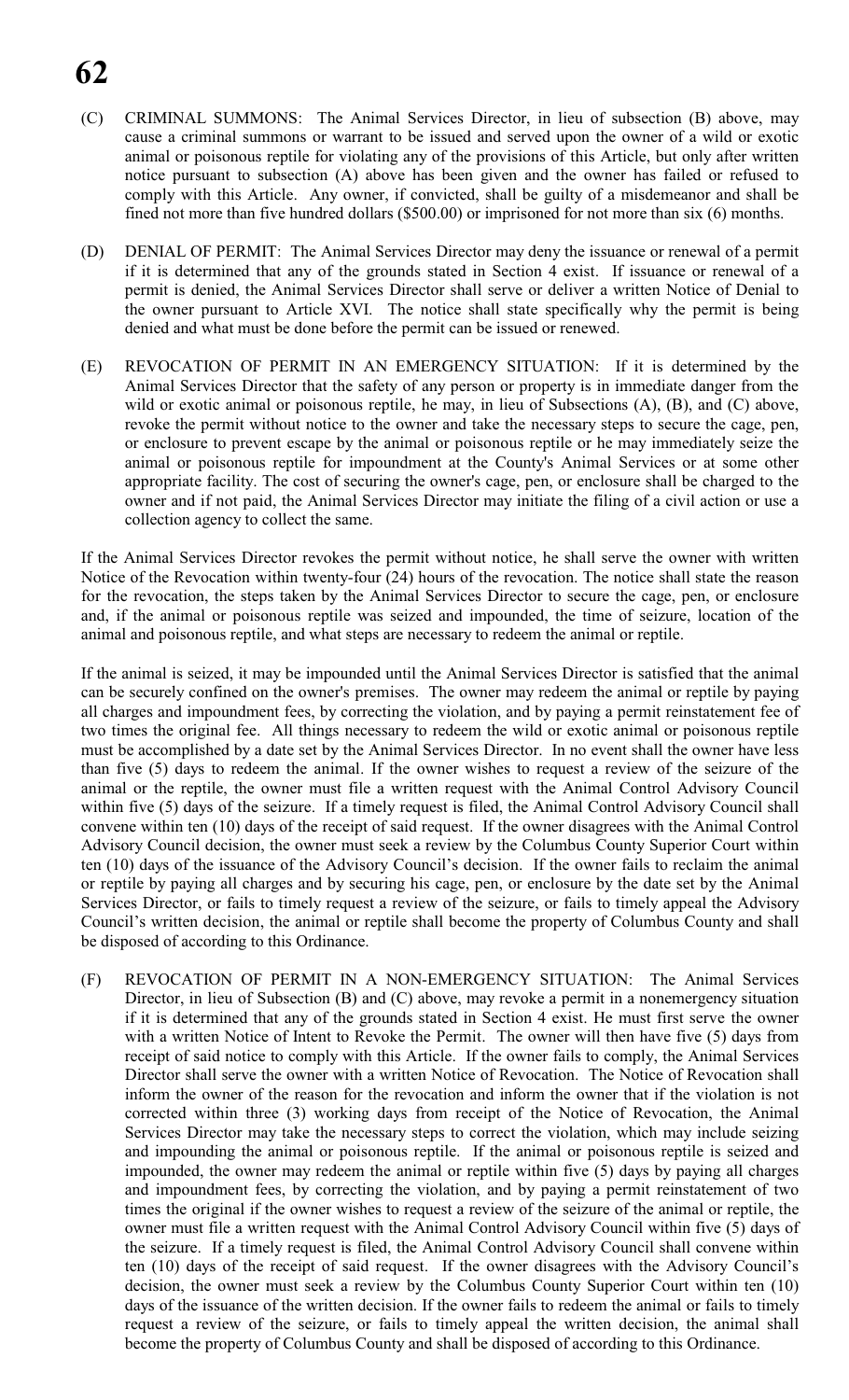(C) CRIMINAL SUMMONS: The Animal Services Director, in lieu of subsection (B) above, may cause a criminal summons or warrant to be issued and served upon the owner of a wild or exotic animal or poisonous reptile for violating any of the provisions of this Article, but only after written notice pursuant to subsection (A) above has been given and the owner has failed or refused to comply with this Article. Any owner, if convicted, shall be guilty of a misdemeanor and shall be fined not more than five hundred dollars ($500.00) or imprisoned for not more than six (6) months.

(D) DENIAL OF PERMIT: The Animal Services Director may deny the issuance or renewal of a permit if it is determined that any of the grounds stated in Section 4 exist. If issuance or renewal of a permit is denied, the Animal Services Director shall serve or deliver a written Notice of Denial to the owner pursuant to Article XVI. The notice shall state specifically why the permit is being denied and what must be done before the permit can be issued or renewed.

(E) REVOCATION OF PERMIT IN AN EMERGENCY SITUATION: If it is determined by the Animal Services Director that the safety of any person or property is in immediate danger from the wild or exotic animal or poisonous reptile, he may, in lieu of Subsections (A), (B), and (C) above, revoke the permit without notice to the owner and take the necessary steps to secure the cage, pen, or enclosure to prevent escape by the animal or poisonous reptile or he may immediately seize the animal or poisonous reptile for impoundment at the County's Animal Services or at some other appropriate facility. The cost of securing the owner's cage, pen, or enclosure shall be charged to the owner and if not paid, the Animal Services Director may initiate the filing of a civil action or use a collection agency to collect the same.

If the Animal Services Director revokes the permit without notice, he shall serve the owner with written Notice of the Revocation within twenty-four (24) hours of the revocation. The notice shall state the reason for the revocation, the steps taken by the Animal Services Director to secure the cage, pen, or enclosure and, if the animal or poisonous reptile was seized and impounded, the time of seizure, location of the animal and poisonous reptile, and what steps are necessary to redeem the animal or reptile.

If the animal is seized, it may be impounded until the Animal Services Director is satisfied that the animal can be securely confined on the owner's premises. The owner may redeem the animal or reptile by paying all charges and impoundment fees, by correcting the violation, and by paying a permit reinstatement fee of two times the original fee. All things necessary to redeem the wild or exotic animal or poisonous reptile must be accomplished by a date set by the Animal Services Director. In no event shall the owner have less than five (5) days to redeem the animal. If the owner wishes to request a review of the seizure of the animal or the reptile, the owner must file a written request with the Animal Control Advisory Council within five (5) days of the seizure. If a timely request is filed, the Animal Control Advisory Council shall convene within ten (10) days of the receipt of said request. If the owner disagrees with the Animal Control Advisory Council decision, the owner must seek a review by the Columbus County Superior Court within ten (10) days of the issuance of the Advisory Council's decision. If the owner fails to reclaim the animal or reptile by paying all charges and by securing his cage, pen, or enclosure by the date set by the Animal Services Director, or fails to timely request a review of the seizure, or fails to timely appeal the Advisory Council's written decision, the animal or reptile shall become the property of Columbus County and shall be disposed of according to this Ordinance.

(F) REVOCATION OF PERMIT IN A NON-EMERGENCY SITUATION: The Animal Services Director, in lieu of Subsection (B) and (C) above, may revoke a permit in a nonemergency situation if it is determined that any of the grounds stated in Section 4 exist. He must first serve the owner with a written Notice of Intent to Revoke the Permit. The owner will then have five (5) days from receipt of said notice to comply with this Article. If the owner fails to comply, the Animal Services Director shall serve the owner with a written Notice of Revocation. The Notice of Revocation shall inform the owner of the reason for the revocation and inform the owner that if the violation is not corrected within three (3) working days from receipt of the Notice of Revocation, the Animal Services Director may take the necessary steps to correct the violation, which may include seizing and impounding the animal or poisonous reptile. If the animal or poisonous reptile is seized and impounded, the owner may redeem the animal or reptile within five (5) days by paying all charges and impoundment fees, by correcting the violation, and by paying a permit reinstatement of two times the original if the owner wishes to request a review of the seizure of the animal or reptile, the owner must file a written request with the Animal Control Advisory Council within five (5) days of the seizure. If a timely request is filed, the Animal Control Advisory Council shall convene within ten (10) days of the receipt of said request. If the owner disagrees with the Advisory Council's decision, the owner must seek a review by the Columbus County Superior Court within ten (10) days of the issuance of the written decision. If the owner fails to redeem the animal or fails to timely request a review of the seizure, or fails to timely appeal the written decision, the animal shall become the property of Columbus County and shall be disposed of according to this Ordinance.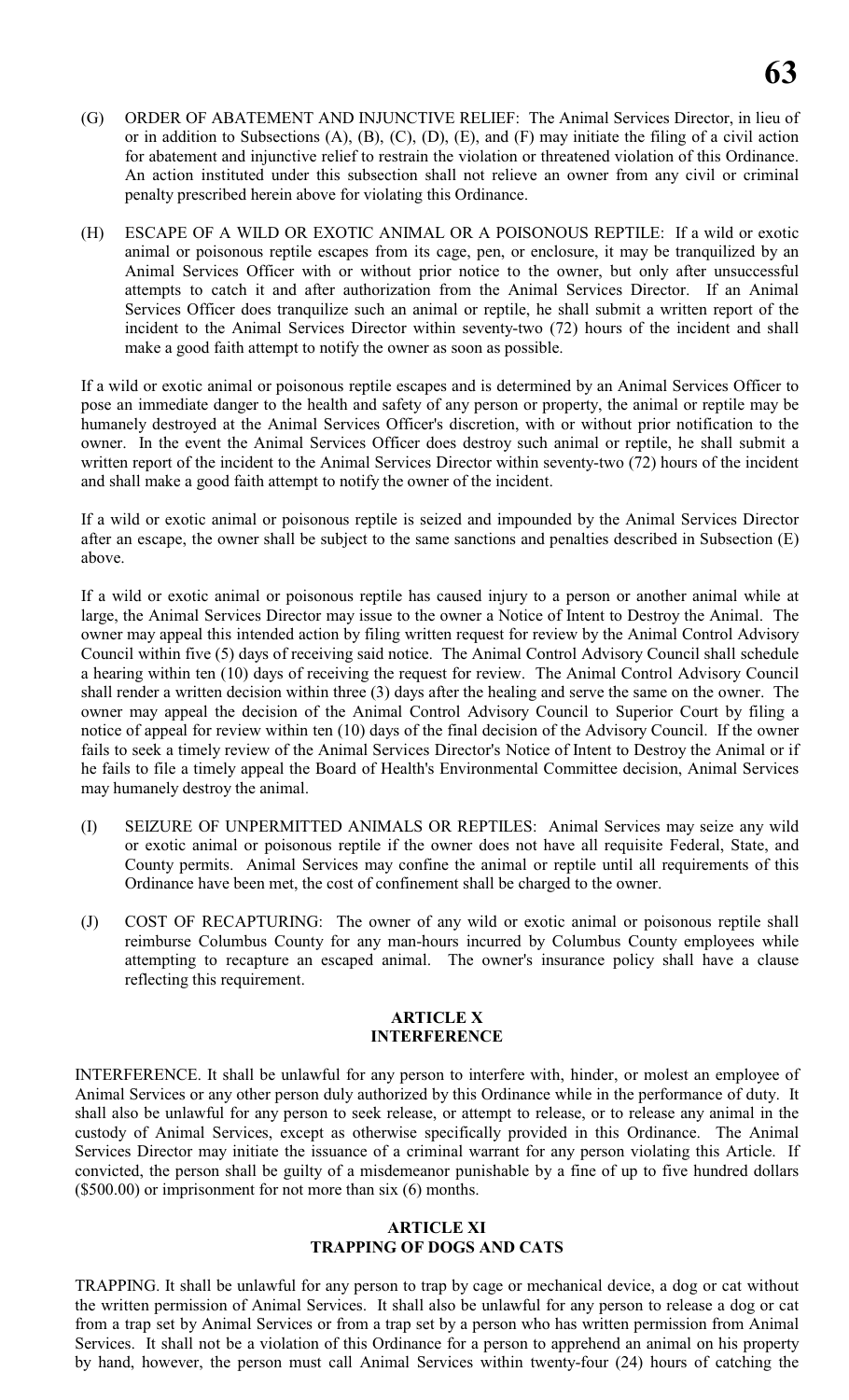(G) ORDER OF ABATEMENT AND INJUNCTIVE RELIEF: The Animal Services Director, in lieu of or in addition to Subsections (A), (B), (C), (D), (E), and (F) may initiate the filing of a civil action for abatement and injunctive relief to restrain the violation or threatened violation of this Ordinance. An action instituted under this subsection shall not relieve an owner from any civil or criminal penalty prescribed herein above for violating this Ordinance.

(H) ESCAPE OF A WILD OR EXOTIC ANIMAL OR A POISONOUS REPTILE: If a wild or exotic animal or poisonous reptile escapes from its cage, pen, or enclosure, it may be tranquilized by an Animal Services Officer with or without prior notice to the owner, but only after unsuccessful attempts to catch it and after authorization from the Animal Services Director. If an Animal Services Officer does tranquilize such an animal or reptile, he shall submit a written report of the incident to the Animal Services Director within seventy-two (72) hours of the incident and shall make a good faith attempt to notify the owner as soon as possible.

If a wild or exotic animal or poisonous reptile escapes and is determined by an Animal Services Officer to pose an immediate danger to the health and safety of any person or property, the animal or reptile may be humanely destroyed at the Animal Services Officer's discretion, with or without prior notification to the owner. In the event the Animal Services Officer does destroy such animal or reptile, he shall submit a written report of the incident to the Animal Services Director within seventy-two (72) hours of the incident and shall make a good faith attempt to notify the owner of the incident.

If a wild or exotic animal or poisonous reptile is seized and impounded by the Animal Services Director after an escape, the owner shall be subject to the same sanctions and penalties described in Subsection (E) above.

If a wild or exotic animal or poisonous reptile has caused injury to a person or another animal while at large, the Animal Services Director may issue to the owner a Notice of Intent to Destroy the Animal. The owner may appeal this intended action by filing written request for review by the Animal Control Advisory Council within five (5) days of receiving said notice. The Animal Control Advisory Council shall schedule a hearing within ten (10) days of receiving the request for review. The Animal Control Advisory Council shall render a written decision within three (3) days after the healing and serve the same on the owner. The owner may appeal the decision of the Animal Control Advisory Council to Superior Court by filing a notice of appeal for review within ten (10) days of the final decision of the Advisory Council. If the owner fails to seek a timely review of the Animal Services Director's Notice of Intent to Destroy the Animal or if he fails to file a timely appeal the Board of Health's Environmental Committee decision, Animal Services may humanely destroy the animal.

(I) SEIZURE OF UNPERMITTED ANIMALS OR REPTILES: Animal Services may seize any wild or exotic animal or poisonous reptile if the owner does not have all requisite Federal, State, and County permits. Animal Services may confine the animal or reptile until all requirements of this Ordinance have been met, the cost of confinement shall be charged to the owner.

(J) COST OF RECAPTURING: The owner of any wild or exotic animal or poisonous reptile shall reimburse Columbus County for any man-hours incurred by Columbus County employees while attempting to recapture an escaped animal. The owner's insurance policy shall have a clause reflecting this requirement.

## ARTICLE X
## INTERFERENCE

INTERFERENCE. It shall be unlawful for any person to interfere with, hinder, or molest an employee of Animal Services or any other person duly authorized by this Ordinance while in the performance of duty. It shall also be unlawful for any person to seek release, or attempt to release, or to release any animal in the custody of Animal Services, except as otherwise specifically provided in this Ordinance. The Animal Services Director may initiate the issuance of a criminal warrant for any person violating this Article. If convicted, the person shall be guilty of a misdemeanor punishable by a fine of up to five hundred dollars ($500.00) or imprisonment for not more than six (6) months.

## ARTICLE XI
## TRAPPING OF DOGS AND CATS

TRAPPING. It shall be unlawful for any person to trap by cage or mechanical device, a dog or cat without the written permission of Animal Services. It shall also be unlawful for any person to release a dog or cat from a trap set by Animal Services or from a trap set by a person who has written permission from Animal Services. It shall not be a violation of this Ordinance for a person to apprehend an animal on his property by hand, however, the person must call Animal Services within twenty-four (24) hours of catching the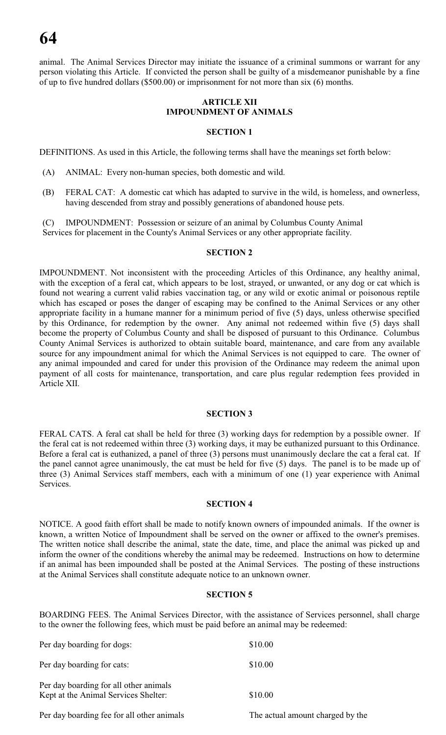animal. The Animal Services Director may initiate the issuance of a criminal summons or warrant for any person violating this Article. If convicted the person shall be guilty of a misdemeanor punishable by a fine of up to five hundred dollars ($500.00) or imprisonment for not more than six (6) months.

## ARTICLE XII
## IMPOUNDMENT OF ANIMALS

### SECTION 1

DEFINITIONS. As used in this Article, the following terms shall have the meanings set forth below:

(A) ANIMAL: Every non-human species, both domestic and wild.

(B) FERAL CAT: A domestic cat which has adapted to survive in the wild, is homeless, and ownerless, having descended from stray and possibly generations of abandoned house pets.

(C) IMPOUNDMENT: Possession or seizure of an animal by Columbus County Animal Services for placement in the County's Animal Services or any other appropriate facility.

### SECTION 2

IMPOUNDMENT. Not inconsistent with the proceeding Articles of this Ordinance, any healthy animal, with the exception of a feral cat, which appears to be lost, strayed, or unwanted, or any dog or cat which is found not wearing a current valid rabies vaccination tag, or any wild or exotic animal or poisonous reptile which has escaped or poses the danger of escaping may be confined to the Animal Services or any other appropriate facility in a humane manner for a minimum period of five (5) days, unless otherwise specified by this Ordinance, for redemption by the owner. Any animal not redeemed within five (5) days shall become the property of Columbus County and shall be disposed of pursuant to this Ordinance. Columbus County Animal Services is authorized to obtain suitable board, maintenance, and care from any available source for any impoundment animal for which the Animal Services is not equipped to care. The owner of any animal impounded and cared for under this provision of the Ordinance may redeem the animal upon payment of all costs for maintenance, transportation, and care plus regular redemption fees provided in Article XII.

### SECTION 3

FERAL CATS. A feral cat shall be held for three (3) working days for redemption by a possible owner. If the feral cat is not redeemed within three (3) working days, it may be euthanized pursuant to this Ordinance. Before a feral cat is euthanized, a panel of three (3) persons must unanimously declare the cat a feral cat. If the panel cannot agree unanimously, the cat must be held for five (5) days. The panel is to be made up of three (3) Animal Services staff members, each with a minimum of one (1) year experience with Animal Services.

### SECTION 4

NOTICE. A good faith effort shall be made to notify known owners of impounded animals. If the owner is known, a written Notice of Impoundment shall be served on the owner or affixed to the owner's premises. The written notice shall describe the animal, state the date, time, and place the animal was picked up and inform the owner of the conditions whereby the animal may be redeemed. Instructions on how to determine if an animal has been impounded shall be posted at the Animal Services. The posting of these instructions at the Animal Services shall constitute adequate notice to an unknown owner.

### SECTION 5

BOARDING FEES. The Animal Services Director, with the assistance of Services personnel, shall charge to the owner the following fees, which must be paid before an animal may be redeemed:

| | |
|---|---|
| Per day boarding for dogs: | $10.00 |
| Per day boarding for cats: | $10.00 |
| Per day boarding for all other animals Kept at the Animal Services Shelter: | $10.00 |
| Per day boarding fee for all other animals | The actual amount charged by the |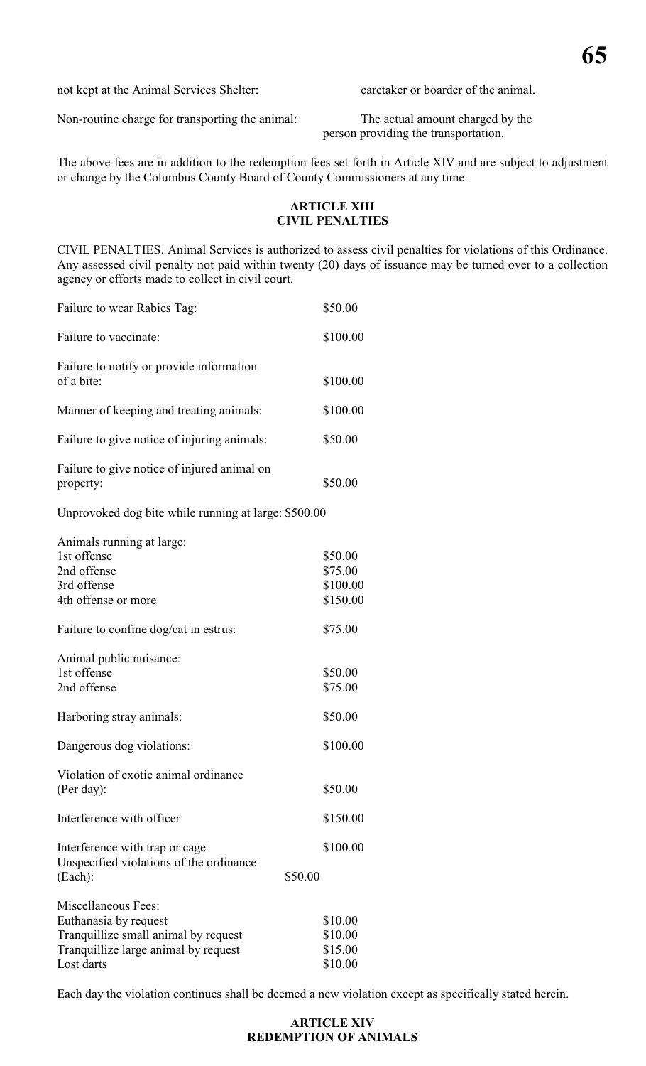| | |
|---|---|
| not kept at the Animal Services Shelter: | caretaker or boarder of the animal. |
| Non-routine charge for transporting the animal: | The actual amount charged by the person providing the transportation. |

The above fees are in addition to the redemption fees set forth in Article XIV and are subject to adjustment or change by the Columbus County Board of County Commissioners at any time.

## ARTICLE XIII
## CIVIL PENALTIES

CIVIL PENALTIES. Animal Services is authorized to assess civil penalties for violations of this Ordinance. Any assessed civil penalty not paid within twenty (20) days of issuance may be turned over to a collection agency or efforts made to collect in civil court.

| | |
|---|---|
| Failure to wear Rabies Tag: | $50.00 |
| Failure to vaccinate: | $100.00 |
| Failure to notify or provide information of a bite: | $100.00 |
| Manner of keeping and treating animals: | $100.00 |
| Failure to give notice of injuring animals: | $50.00 |
| Failure to give notice of injured animal on property: | $50.00 |
| Unprovoked dog bite while running at large: | $500.00 |
| Animals running at large: | |
| 1st offense | $50.00 |
| 2nd offense | $75.00 |
| 3rd offense | $100.00 |
| 4th offense or more | $150.00 |
| Failure to confine dog/cat in estrus: | $75.00 |
| Animal public nuisance: | |
| 1st offense | $50.00 |
| 2nd offense | $75.00 |
| Harboring stray animals: | $50.00 |
| Dangerous dog violations: | $100.00 |
| Violation of exotic animal ordinance (Per day): | $50.00 |
| Interference with officer | $150.00 |
| Interference with trap or cage | $100.00 |
| Unspecified violations of the ordinance (Each): | $50.00 |
| Miscellaneous Fees: | |
| Euthanasia by request | $10.00 |
| Tranquillize small animal by request | $10.00 |
| Tranquillize large animal by request | $15.00 |
| Lost darts | $10.00 |

Each day the violation continues shall be deemed a new violation except as specifically stated herein.

## ARTICLE XIV
## REDEMPTION OF ANIMALS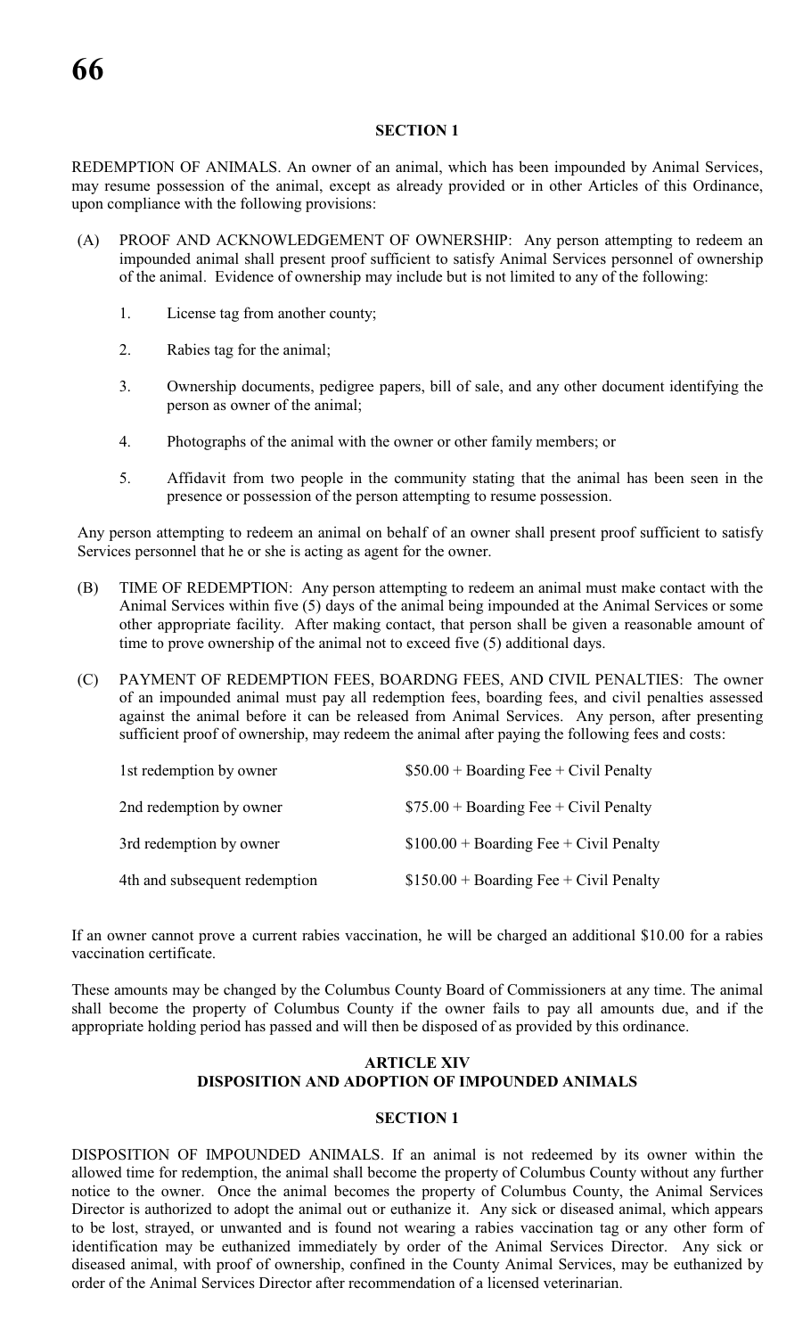### SECTION 1

REDEMPTION OF ANIMALS. An owner of an animal, which has been impounded by Animal Services, may resume possession of the animal, except as already provided or in other Articles of this Ordinance, upon compliance with the following provisions:

(A) PROOF AND ACKNOWLEDGEMENT OF OWNERSHIP: Any person attempting to redeem an impounded animal shall present proof sufficient to satisfy Animal Services personnel of ownership of the animal. Evidence of ownership may include but is not limited to any of the following:

1. License tag from another county;
2. Rabies tag for the animal;
3. Ownership documents, pedigree papers, bill of sale, and any other document identifying the person as owner of the animal;
4. Photographs of the animal with the owner or other family members; or
5. Affidavit from two people in the community stating that the animal has been seen in the presence or possession of the person attempting to resume possession.

Any person attempting to redeem an animal on behalf of an owner shall present proof sufficient to satisfy Services personnel that he or she is acting as agent for the owner.

(B) TIME OF REDEMPTION: Any person attempting to redeem an animal must make contact with the Animal Services within five (5) days of the animal being impounded at the Animal Services or some other appropriate facility. After making contact, that person shall be given a reasonable amount of time to prove ownership of the animal not to exceed five (5) additional days.

(C) PAYMENT OF REDEMPTION FEES, BOARDNG FEES, AND CIVIL PENALTIES: The owner of an impounded animal must pay all redemption fees, boarding fees, and civil penalties assessed against the animal before it can be released from Animal Services. Any person, after presenting sufficient proof of ownership, may redeem the animal after paying the following fees and costs:

| | |
|---|---|
| 1st redemption by owner | $50.00 + Boarding Fee + Civil Penalty |
| 2nd redemption by owner | $75.00 + Boarding Fee + Civil Penalty |
| 3rd redemption by owner | $100.00 + Boarding Fee + Civil Penalty |
| 4th and subsequent redemption | $150.00 + Boarding Fee + Civil Penalty |

If an owner cannot prove a current rabies vaccination, he will be charged an additional $10.00 for a rabies vaccination certificate.

These amounts may be changed by the Columbus County Board of Commissioners at any time. The animal shall become the property of Columbus County if the owner fails to pay all amounts due, and if the appropriate holding period has passed and will then be disposed of as provided by this ordinance.

## ARTICLE XIV
## DISPOSITION AND ADOPTION OF IMPOUNDED ANIMALS

### SECTION 1

DISPOSITION OF IMPOUNDED ANIMALS. If an animal is not redeemed by its owner within the allowed time for redemption, the animal shall become the property of Columbus County without any further notice to the owner. Once the animal becomes the property of Columbus County, the Animal Services Director is authorized to adopt the animal out or euthanize it. Any sick or diseased animal, which appears to be lost, strayed, or unwanted and is found not wearing a rabies vaccination tag or any other form of identification may be euthanized immediately by order of the Animal Services Director. Any sick or diseased animal, with proof of ownership, confined in the County Animal Services, may be euthanized by order of the Animal Services Director after recommendation of a licensed veterinarian.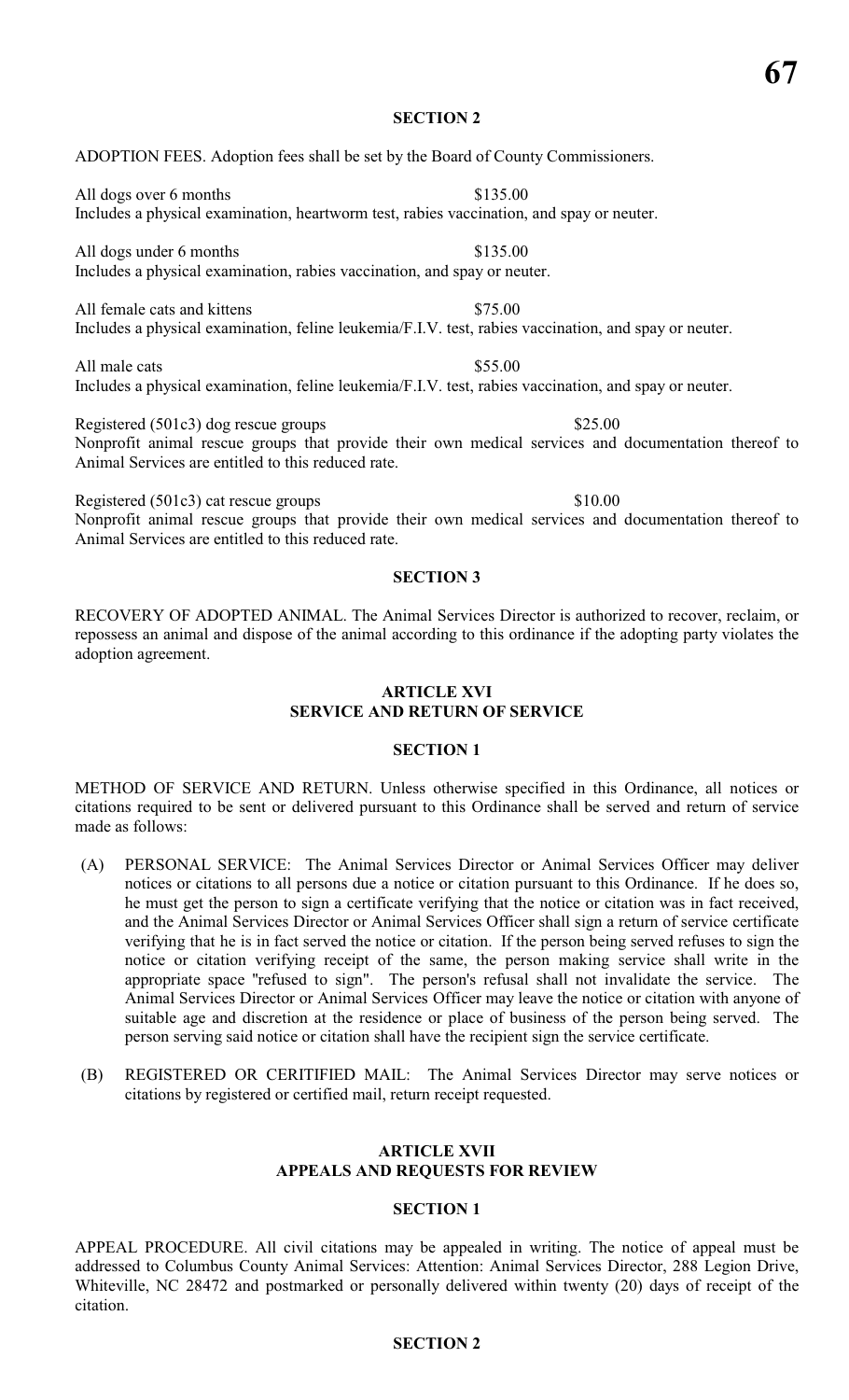### SECTION 2

ADOPTION FEES. Adoption fees shall be set by the Board of County Commissioners.

All dogs over 6 months $135.00
Includes a physical examination, heartworm test, rabies vaccination, and spay or neuter.

All dogs under 6 months $135.00
Includes a physical examination, rabies vaccination, and spay or neuter.

All female cats and kittens $75.00
Includes a physical examination, feline leukemia/F.I.V. test, rabies vaccination, and spay or neuter.

All male cats $55.00
Includes a physical examination, feline leukemia/F.I.V. test, rabies vaccination, and spay or neuter.

Registered (501c3) dog rescue groups $25.00
Nonprofit animal rescue groups that provide their own medical services and documentation thereof to Animal Services are entitled to this reduced rate.

Registered (501c3) cat rescue groups $10.00
Nonprofit animal rescue groups that provide their own medical services and documentation thereof to Animal Services are entitled to this reduced rate.

### SECTION 3

RECOVERY OF ADOPTED ANIMAL. The Animal Services Director is authorized to recover, reclaim, or repossess an animal and dispose of the animal according to this ordinance if the adopting party violates the adoption agreement.

## ARTICLE XVI
## SERVICE AND RETURN OF SERVICE

### SECTION 1

METHOD OF SERVICE AND RETURN. Unless otherwise specified in this Ordinance, all notices or citations required to be sent or delivered pursuant to this Ordinance shall be served and return of service made as follows:

(A) PERSONAL SERVICE: The Animal Services Director or Animal Services Officer may deliver notices or citations to all persons due a notice or citation pursuant to this Ordinance. If he does so, he must get the person to sign a certificate verifying that the notice or citation was in fact received, and the Animal Services Director or Animal Services Officer shall sign a return of service certificate verifying that he is in fact served the notice or citation. If the person being served refuses to sign the notice or citation verifying receipt of the same, the person making service shall write in the appropriate space "refused to sign". The person's refusal shall not invalidate the service. The Animal Services Director or Animal Services Officer may leave the notice or citation with anyone of suitable age and discretion at the residence or place of business of the person being served. The person serving said notice or citation shall have the recipient sign the service certificate.

(B) REGISTERED OR CERITIFIED MAIL: The Animal Services Director may serve notices or citations by registered or certified mail, return receipt requested.

## ARTICLE XVII
## APPEALS AND REQUESTS FOR REVIEW

### SECTION 1

APPEAL PROCEDURE. All civil citations may be appealed in writing. The notice of appeal must be addressed to Columbus County Animal Services: Attention: Animal Services Director, 288 Legion Drive, Whiteville, NC 28472 and postmarked or personally delivered within twenty (20) days of receipt of the citation.

### SECTION 2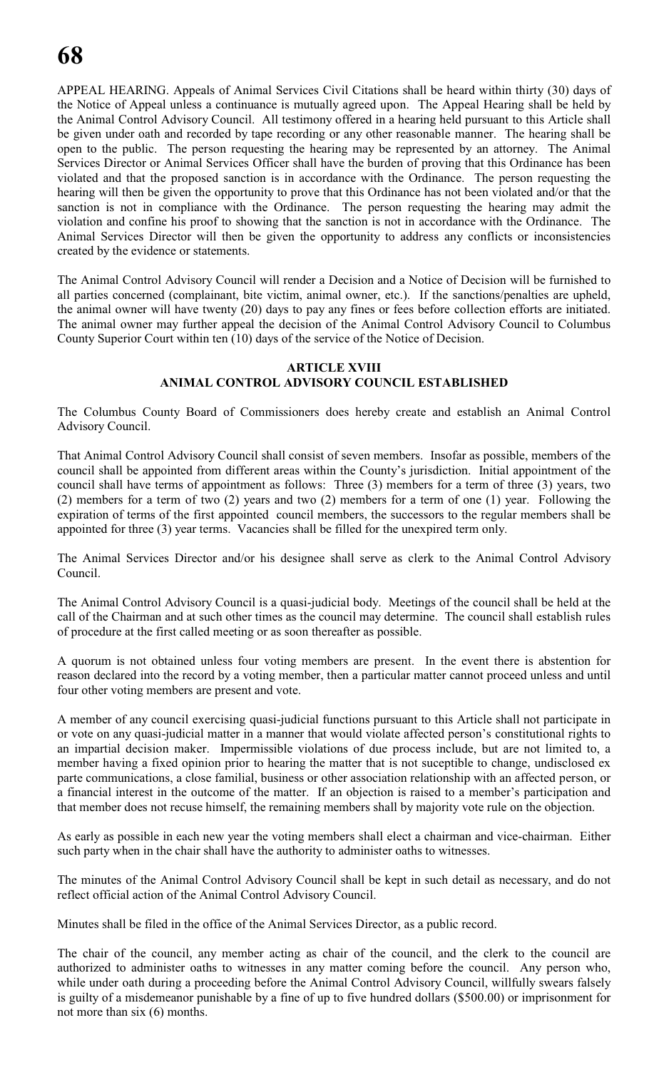APPEAL HEARING. Appeals of Animal Services Civil Citations shall be heard within thirty (30) days of the Notice of Appeal unless a continuance is mutually agreed upon. The Appeal Hearing shall be held by the Animal Control Advisory Council. All testimony offered in a hearing held pursuant to this Article shall be given under oath and recorded by tape recording or any other reasonable manner. The hearing shall be open to the public. The person requesting the hearing may be represented by an attorney. The Animal Services Director or Animal Services Officer shall have the burden of proving that this Ordinance has been violated and that the proposed sanction is in accordance with the Ordinance. The person requesting the hearing will then be given the opportunity to prove that this Ordinance has not been violated and/or that the sanction is not in compliance with the Ordinance. The person requesting the hearing may admit the violation and confine his proof to showing that the sanction is not in accordance with the Ordinance. The Animal Services Director will then be given the opportunity to address any conflicts or inconsistencies created by the evidence or statements.

The Animal Control Advisory Council will render a Decision and a Notice of Decision will be furnished to all parties concerned (complainant, bite victim, animal owner, etc.). If the sanctions/penalties are upheld, the animal owner will have twenty (20) days to pay any fines or fees before collection efforts are initiated. The animal owner may further appeal the decision of the Animal Control Advisory Council to Columbus County Superior Court within ten (10) days of the service of the Notice of Decision.

## ARTICLE XVIII
## ANIMAL CONTROL ADVISORY COUNCIL ESTABLISHED

The Columbus County Board of Commissioners does hereby create and establish an Animal Control Advisory Council.

That Animal Control Advisory Council shall consist of seven members. Insofar as possible, members of the council shall be appointed from different areas within the County's jurisdiction. Initial appointment of the council shall have terms of appointment as follows: Three (3) members for a term of three (3) years, two (2) members for a term of two (2) years and two (2) members for a term of one (1) year. Following the expiration of terms of the first appointed council members, the successors to the regular members shall be appointed for three (3) year terms. Vacancies shall be filled for the unexpired term only.

The Animal Services Director and/or his designee shall serve as clerk to the Animal Control Advisory Council.

The Animal Control Advisory Council is a quasi-judicial body. Meetings of the council shall be held at the call of the Chairman and at such other times as the council may determine. The council shall establish rules of procedure at the first called meeting or as soon thereafter as possible.

A quorum is not obtained unless four voting members are present. In the event there is abstention for reason declared into the record by a voting member, then a particular matter cannot proceed unless and until four other voting members are present and vote.

A member of any council exercising quasi-judicial functions pursuant to this Article shall not participate in or vote on any quasi-judicial matter in a manner that would violate affected person's constitutional rights to an impartial decision maker. Impermissible violations of due process include, but are not limited to, a member having a fixed opinion prior to hearing the matter that is not suceptible to change, undisclosed ex parte communications, a close familial, business or other association relationship with an affected person, or a financial interest in the outcome of the matter. If an objection is raised to a member's participation and that member does not recuse himself, the remaining members shall by majority vote rule on the objection.

As early as possible in each new year the voting members shall elect a chairman and vice-chairman. Either such party when in the chair shall have the authority to administer oaths to witnesses.

The minutes of the Animal Control Advisory Council shall be kept in such detail as necessary, and do not reflect official action of the Animal Control Advisory Council.

Minutes shall be filed in the office of the Animal Services Director, as a public record.

The chair of the council, any member acting as chair of the council, and the clerk to the council are authorized to administer oaths to witnesses in any matter coming before the council. Any person who, while under oath during a proceeding before the Animal Control Advisory Council, willfully swears falsely is guilty of a misdemeanor punishable by a fine of up to five hundred dollars ($500.00) or imprisonment for not more than six (6) months.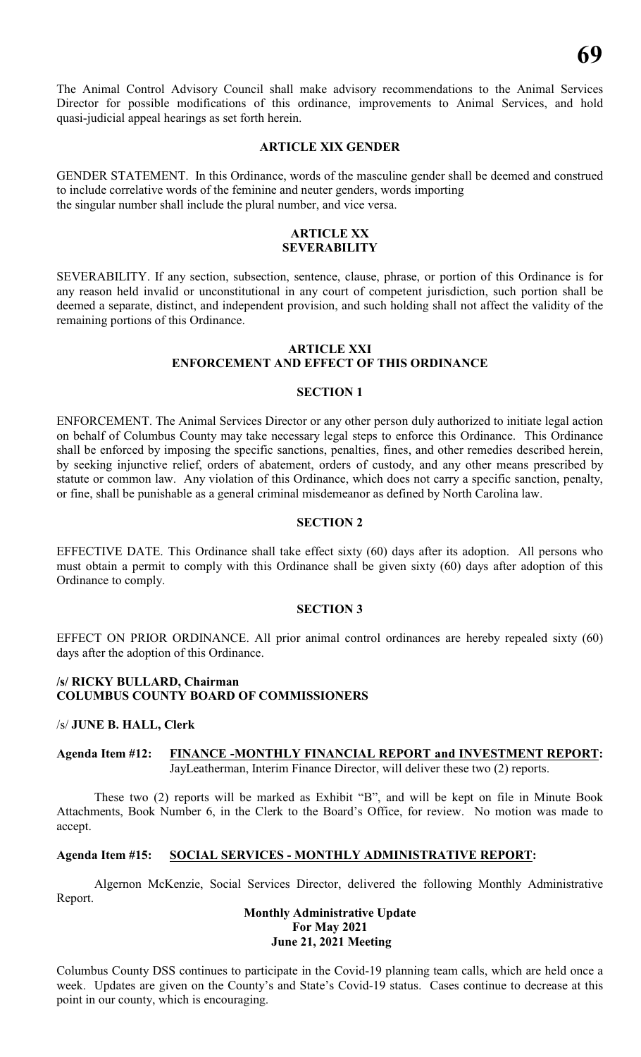The Animal Control Advisory Council shall make advisory recommendations to the Animal Services Director for possible modifications of this ordinance, improvements to Animal Services, and hold quasi-judicial appeal hearings as set forth herein.

### ARTICLE XIX GENDER

GENDER STATEMENT. In this Ordinance, words of the masculine gender shall be deemed and construed to include correlative words of the feminine and neuter genders, words importing the singular number shall include the plural number, and vice versa.

### ARTICLE XX
### SEVERABILITY

SEVERABILITY. If any section, subsection, sentence, clause, phrase, or portion of this Ordinance is for any reason held invalid or unconstitutional in any court of competent jurisdiction, such portion shall be deemed a separate, distinct, and independent provision, and such holding shall not affect the validity of the remaining portions of this Ordinance.

### ARTICLE XXI
### ENFORCEMENT AND EFFECT OF THIS ORDINANCE

#### SECTION 1

ENFORCEMENT. The Animal Services Director or any other person duly authorized to initiate legal action on behalf of Columbus County may take necessary legal steps to enforce this Ordinance. This Ordinance shall be enforced by imposing the specific sanctions, penalties, fines, and other remedies described herein, by seeking injunctive relief, orders of abatement, orders of custody, and any other means prescribed by statute or common law. Any violation of this Ordinance, which does not carry a specific sanction, penalty, or fine, shall be punishable as a general criminal misdemeanor as defined by North Carolina law.

#### SECTION 2

EFFECTIVE DATE. This Ordinance shall take effect sixty (60) days after its adoption. All persons who must obtain a permit to comply with this Ordinance shall be given sixty (60) days after adoption of this Ordinance to comply.

#### SECTION 3

EFFECT ON PRIOR ORDINANCE. All prior animal control ordinances are hereby repealed sixty (60) days after the adoption of this Ordinance.

**/s/ RICKY BULLARD, Chairman**
**COLUMBUS COUNTY BOARD OF COMMISSIONERS**

/s/ **JUNE B. HALL, Clerk**

**Agenda Item #12: FINANCE -MONTHLY FINANCIAL REPORT and INVESTMENT REPORT:** JayLeatherman, Interim Finance Director, will deliver these two (2) reports.

These two (2) reports will be marked as Exhibit "B", and will be kept on file in Minute Book Attachments, Book Number 6, in the Clerk to the Board's Office, for review. No motion was made to accept.

**Agenda Item #15: SOCIAL SERVICES - MONTHLY ADMINISTRATIVE REPORT:**

Algernon McKenzie, Social Services Director, delivered the following Monthly Administrative Report.

**Monthly Administrative Update**
**For May 2021**
**June 21, 2021 Meeting**

Columbus County DSS continues to participate in the Covid-19 planning team calls, which are held once a week. Updates are given on the County's and State's Covid-19 status. Cases continue to decrease at this point in our county, which is encouraging.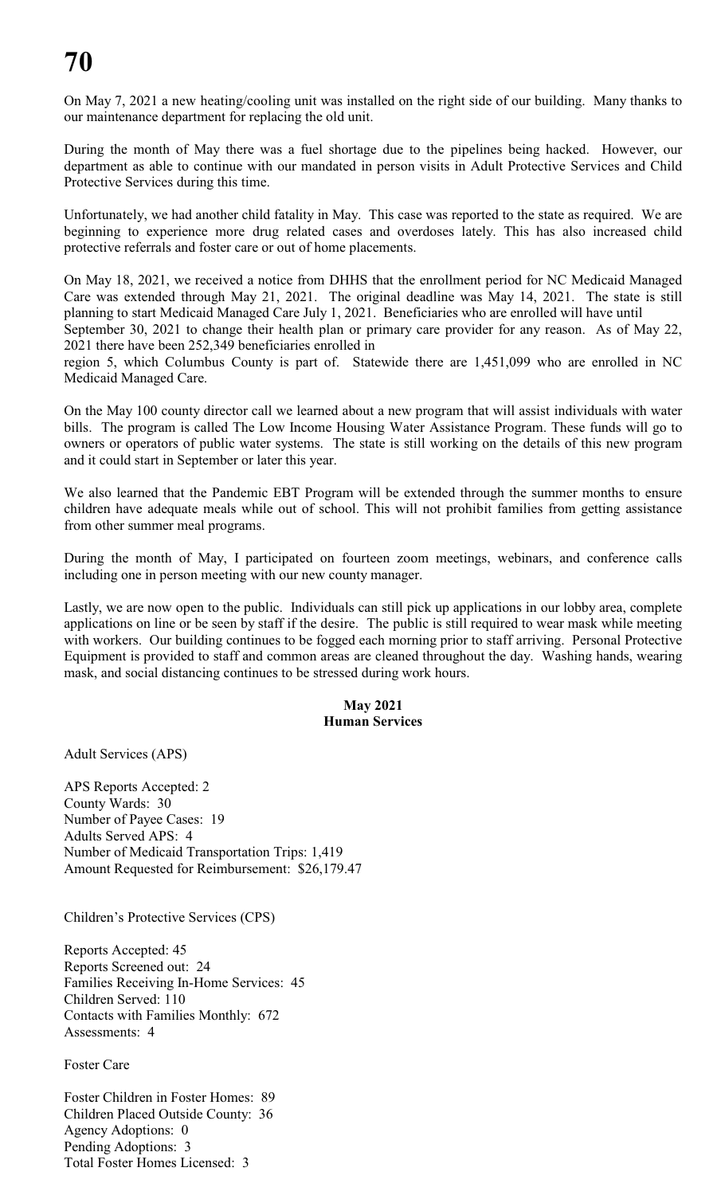On May 7, 2021 a new heating/cooling unit was installed on the right side of our building. Many thanks to our maintenance department for replacing the old unit.

During the month of May there was a fuel shortage due to the pipelines being hacked. However, our department as able to continue with our mandated in person visits in Adult Protective Services and Child Protective Services during this time.

Unfortunately, we had another child fatality in May. This case was reported to the state as required. We are beginning to experience more drug related cases and overdoses lately. This has also increased child protective referrals and foster care or out of home placements.

On May 18, 2021, we received a notice from DHHS that the enrollment period for NC Medicaid Managed Care was extended through May 21, 2021. The original deadline was May 14, 2021. The state is still planning to start Medicaid Managed Care July 1, 2021. Beneficiaries who are enrolled will have until September 30, 2021 to change their health plan or primary care provider for any reason. As of May 22, 2021 there have been 252,349 beneficiaries enrolled in region 5, which Columbus County is part of. Statewide there are 1,451,099 who are enrolled in NC Medicaid Managed Care.

On the May 100 county director call we learned about a new program that will assist individuals with water bills. The program is called The Low Income Housing Water Assistance Program. These funds will go to owners or operators of public water systems. The state is still working on the details of this new program and it could start in September or later this year.

We also learned that the Pandemic EBT Program will be extended through the summer months to ensure children have adequate meals while out of school. This will not prohibit families from getting assistance from other summer meal programs.

During the month of May, I participated on fourteen zoom meetings, webinars, and conference calls including one in person meeting with our new county manager.

Lastly, we are now open to the public. Individuals can still pick up applications in our lobby area, complete applications on line or be seen by staff if the desire. The public is still required to wear mask while meeting with workers. Our building continues to be fogged each morning prior to staff arriving. Personal Protective Equipment is provided to staff and common areas are cleaned throughout the day. Washing hands, wearing mask, and social distancing continues to be stressed during work hours.

**May 2021**
**Human Services**

Adult Services (APS)

APS Reports Accepted: 2
County Wards: 30
Number of Payee Cases: 19
Adults Served APS: 4
Number of Medicaid Transportation Trips: 1,419
Amount Requested for Reimbursement: $26,179.47

Children's Protective Services (CPS)

Reports Accepted: 45
Reports Screened out: 24
Families Receiving In-Home Services: 45
Children Served: 110
Contacts with Families Monthly: 672
Assessments: 4

Foster Care

Foster Children in Foster Homes: 89
Children Placed Outside County: 36
Agency Adoptions: 0
Pending Adoptions: 3
Total Foster Homes Licensed: 3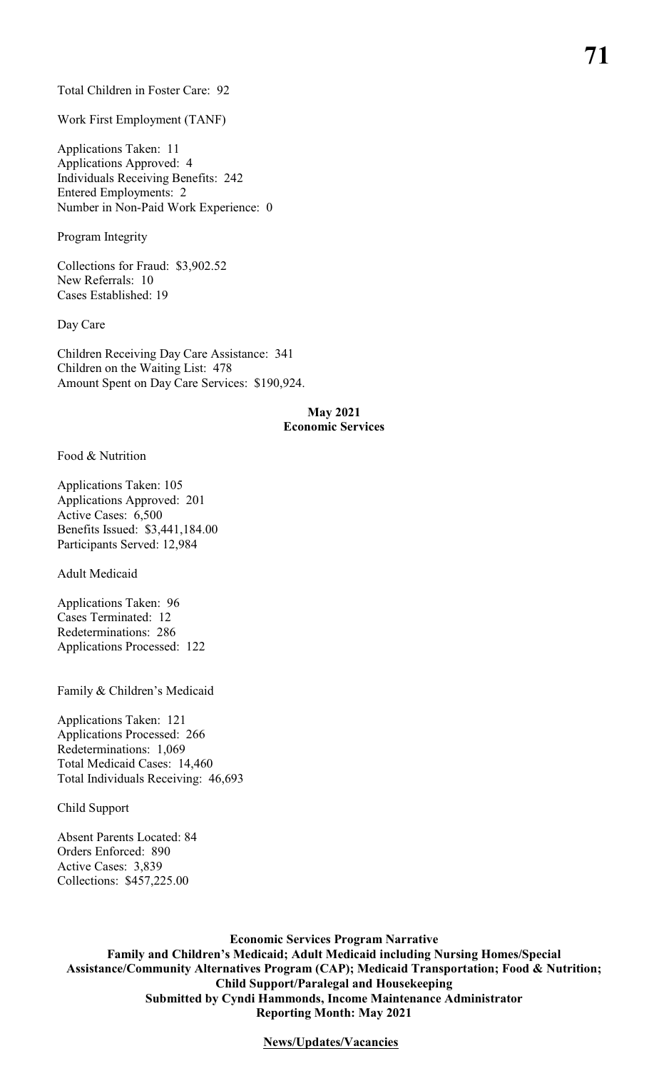Total Children in Foster Care: 92

Work First Employment (TANF)

Applications Taken: 11
Applications Approved: 4
Individuals Receiving Benefits: 242
Entered Employments: 2
Number in Non-Paid Work Experience: 0

Program Integrity

Collections for Fraud: $3,902.52
New Referrals: 10
Cases Established: 19

Day Care

Children Receiving Day Care Assistance: 341
Children on the Waiting List: 478
Amount Spent on Day Care Services: $190,924.

**May 2021**
**Economic Services**

Food & Nutrition

Applications Taken: 105
Applications Approved: 201
Active Cases: 6,500
Benefits Issued: $3,441,184.00
Participants Served: 12,984

Adult Medicaid

Applications Taken: 96
Cases Terminated: 12
Redeterminations: 286
Applications Processed: 122

Family & Children's Medicaid

Applications Taken: 121
Applications Processed: 266
Redeterminations: 1,069
Total Medicaid Cases: 14,460
Total Individuals Receiving: 46,693

Child Support

Absent Parents Located: 84
Orders Enforced: 890
Active Cases: 3,839
Collections: $457,225.00

**Economic Services Program Narrative**
**Family and Children's Medicaid; Adult Medicaid including Nursing Homes/Special Assistance/Community Alternatives Program (CAP); Medicaid Transportation; Food & Nutrition; Child Support/Paralegal and Housekeeping**
**Submitted by Cyndi Hammonds, Income Maintenance Administrator**
**Reporting Month: May 2021**

**News/Updates/Vacancies**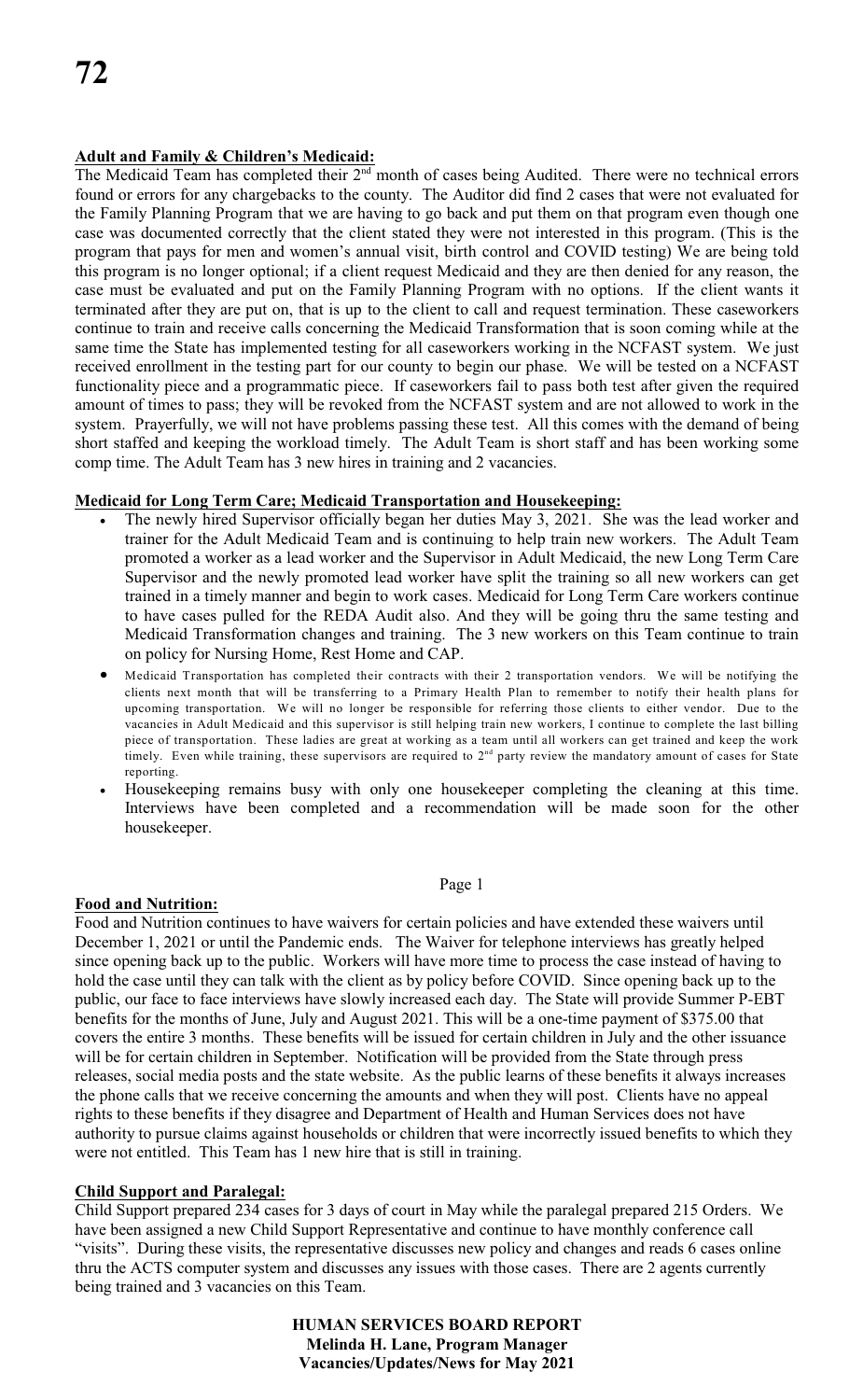**Adult and Family & Children's Medicaid:**

The Medicaid Team has completed their 2nd month of cases being Audited. There were no technical errors found or errors for any chargebacks to the county. The Auditor did find 2 cases that were not evaluated for the Family Planning Program that we are having to go back and put them on that program even though one case was documented correctly that the client stated they were not interested in this program. (This is the program that pays for men and women's annual visit, birth control and COVID testing) We are being told this program is no longer optional; if a client request Medicaid and they are then denied for any reason, the case must be evaluated and put on the Family Planning Program with no options. If the client wants it terminated after they are put on, that is up to the client to call and request termination. These caseworkers continue to train and receive calls concerning the Medicaid Transformation that is soon coming while at the same time the State has implemented testing for all caseworkers working in the NCFAST system. We just received enrollment in the testing part for our county to begin our phase. We will be tested on a NCFAST functionality piece and a programmatic piece. If caseworkers fail to pass both test after given the required amount of times to pass; they will be revoked from the NCFAST system and are not allowed to work in the system. Prayerfully, we will not have problems passing these test. All this comes with the demand of being short staffed and keeping the workload timely. The Adult Team is short staff and has been working some comp time. The Adult Team has 3 new hires in training and 2 vacancies.

**Medicaid for Long Term Care; Medicaid Transportation and Housekeeping:**

- The newly hired Supervisor officially began her duties May 3, 2021. She was the lead worker and trainer for the Adult Medicaid Team and is continuing to help train new workers. The Adult Team promoted a worker as a lead worker and the Supervisor in Adult Medicaid, the new Long Term Care Supervisor and the newly promoted lead worker have split the training so all new workers can get trained in a timely manner and begin to work cases. Medicaid for Long Term Care workers continue to have cases pulled for the REDA Audit also. And they will be going thru the same testing and Medicaid Transformation changes and training. The 3 new workers on this Team continue to train on policy for Nursing Home, Rest Home and CAP.
- Medicaid Transportation has completed their contracts with their 2 transportation vendors. We will be notifying the clients next month that will be transferring to a Primary Health Plan to remember to notify their health plans for upcoming transportation. We will no longer be responsible for referring those clients to either vendor. Due to the vacancies in Adult Medicaid and this supervisor is still helping train new workers, I continue to complete the last billing piece of transportation. These ladies are great at working as a team until all workers can get trained and keep the work timely. Even while training, these supervisors are required to 2nd party review the mandatory amount of cases for State reporting.
- Housekeeping remains busy with only one housekeeper completing the cleaning at this time. Interviews have been completed and a recommendation will be made soon for the other housekeeper.

**Food and Nutrition:**

Food and Nutrition continues to have waivers for certain policies and have extended these waivers until December 1, 2021 or until the Pandemic ends. The Waiver for telephone interviews has greatly helped since opening back up to the public. Workers will have more time to process the case instead of having to hold the case until they can talk with the client as by policy before COVID. Since opening back up to the public, our face to face interviews have slowly increased each day. The State will provide Summer P-EBT benefits for the months of June, July and August 2021. This will be a one-time payment of $375.00 that covers the entire 3 months. These benefits will be issued for certain children in July and the other issuance will be for certain children in September. Notification will be provided from the State through press releases, social media posts and the state website. As the public learns of these benefits it always increases the phone calls that we receive concerning the amounts and when they will post. Clients have no appeal rights to these benefits if they disagree and Department of Health and Human Services does not have authority to pursue claims against households or children that were incorrectly issued benefits to which they were not entitled. This Team has 1 new hire that is still in training.

**Child Support and Paralegal:**

Child Support prepared 234 cases for 3 days of court in May while the paralegal prepared 215 Orders. We have been assigned a new Child Support Representative and continue to have monthly conference call "visits". During these visits, the representative discusses new policy and changes and reads 6 cases online thru the ACTS computer system and discusses any issues with those cases. There are 2 agents currently being trained and 3 vacancies on this Team.

**HUMAN SERVICES BOARD REPORT**
**Melinda H. Lane, Program Manager**
**Vacancies/Updates/News for May 2021**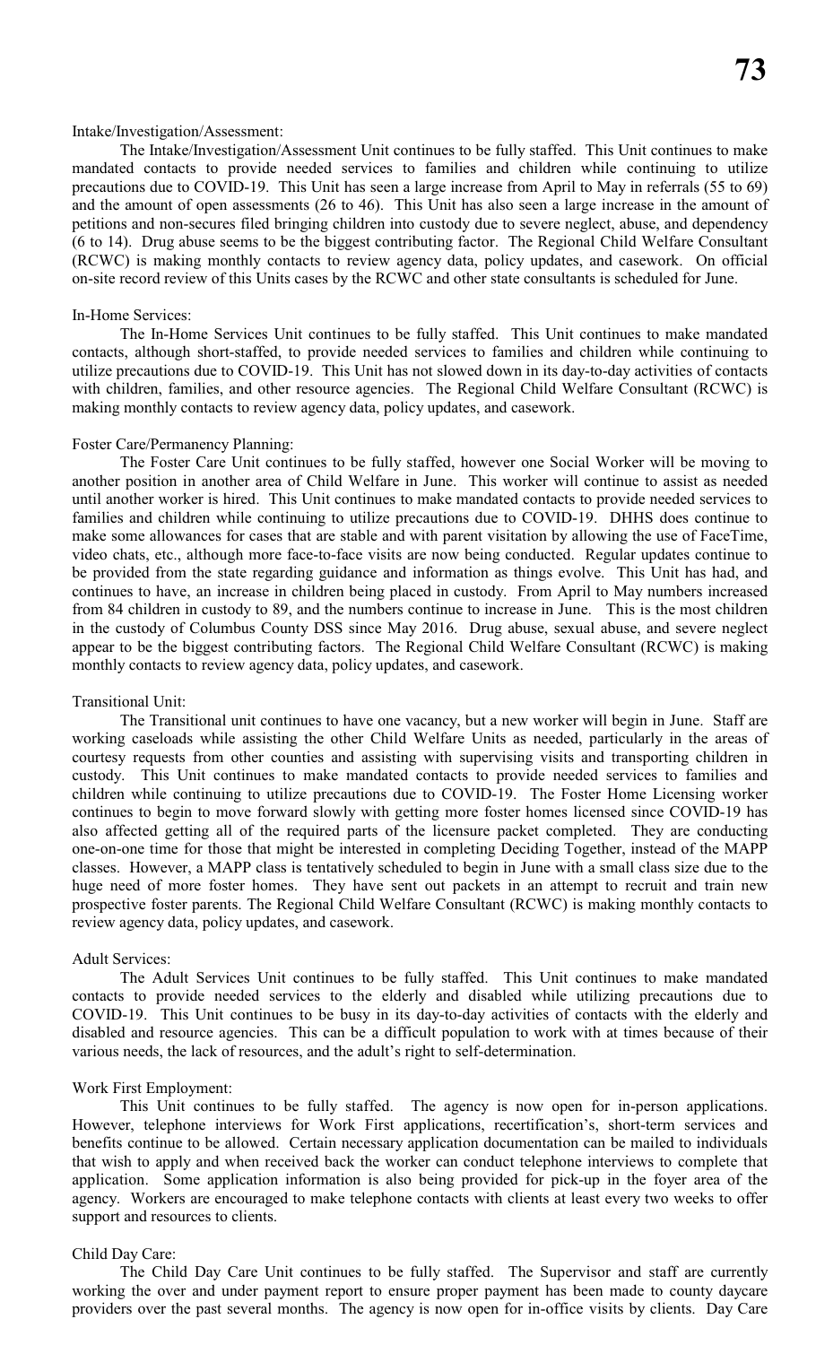Intake/Investigation/Assessment:

The Intake/Investigation/Assessment Unit continues to be fully staffed. This Unit continues to make mandated contacts to provide needed services to families and children while continuing to utilize precautions due to COVID-19. This Unit has seen a large increase from April to May in referrals (55 to 69) and the amount of open assessments (26 to 46). This Unit has also seen a large increase in the amount of petitions and non-secures filed bringing children into custody due to severe neglect, abuse, and dependency (6 to 14). Drug abuse seems to be the biggest contributing factor. The Regional Child Welfare Consultant (RCWC) is making monthly contacts to review agency data, policy updates, and casework. On official on-site record review of this Units cases by the RCWC and other state consultants is scheduled for June.

In-Home Services:

The In-Home Services Unit continues to be fully staffed. This Unit continues to make mandated contacts, although short-staffed, to provide needed services to families and children while continuing to utilize precautions due to COVID-19. This Unit has not slowed down in its day-to-day activities of contacts with children, families, and other resource agencies. The Regional Child Welfare Consultant (RCWC) is making monthly contacts to review agency data, policy updates, and casework.

Foster Care/Permanency Planning:

The Foster Care Unit continues to be fully staffed, however one Social Worker will be moving to another position in another area of Child Welfare in June. This worker will continue to assist as needed until another worker is hired. This Unit continues to make mandated contacts to provide needed services to families and children while continuing to utilize precautions due to COVID-19. DHHS does continue to make some allowances for cases that are stable and with parent visitation by allowing the use of FaceTime, video chats, etc., although more face-to-face visits are now being conducted. Regular updates continue to be provided from the state regarding guidance and information as things evolve. This Unit has had, and continues to have, an increase in children being placed in custody. From April to May numbers increased from 84 children in custody to 89, and the numbers continue to increase in June. This is the most children in the custody of Columbus County DSS since May 2016. Drug abuse, sexual abuse, and severe neglect appear to be the biggest contributing factors. The Regional Child Welfare Consultant (RCWC) is making monthly contacts to review agency data, policy updates, and casework.

Transitional Unit:

The Transitional unit continues to have one vacancy, but a new worker will begin in June. Staff are working caseloads while assisting the other Child Welfare Units as needed, particularly in the areas of courtesy requests from other counties and assisting with supervising visits and transporting children in custody. This Unit continues to make mandated contacts to provide needed services to families and children while continuing to utilize precautions due to COVID-19. The Foster Home Licensing worker continues to begin to move forward slowly with getting more foster homes licensed since COVID-19 has also affected getting all of the required parts of the licensure packet completed. They are conducting one-on-one time for those that might be interested in completing Deciding Together, instead of the MAPP classes. However, a MAPP class is tentatively scheduled to begin in June with a small class size due to the huge need of more foster homes. They have sent out packets in an attempt to recruit and train new prospective foster parents. The Regional Child Welfare Consultant (RCWC) is making monthly contacts to review agency data, policy updates, and casework.

Adult Services:

The Adult Services Unit continues to be fully staffed. This Unit continues to make mandated contacts to provide needed services to the elderly and disabled while utilizing precautions due to COVID-19. This Unit continues to be busy in its day-to-day activities of contacts with the elderly and disabled and resource agencies. This can be a difficult population to work with at times because of their various needs, the lack of resources, and the adult's right to self-determination.

Work First Employment:

This Unit continues to be fully staffed. The agency is now open for in-person applications. However, telephone interviews for Work First applications, recertification's, short-term services and benefits continue to be allowed. Certain necessary application documentation can be mailed to individuals that wish to apply and when received back the worker can conduct telephone interviews to complete that application. Some application information is also being provided for pick-up in the foyer area of the agency. Workers are encouraged to make telephone contacts with clients at least every two weeks to offer support and resources to clients.

Child Day Care:

The Child Day Care Unit continues to be fully staffed. The Supervisor and staff are currently working the over and under payment report to ensure proper payment has been made to county daycare providers over the past several months. The agency is now open for in-office visits by clients. Day Care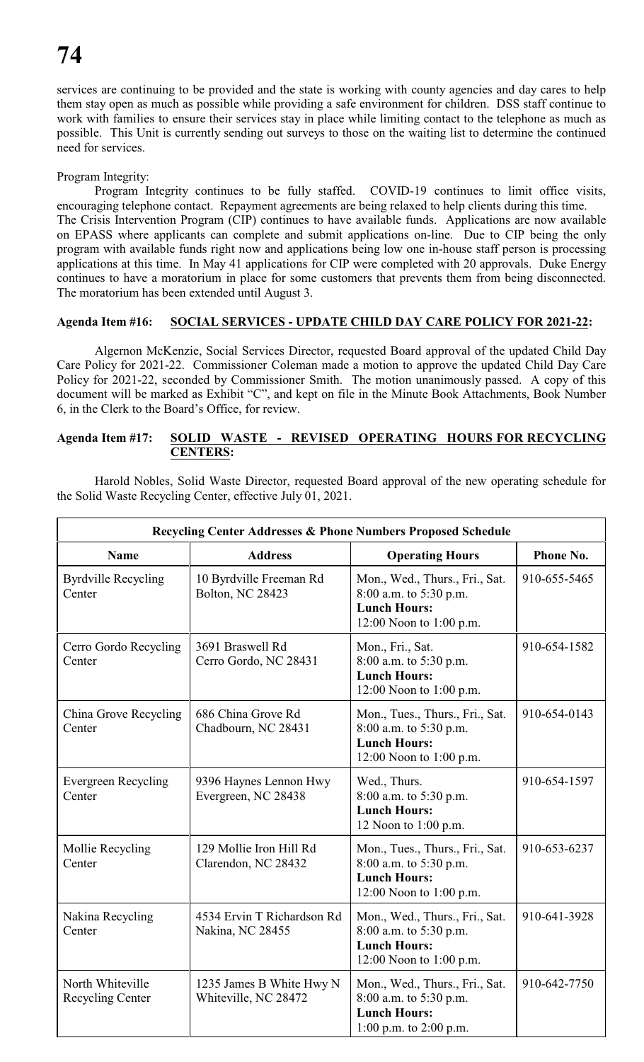services are continuing to be provided and the state is working with county agencies and day cares to help them stay open as much as possible while providing a safe environment for children. DSS staff continue to work with families to ensure their services stay in place while limiting contact to the telephone as much as possible. This Unit is currently sending out surveys to those on the waiting list to determine the continued need for services.

Program Integrity:

Program Integrity continues to be fully staffed. COVID-19 continues to limit office visits, encouraging telephone contact. Repayment agreements are being relaxed to help clients during this time. The Crisis Intervention Program (CIP) continues to have available funds. Applications are now available on EPASS where applicants can complete and submit applications on-line. Due to CIP being the only program with available funds right now and applications being low one in-house staff person is processing applications at this time. In May 41 applications for CIP were completed with 20 approvals. Duke Energy continues to have a moratorium in place for some customers that prevents them from being disconnected. The moratorium has been extended until August 3.

**Agenda Item #16: SOCIAL SERVICES - UPDATE CHILD DAY CARE POLICY FOR 2021-22:**

Algernon McKenzie, Social Services Director, requested Board approval of the updated Child Day Care Policy for 2021-22. Commissioner Coleman made a motion to approve the updated Child Day Care Policy for 2021-22, seconded by Commissioner Smith. The motion unanimously passed. A copy of this document will be marked as Exhibit "C", and kept on file in the Minute Book Attachments, Book Number 6, in the Clerk to the Board's Office, for review.

**Agenda Item #17: SOLID WASTE - REVISED OPERATING HOURS FOR RECYCLING CENTERS:**

Harold Nobles, Solid Waste Director, requested Board approval of the new operating schedule for the Solid Waste Recycling Center, effective July 01, 2021.

| Recycling Center Addresses & Phone Numbers Proposed Schedule | | | |
|---|---|---|---|
| **Name** | **Address** | **Operating Hours** | **Phone No.** |
| Byrdville Recycling Center | 10 Byrdville Freeman Rd Bolton, NC 28423 | Mon., Wed., Thurs., Fri., Sat. 8:00 a.m. to 5:30 p.m. **Lunch Hours:** 12:00 Noon to 1:00 p.m. | 910-655-5465 |
| Cerro Gordo Recycling Center | 3691 Braswell Rd Cerro Gordo, NC 28431 | Mon., Fri., Sat. 8:00 a.m. to 5:30 p.m. **Lunch Hours:** 12:00 Noon to 1:00 p.m. | 910-654-1582 |
| China Grove Recycling Center | 686 China Grove Rd Chadbourn, NC 28431 | Mon., Tues., Thurs., Fri., Sat. 8:00 a.m. to 5:30 p.m. **Lunch Hours:** 12:00 Noon to 1:00 p.m. | 910-654-0143 |
| Evergreen Recycling Center | 9396 Haynes Lennon Hwy Evergreen, NC 28438 | Wed., Thurs. 8:00 a.m. to 5:30 p.m. **Lunch Hours:** 12 Noon to 1:00 p.m. | 910-654-1597 |
| Mollie Recycling Center | 129 Mollie Iron Hill Rd Clarendon, NC 28432 | Mon., Tues., Thurs., Fri., Sat. 8:00 a.m. to 5:30 p.m. **Lunch Hours:** 12:00 Noon to 1:00 p.m. | 910-653-6237 |
| Nakina Recycling Center | 4534 Ervin T Richardson Rd Nakina, NC 28455 | Mon., Wed., Thurs., Fri., Sat. 8:00 a.m. to 5:30 p.m. **Lunch Hours:** 12:00 Noon to 1:00 p.m. | 910-641-3928 |
| North Whiteville Recycling Center | 1235 James B White Hwy N Whiteville, NC 28472 | Mon., Wed., Thurs., Fri., Sat. 8:00 a.m. to 5:30 p.m. **Lunch Hours:** 1:00 p.m. to 2:00 p.m. | 910-642-7750 |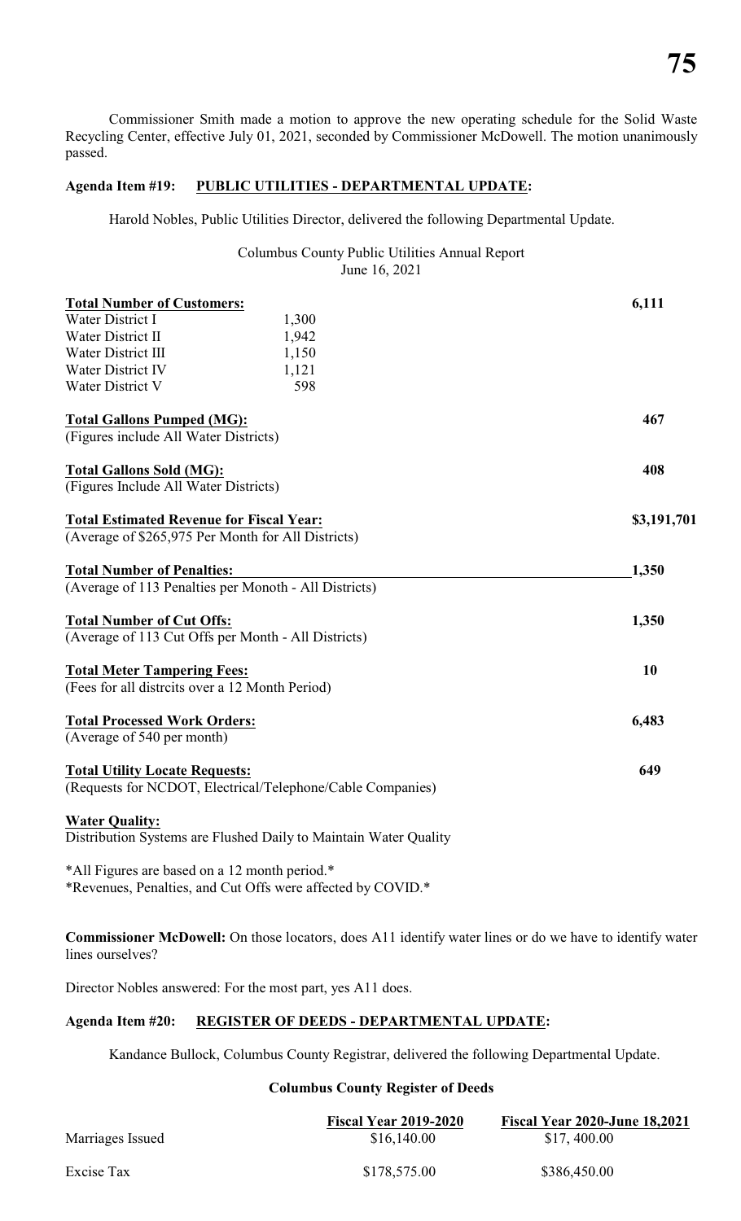Commissioner Smith made a motion to approve the new operating schedule for the Solid Waste Recycling Center, effective July 01, 2021, seconded by Commissioner McDowell. The motion unanimously passed.

**Agenda Item #19: PUBLIC UTILITIES - DEPARTMENTAL UPDATE:**

Harold Nobles, Public Utilities Director, delivered the following Departmental Update.

Columbus County Public Utilities Annual Report
June 16, 2021

| | | |
|---|---|---|
| **Total Number of Customers:** | | **6,111** |
| Water District I | 1,300 | |
| Water District II | 1,942 | |
| Water District III | 1,150 | |
| Water District IV | 1,121 | |
| Water District V | 598 | |

**Total Gallons Pumped (MG):** **467**
(Figures include All Water Districts)

**Total Gallons Sold (MG):** **408**
(Figures Include All Water Districts)

**Total Estimated Revenue for Fiscal Year:** **$3,191,701**
(Average of $265,975 Per Month for All Districts)

**Total Number of Penalties:** **1,350**
(Average of 113 Penalties per Monoth - All Districts)

**Total Number of Cut Offs:** **1,350**
(Average of 113 Cut Offs per Month - All Districts)

**Total Meter Tampering Fees:** **10**
(Fees for all distrcits over a 12 Month Period)

**Total Processed Work Orders:** **6,483**
(Average of 540 per month)

**Total Utility Locate Requests:** **649**
(Requests for NCDOT, Electrical/Telephone/Cable Companies)

**Water Quality:**
Distribution Systems are Flushed Daily to Maintain Water Quality

*All Figures are based on a 12 month period.*
*Revenues, Penalties, and Cut Offs were affected by COVID.*

**Commissioner McDowell:** On those locators, does A11 identify water lines or do we have to identify water lines ourselves?

Director Nobles answered: For the most part, yes A11 does.

**Agenda Item #20: REGISTER OF DEEDS - DEPARTMENTAL UPDATE:**

Kandance Bullock, Columbus County Registrar, delivered the following Departmental Update.

**Columbus County Register of Deeds**

| | **Fiscal Year 2019-2020** | **Fiscal Year 2020-June 18,2021** |
|---|---|---|
| Marriages Issued | $16,140.00 | $17, 400.00 |
| Excise Tax | $178,575.00 | $386,450.00 |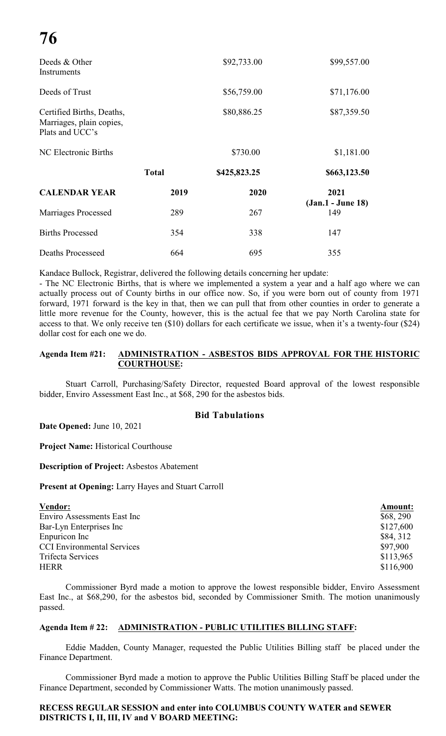| | | | |
|---|---|---|---|
| Deeds & Other Instruments | | $92,733.00 | $99,557.00 |
| Deeds of Trust | | $56,759.00 | $71,176.00 |
| Certified Births, Deaths, Marriages, plain copies, Plats and UCC's | | $80,886.25 | $87,359.50 |
| NC Electronic Births | | $730.00 | $1,181.00 |
| | **Total** | **$425,823.25** | **$663,123.50** |

| **CALENDAR YEAR** | **2019** | **2020** | **2021 (Jan.1 - June 18)** |
|---|---|---|---|
| Marriages Processed | 289 | 267 | 149 |
| Births Processed | 354 | 338 | 147 |
| Deaths Processeed | 664 | 695 | 355 |

Kandace Bullock, Registrar, delivered the following details concerning her update:

- The NC Electronic Births, that is where we implemented a system a year and a half ago where we can actually process out of County births in our office now. So, if you were born out of county from 1971 forward, 1971 forward is the key in that, then we can pull that from other counties in order to generate a little more revenue for the County, however, this is the actual fee that we pay North Carolina state for access to that. We only receive ten ($10) dollars for each certificate we issue, when it's a twenty-four ($24) dollar cost for each one we do.

**Agenda Item #21: ADMINISTRATION - ASBESTOS BIDS APPROVAL FOR THE HISTORIC COURTHOUSE:**

Stuart Carroll, Purchasing/Safety Director, requested Board approval of the lowest responsible bidder, Enviro Assessment East Inc., at $68, 290 for the asbestos bids.

**Bid Tabulations**

**Date Opened:** June 10, 2021

**Project Name:** Historical Courthouse

**Description of Project:** Asbestos Abatement

**Present at Opening:** Larry Hayes and Stuart Carroll

| **Vendor:** | **Amount:** |
|---|---|
| Enviro Assessments East Inc | $68, 290 |
| Bar-Lyn Enterprises Inc | $127,600 |
| Enpuricon Inc | $84, 312 |
| CCI Environmental Services | $97,900 |
| Trifecta Services | $113,965 |
| HERR | $116,900 |

Commissioner Byrd made a motion to approve the lowest responsible bidder, Enviro Assessment East Inc., at $68,290, for the asbestos bid, seconded by Commissioner Smith. The motion unanimously passed.

**Agenda Item # 22: ADMINISTRATION - PUBLIC UTILITIES BILLING STAFF:**

Eddie Madden, County Manager, requested the Public Utilities Billing staff be placed under the Finance Department.

Commissioner Byrd made a motion to approve the Public Utilities Billing Staff be placed under the Finance Department, seconded by Commissioner Watts. The motion unanimously passed.

**RECESS REGULAR SESSION and enter into COLUMBUS COUNTY WATER and SEWER DISTRICTS I, II, III, IV and V BOARD MEETING:**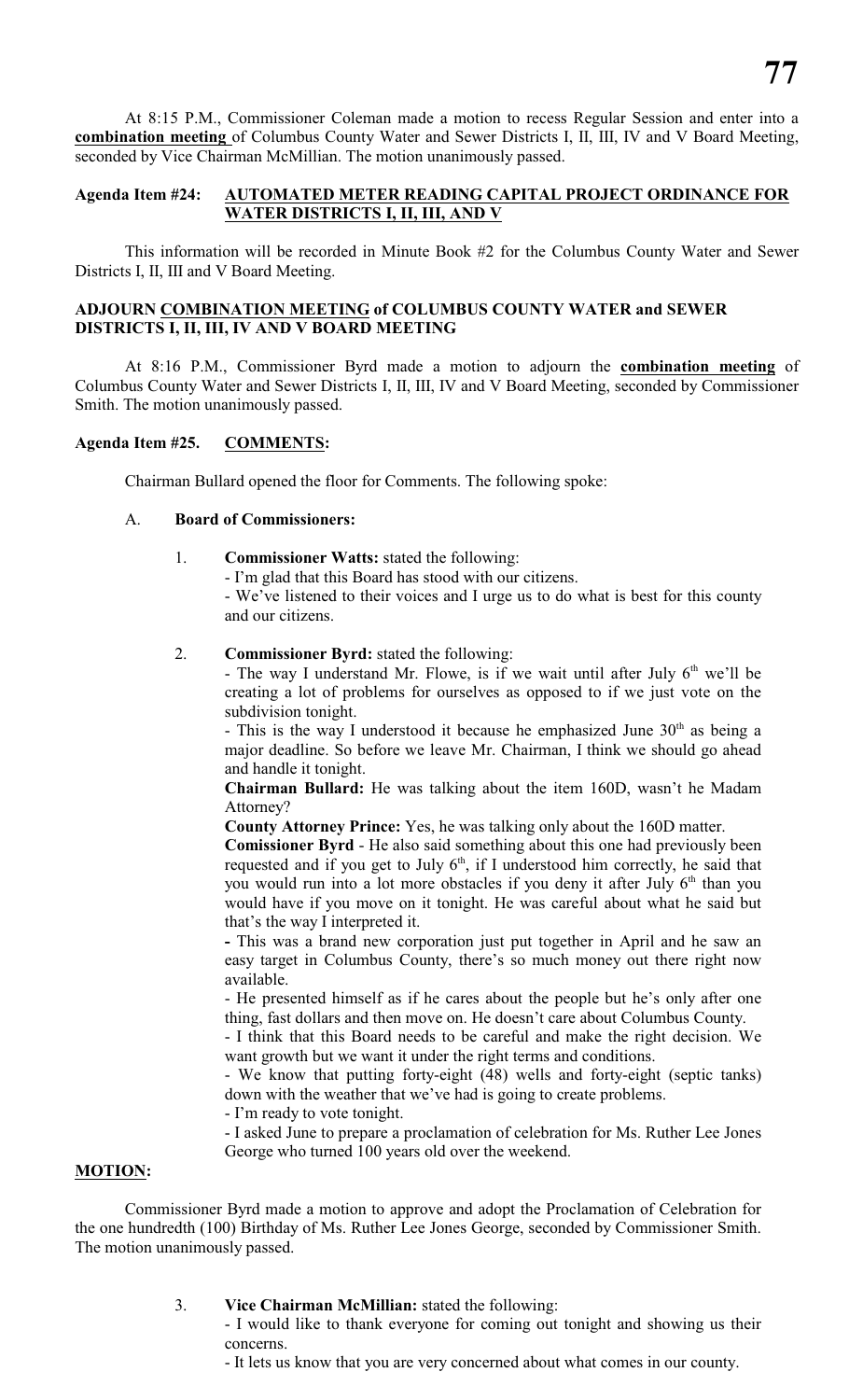At 8:15 P.M., Commissioner Coleman made a motion to recess Regular Session and enter into a **combination meeting** of Columbus County Water and Sewer Districts I, II, III, IV and V Board Meeting, seconded by Vice Chairman McMillian. The motion unanimously passed.

**Agenda Item #24: AUTOMATED METER READING CAPITAL PROJECT ORDINANCE FOR WATER DISTRICTS I, II, III, AND V**

This information will be recorded in Minute Book #2 for the Columbus County Water and Sewer Districts I, II, III and V Board Meeting.

**ADJOURN COMBINATION MEETING of COLUMBUS COUNTY WATER and SEWER DISTRICTS I, II, III, IV AND V BOARD MEETING**

At 8:16 P.M., Commissioner Byrd made a motion to adjourn the **combination meeting** of Columbus County Water and Sewer Districts I, II, III, IV and V Board Meeting, seconded by Commissioner Smith. The motion unanimously passed.

**Agenda Item #25. COMMENTS:**

Chairman Bullard opened the floor for Comments. The following spoke:

A. **Board of Commissioners:**

1. **Commissioner Watts:** stated the following:
   - I'm glad that this Board has stood with our citizens.
   - We've listened to their voices and I urge us to do what is best for this county and our citizens.

2. **Commissioner Byrd:** stated the following:
   - The way I understand Mr. Flowe, is if we wait until after July 6th we'll be creating a lot of problems for ourselves as opposed to if we just vote on the subdivision tonight.
   - This is the way I understood it because he emphasized June 30th as being a major deadline. So before we leave Mr. Chairman, I think we should go ahead and handle it tonight.

   **Chairman Bullard:** He was talking about the item 160D, wasn't he Madam Attorney?

   **County Attorney Prince:** Yes, he was talking only about the 160D matter.

   **Comissioner Byrd** - He also said something about this one had previously been requested and if you get to July 6th, if I understood him correctly, he said that you would run into a lot more obstacles if you deny it after July 6th than you would have if you move on it tonight. He was careful about what he said but that's the way I interpreted it.
   - This was a brand new corporation just put together in April and he saw an easy target in Columbus County, there's so much money out there right now available.
   - He presented himself as if he cares about the people but he's only after one thing, fast dollars and then move on. He doesn't care about Columbus County.
   - I think that this Board needs to be careful and make the right decision. We want growth but we want it under the right terms and conditions.
   - We know that putting forty-eight (48) wells and forty-eight (septic tanks) down with the weather that we've had is going to create problems.
   - I'm ready to vote tonight.
   - I asked June to prepare a proclamation of celebration for Ms. Ruther Lee Jones George who turned 100 years old over the weekend.

**MOTION:**

Commissioner Byrd made a motion to approve and adopt the Proclamation of Celebration for the one hundredth (100) Birthday of Ms. Ruther Lee Jones George, seconded by Commissioner Smith. The motion unanimously passed.

3. **Vice Chairman McMillian:** stated the following:
   - I would like to thank everyone for coming out tonight and showing us their concerns.
   - It lets us know that you are very concerned about what comes in our county.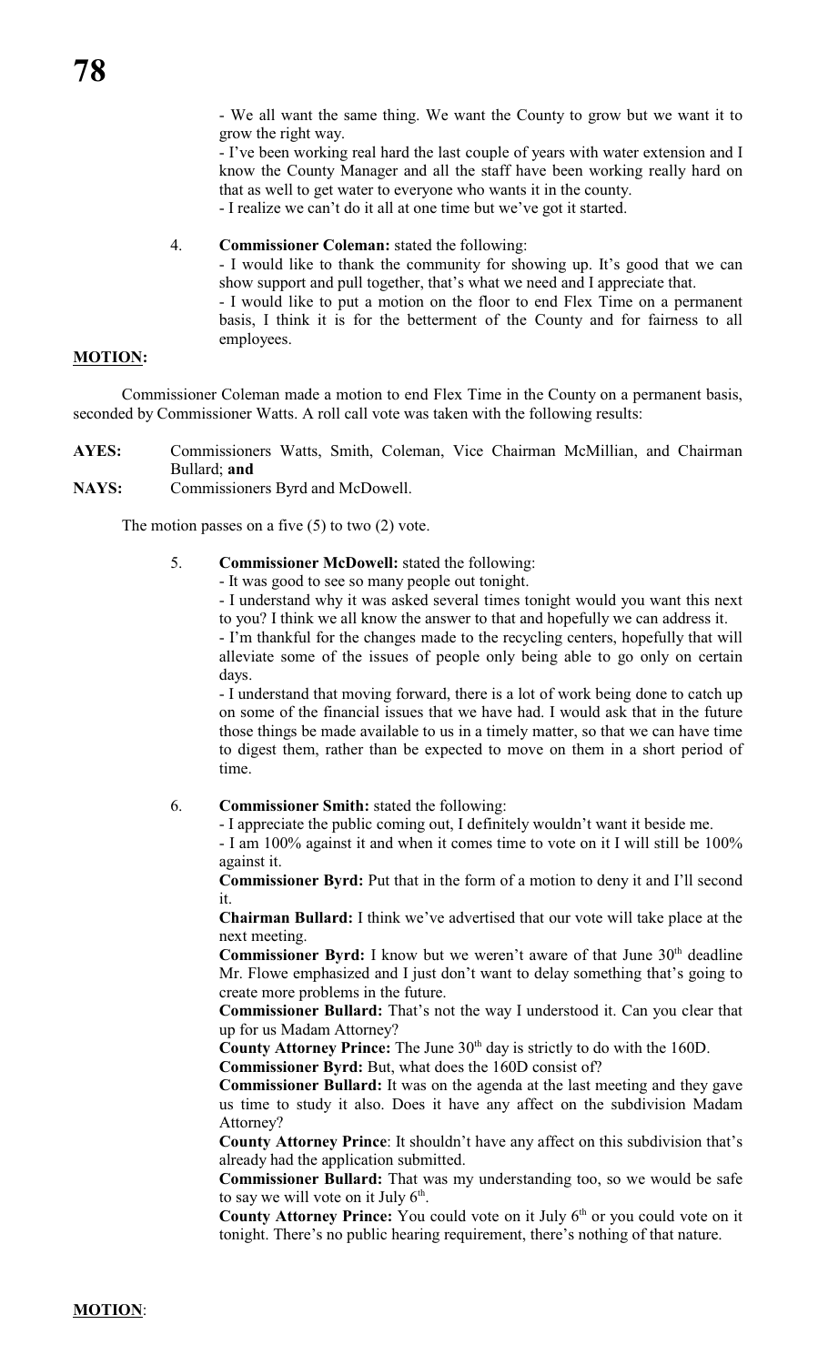- We all want the same thing. We want the County to grow but we want it to grow the right way.
- I've been working real hard the last couple of years with water extension and I know the County Manager and all the staff have been working really hard on that as well to get water to everyone who wants it in the county.
- I realize we can't do it all at one time but we've got it started.

4. **Commissioner Coleman:** stated the following:
   - I would like to thank the community for showing up. It's good that we can show support and pull together, that's what we need and I appreciate that.
   - I would like to put a motion on the floor to end Flex Time on a permanent basis, I think it is for the betterment of the County and for fairness to all employees.

**MOTION:**

Commissioner Coleman made a motion to end Flex Time in the County on a permanent basis, seconded by Commissioner Watts. A roll call vote was taken with the following results:

**AYES:** Commissioners Watts, Smith, Coleman, Vice Chairman McMillian, and Chairman Bullard; **and**
**NAYS:** Commissioners Byrd and McDowell.

The motion passes on a five (5) to two (2) vote.

5. **Commissioner McDowell:** stated the following:
   - It was good to see so many people out tonight.
   - I understand why it was asked several times tonight would you want this next to you? I think we all know the answer to that and hopefully we can address it.
   - I'm thankful for the changes made to the recycling centers, hopefully that will alleviate some of the issues of people only being able to go only on certain days.
   - I understand that moving forward, there is a lot of work being done to catch up on some of the financial issues that we have had. I would ask that in the future those things be made available to us in a timely matter, so that we can have time to digest them, rather than be expected to move on them in a short period of time.

6. **Commissioner Smith:** stated the following:
   - I appreciate the public coming out, I definitely wouldn't want it beside me.
   - I am 100% against it and when it comes time to vote on it I will still be 100% against it.

   **Commissioner Byrd:** Put that in the form of a motion to deny it and I'll second it.

   **Chairman Bullard:** I think we've advertised that our vote will take place at the next meeting.

   **Commissioner Byrd:** I know but we weren't aware of that June 30th deadline Mr. Flowe emphasized and I just don't want to delay something that's going to create more problems in the future.

   **Commissioner Bullard:** That's not the way I understood it. Can you clear that up for us Madam Attorney?

   **County Attorney Prince:** The June 30th day is strictly to do with the 160D.

   **Commissioner Byrd:** But, what does the 160D consist of?

   **Commissioner Bullard:** It was on the agenda at the last meeting and they gave us time to study it also. Does it have any affect on the subdivision Madam Attorney?

   **County Attorney Prince**: It shouldn't have any affect on this subdivision that's already had the application submitted.

   **Commissioner Bullard:** That was my understanding too, so we would be safe to say we will vote on it July 6th.

   **County Attorney Prince:** You could vote on it July 6th or you could vote on it tonight. There's no public hearing requirement, there's nothing of that nature.

**MOTION**: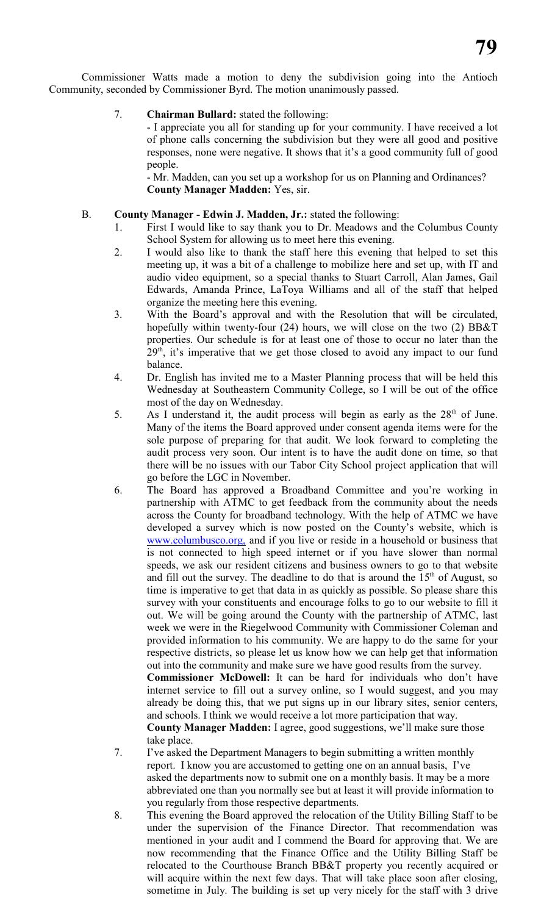Commissioner Watts made a motion to deny the subdivision going into the Antioch Community, seconded by Commissioner Byrd. The motion unanimously passed.

7. **Chairman Bullard:** stated the following:

   - I appreciate you all for standing up for your community. I have received a lot of phone calls concerning the subdivision but they were all good and positive responses, none were negative. It shows that it's a good community full of good people.

   - Mr. Madden, can you set up a workshop for us on Planning and Ordinances?

   **County Manager Madden:** Yes, sir.

B. **County Manager - Edwin J. Madden, Jr.:** stated the following:

1. First I would like to say thank you to Dr. Meadows and the Columbus County School System for allowing us to meet here this evening.
2. I would also like to thank the staff here this evening that helped to set this meeting up, it was a bit of a challenge to mobilize here and set up, with IT and audio video equipment, so a special thanks to Stuart Carroll, Alan James, Gail Edwards, Amanda Prince, LaToya Williams and all of the staff that helped organize the meeting here this evening.
3. With the Board's approval and with the Resolution that will be circulated, hopefully within twenty-four (24) hours, we will close on the two (2) BB&T properties. Our schedule is for at least one of those to occur no later than the 29th, it's imperative that we get those closed to avoid any impact to our fund balance.
4. Dr. English has invited me to a Master Planning process that will be held this Wednesday at Southeastern Community College, so I will be out of the office most of the day on Wednesday.
5. As I understand it, the audit process will begin as early as the 28th of June. Many of the items the Board approved under consent agenda items were for the sole purpose of preparing for that audit. We look forward to completing the audit process very soon. Our intent is to have the audit done on time, so that there will be no issues with our Tabor City School project application that will go before the LGC in November.
6. The Board has approved a Broadband Committee and you're working in partnership with ATMC to get feedback from the community about the needs across the County for broadband technology. With the help of ATMC we have developed a survey which is now posted on the County's website, which is www.columbusco.org, and if you live or reside in a household or business that is not connected to high speed internet or if you have slower than normal speeds, we ask our resident citizens and business owners to go to that website and fill out the survey. The deadline to do that is around the 15th of August, so time is imperative to get that data in as quickly as possible. So please share this survey with your constituents and encourage folks to go to our website to fill it out. We will be going around the County with the partnership of ATMC, last week we were in the Riegelwood Community with Commissioner Coleman and provided information to his community. We are happy to do the same for your respective districts, so please let us know how we can help get that information out into the community and make sure we have good results from the survey.

   **Commissioner McDowell:** It can be hard for individuals who don't have internet service to fill out a survey online, so I would suggest, and you may already be doing this, that we put signs up in our library sites, senior centers, and schools. I think we would receive a lot more participation that way.

   **County Manager Madden:** I agree, good suggestions, we'll make sure those take place.
7. I've asked the Department Managers to begin submitting a written monthly report. I know you are accustomed to getting one on an annual basis, I've asked the departments now to submit one on a monthly basis. It may be a more abbreviated one than you normally see but at least it will provide information to you regularly from those respective departments.
8. This evening the Board approved the relocation of the Utility Billing Staff to be under the supervision of the Finance Director. That recommendation was mentioned in your audit and I commend the Board for approving that. We are now recommending that the Finance Office and the Utility Billing Staff be relocated to the Courthouse Branch BB&T property you recently acquired or will acquire within the next few days. That will take place soon after closing, sometime in July. The building is set up very nicely for the staff with 3 drive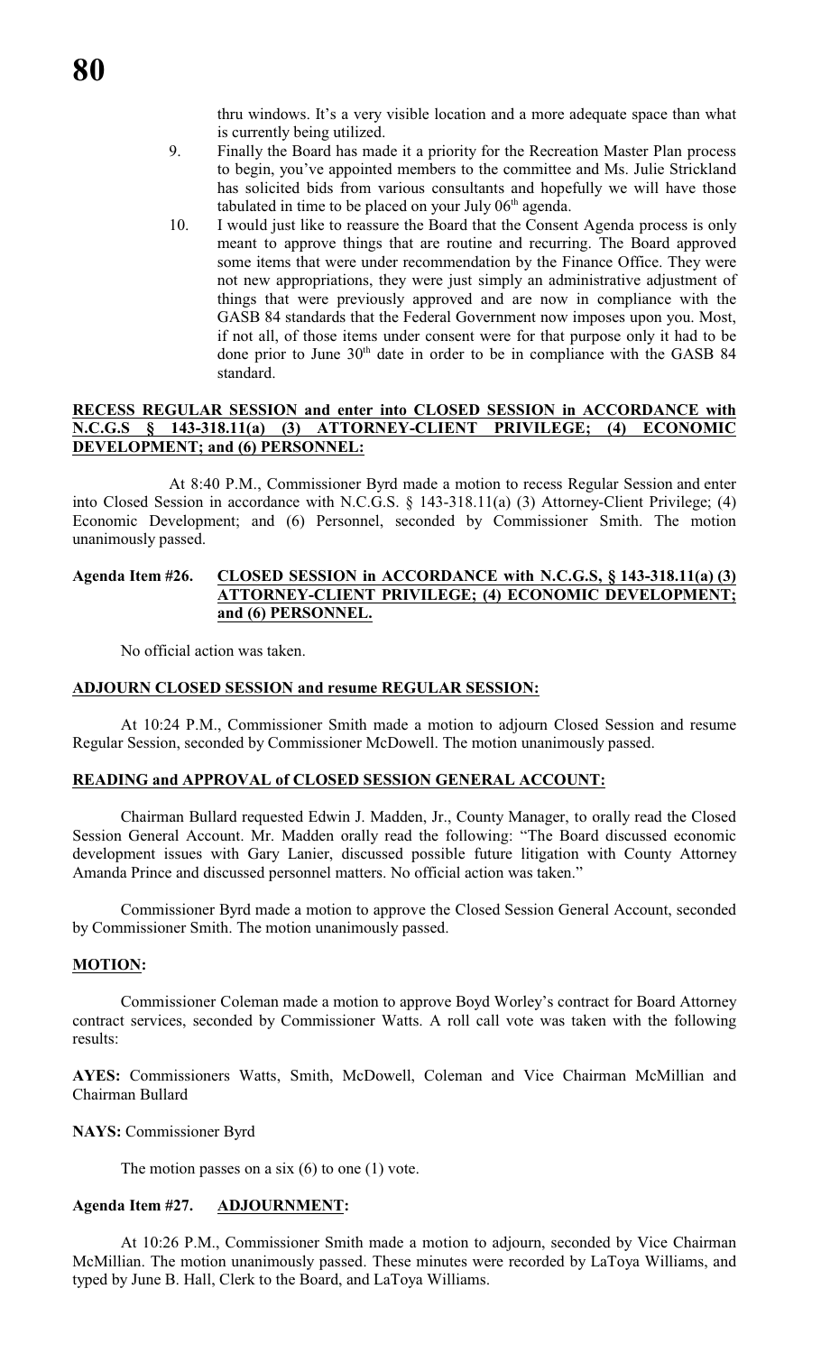thru windows. It's a very visible location and a more adequate space than what is currently being utilized.

9. Finally the Board has made it a priority for the Recreation Master Plan process to begin, you've appointed members to the committee and Ms. Julie Strickland has solicited bids from various consultants and hopefully we will have those tabulated in time to be placed on your July 06th agenda.
10. I would just like to reassure the Board that the Consent Agenda process is only meant to approve things that are routine and recurring. The Board approved some items that were under recommendation by the Finance Office. They were not new appropriations, they were just simply an administrative adjustment of things that were previously approved and are now in compliance with the GASB 84 standards that the Federal Government now imposes upon you. Most, if not all, of those items under consent were for that purpose only it had to be done prior to June 30th date in order to be in compliance with the GASB 84 standard.

**RECESS REGULAR SESSION and enter into CLOSED SESSION in ACCORDANCE with N.C.G.S § 143-318.11(a) (3) ATTORNEY-CLIENT PRIVILEGE; (4) ECONOMIC DEVELOPMENT; and (6) PERSONNEL:**

At 8:40 P.M., Commissioner Byrd made a motion to recess Regular Session and enter into Closed Session in accordance with N.C.G.S. § 143-318.11(a) (3) Attorney-Client Privilege; (4) Economic Development; and (6) Personnel, seconded by Commissioner Smith. The motion unanimously passed.

**Agenda Item #26. CLOSED SESSION in ACCORDANCE with N.C.G.S, § 143-318.11(a) (3) ATTORNEY-CLIENT PRIVILEGE; (4) ECONOMIC DEVELOPMENT; and (6) PERSONNEL.**

No official action was taken.

**ADJOURN CLOSED SESSION and resume REGULAR SESSION:**

At 10:24 P.M., Commissioner Smith made a motion to adjourn Closed Session and resume Regular Session, seconded by Commissioner McDowell. The motion unanimously passed.

**READING and APPROVAL of CLOSED SESSION GENERAL ACCOUNT:**

Chairman Bullard requested Edwin J. Madden, Jr., County Manager, to orally read the Closed Session General Account. Mr. Madden orally read the following: "The Board discussed economic development issues with Gary Lanier, discussed possible future litigation with County Attorney Amanda Prince and discussed personnel matters. No official action was taken."

Commissioner Byrd made a motion to approve the Closed Session General Account, seconded by Commissioner Smith. The motion unanimously passed.

**MOTION:**

Commissioner Coleman made a motion to approve Boyd Worley's contract for Board Attorney contract services, seconded by Commissioner Watts. A roll call vote was taken with the following results:

**AYES:** Commissioners Watts, Smith, McDowell, Coleman and Vice Chairman McMillian and Chairman Bullard

**NAYS:** Commissioner Byrd

The motion passes on a six (6) to one (1) vote.

**Agenda Item #27. ADJOURNMENT:**

At 10:26 P.M., Commissioner Smith made a motion to adjourn, seconded by Vice Chairman McMillian. The motion unanimously passed. These minutes were recorded by LaToya Williams, and typed by June B. Hall, Clerk to the Board, and LaToya Williams.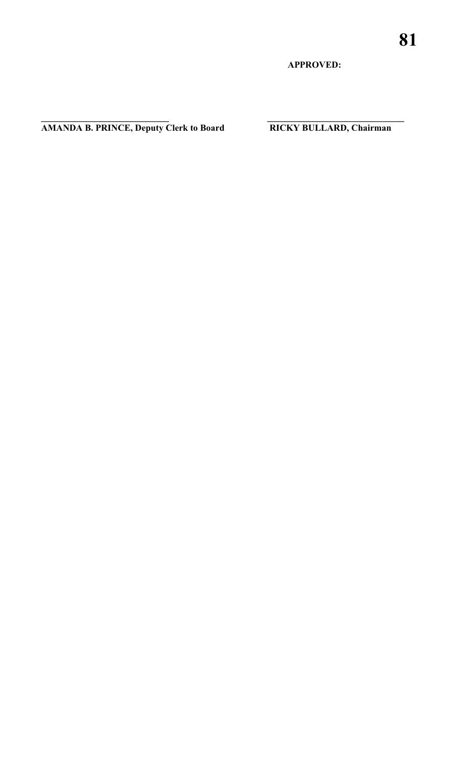**APPROVED:**

\_\_\_\_\_\_\_\_\_\_\_\_\_\_\_\_\_\_\_\_\_\_\_\_\_\_\_\_ \_\_\_\_\_\_\_\_\_\_\_\_\_\_\_\_\_\_\_\_\_\_\_\_\_\_\_\_\_\_

**AMANDA B. PRINCE, Deputy Clerk to Board** **RICKY BULLARD, Chairman**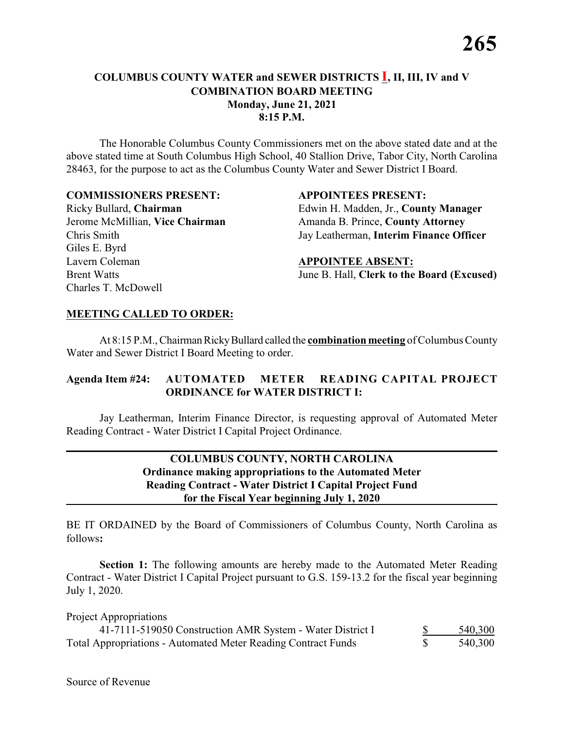## COLUMBUS COUNTY WATER and SEWER DISTRICTS I, II, III, IV and V
## COMBINATION BOARD MEETING
### Monday, June 21, 2021
### 8:15 P.M.

The Honorable Columbus County Commissioners met on the above stated date and at the above stated time at South Columbus High School, 40 Stallion Drive, Tabor City, North Carolina 28463, for the purpose to act as the Columbus County Water and Sewer District I Board.

**COMMISSIONERS PRESENT:**
Ricky Bullard, **Chairman**
Jerome McMillian, **Vice Chairman**
Chris Smith
Giles E. Byrd
Lavern Coleman
Brent Watts
Charles T. McDowell

**APPOINTEES PRESENT:**
Edwin H. Madden, Jr., **County Manager**
Amanda B. Prince, **County Attorney**
Jay Leatherman, **Interim Finance Officer**

**APPOINTEE ABSENT:**
June B. Hall, **Clerk to the Board (Excused)**

**MEETING CALLED TO ORDER:**

At 8:15 P.M., Chairman Ricky Bullard called the **combination meeting** of Columbus County Water and Sewer District I Board Meeting to order.

**Agenda Item #24: AUTOMATED METER READING CAPITAL PROJECT ORDINANCE for WATER DISTRICT I:**

Jay Leatherman, Interim Finance Director, is requesting approval of Automated Meter Reading Contract - Water District I Capital Project Ordinance.

---

**COLUMBUS COUNTY, NORTH CAROLINA**
**Ordinance making appropriations to the Automated Meter Reading Contract - Water District I Capital Project Fund for the Fiscal Year beginning July 1, 2020**

---

BE IT ORDAINED by the Board of Commissioners of Columbus County, North Carolina as follows**:**

**Section 1:** The following amounts are hereby made to the Automated Meter Reading Contract - Water District I Capital Project pursuant to G.S. 159-13.2 for the fiscal year beginning July 1, 2020.

| Project Appropriations | | |
|---|---|---|
| 41-7111-519050 Construction AMR System - Water District I | $ | 540,300 |
| Total Appropriations - Automated Meter Reading Contract Funds | $ | 540,300 |

Source of Revenue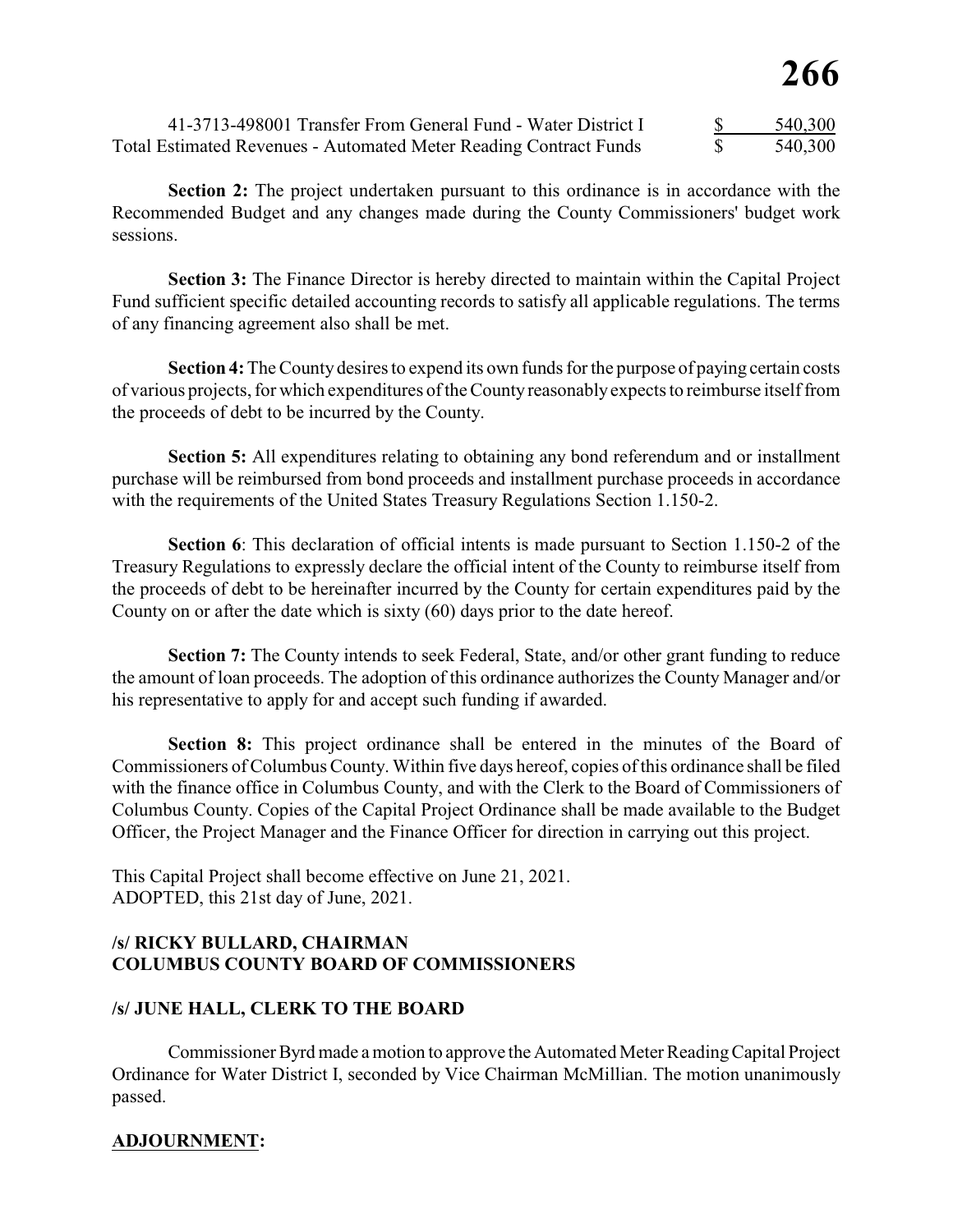| | | |
|---|---|---|
| 41-3713-498001 Transfer From General Fund - Water District I | $ | 540,300 |
| Total Estimated Revenues - Automated Meter Reading Contract Funds | $ | 540,300 |

**Section 2:** The project undertaken pursuant to this ordinance is in accordance with the Recommended Budget and any changes made during the County Commissioners' budget work sessions.

**Section 3:** The Finance Director is hereby directed to maintain within the Capital Project Fund sufficient specific detailed accounting records to satisfy all applicable regulations. The terms of any financing agreement also shall be met.

**Section 4:** The County desires to expend its own funds for the purpose of paying certain costs of various projects, for which expenditures of the County reasonably expects to reimburse itself from the proceeds of debt to be incurred by the County.

**Section 5:** All expenditures relating to obtaining any bond referendum and or installment purchase will be reimbursed from bond proceeds and installment purchase proceeds in accordance with the requirements of the United States Treasury Regulations Section 1.150-2.

**Section 6**: This declaration of official intents is made pursuant to Section 1.150-2 of the Treasury Regulations to expressly declare the official intent of the County to reimburse itself from the proceeds of debt to be hereinafter incurred by the County for certain expenditures paid by the County on or after the date which is sixty (60) days prior to the date hereof.

**Section 7:** The County intends to seek Federal, State, and/or other grant funding to reduce the amount of loan proceeds. The adoption of this ordinance authorizes the County Manager and/or his representative to apply for and accept such funding if awarded.

**Section 8:** This project ordinance shall be entered in the minutes of the Board of Commissioners of Columbus County. Within five days hereof, copies of this ordinance shall be filed with the finance office in Columbus County, and with the Clerk to the Board of Commissioners of Columbus County. Copies of the Capital Project Ordinance shall be made available to the Budget Officer, the Project Manager and the Finance Officer for direction in carrying out this project.

This Capital Project shall become effective on June 21, 2021.
ADOPTED, this 21st day of June, 2021.

**/s/ RICKY BULLARD, CHAIRMAN**
**COLUMBUS COUNTY BOARD OF COMMISSIONERS**

**/s/ JUNE HALL, CLERK TO THE BOARD**

Commissioner Byrd made a motion to approve the Automated Meter Reading Capital Project Ordinance for Water District I, seconded by Vice Chairman McMillian. The motion unanimously passed.

## ADJOURNMENT: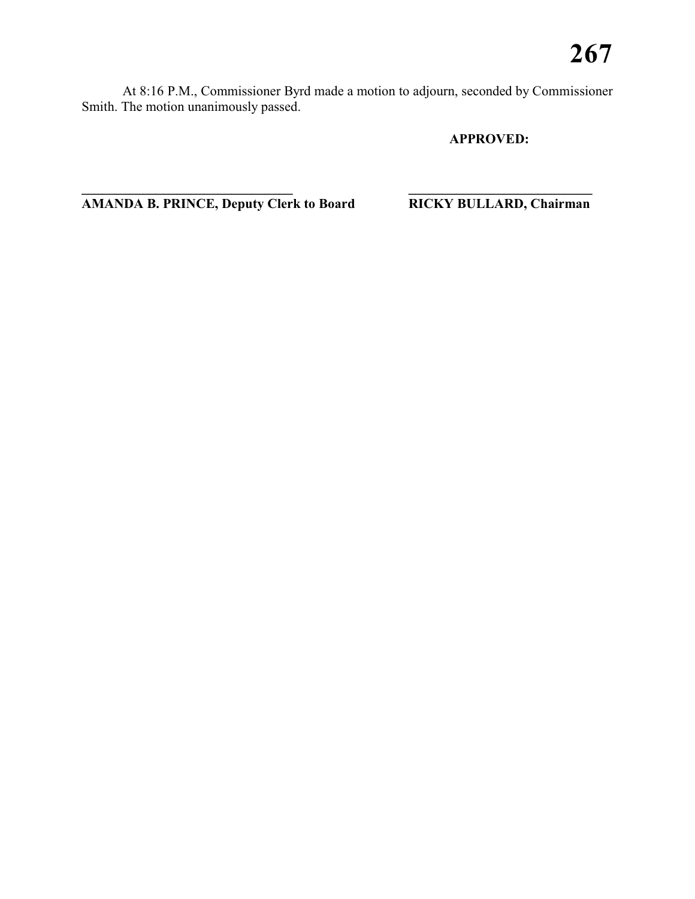At 8:16 P.M., Commissioner Byrd made a motion to adjourn, seconded by Commissioner Smith. The motion unanimously passed.

**APPROVED:**

**\_\_\_\_\_\_\_\_\_\_\_\_\_\_\_\_\_\_\_\_\_\_\_\_\_\_\_\_\_\_\_\_ \_\_\_\_\_\_\_\_\_\_\_\_\_\_\_\_\_\_\_\_\_\_\_\_\_\_\_\_**

**AMANDA B. PRINCE, Deputy Clerk to Board RICKY BULLARD, Chairman**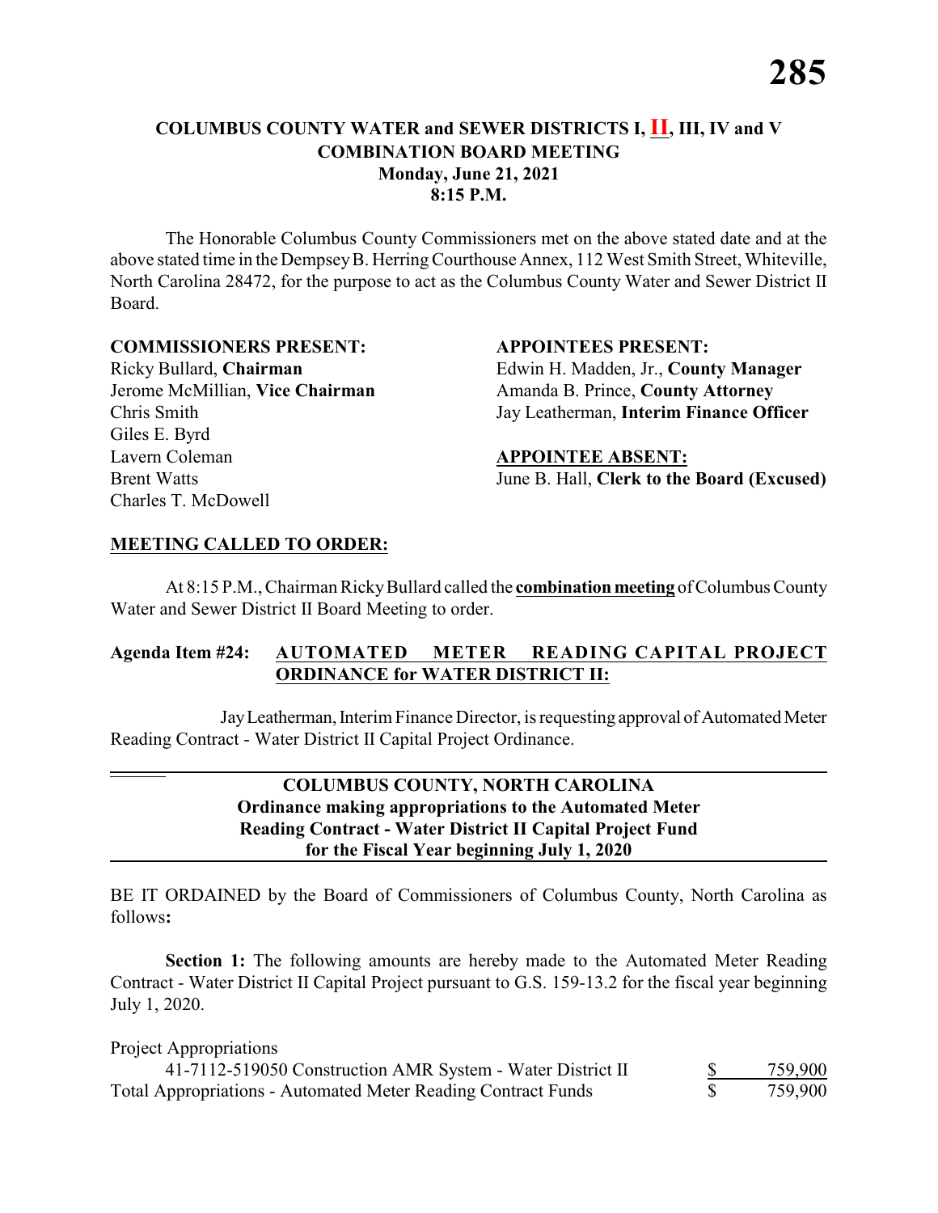## COLUMBUS COUNTY WATER and SEWER DISTRICTS I, II, III, IV and V
## COMBINATION BOARD MEETING
**Monday, June 21, 2021**
**8:15 P.M.**

The Honorable Columbus County Commissioners met on the above stated date and at the above stated time in the Dempsey B. Herring Courthouse Annex, 112 West Smith Street, Whiteville, North Carolina 28472, for the purpose to act as the Columbus County Water and Sewer District II Board.

**COMMISSIONERS PRESENT:**
Ricky Bullard, **Chairman**
Jerome McMillian, **Vice Chairman**
Chris Smith
Giles E. Byrd
Lavern Coleman
Brent Watts
Charles T. McDowell

**APPOINTEES PRESENT:**
Edwin H. Madden, Jr., **County Manager**
Amanda B. Prince, **County Attorney**
Jay Leatherman, **Interim Finance Officer**

**APPOINTEE ABSENT:**
June B. Hall, **Clerk to the Board (Excused)**

**MEETING CALLED TO ORDER:**

At 8:15 P.M., Chairman Ricky Bullard called the **combination meeting** of Columbus County Water and Sewer District II Board Meeting to order.

**Agenda Item #24: AUTOMATED METER READING CAPITAL PROJECT ORDINANCE for WATER DISTRICT II:**

Jay Leatherman, Interim Finance Director, is requesting approval of Automated Meter Reading Contract - Water District II Capital Project Ordinance.

**COLUMBUS COUNTY, NORTH CAROLINA**
**Ordinance making appropriations to the Automated Meter Reading Contract - Water District II Capital Project Fund for the Fiscal Year beginning July 1, 2020**

BE IT ORDAINED by the Board of Commissioners of Columbus County, North Carolina as follows**:**

**Section 1:** The following amounts are hereby made to the Automated Meter Reading Contract - Water District II Capital Project pursuant to G.S. 159-13.2 for the fiscal year beginning July 1, 2020.

| Project Appropriations | | |
|---|---|---|
| 41-7112-519050 Construction AMR System - Water District II | $ | 759,900 |
| Total Appropriations - Automated Meter Reading Contract Funds | $ | 759,900 |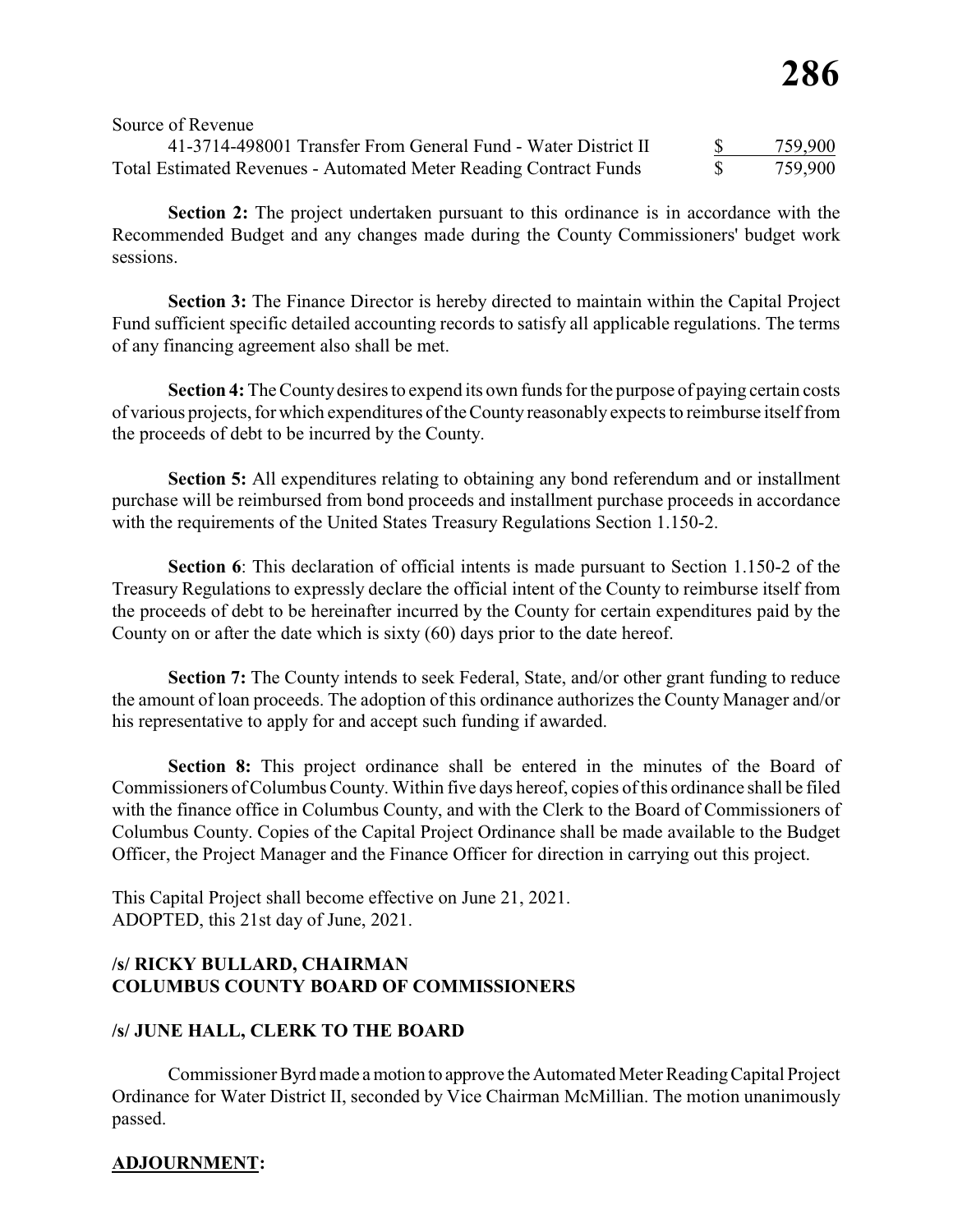Source of Revenue

| | | |
|---|---|---|
| 41-3714-498001 Transfer From General Fund - Water District II | $ | 759,900 |
| Total Estimated Revenues - Automated Meter Reading Contract Funds | $ | 759,900 |

**Section 2:** The project undertaken pursuant to this ordinance is in accordance with the Recommended Budget and any changes made during the County Commissioners' budget work sessions.

**Section 3:** The Finance Director is hereby directed to maintain within the Capital Project Fund sufficient specific detailed accounting records to satisfy all applicable regulations. The terms of any financing agreement also shall be met.

**Section 4:** The County desires to expend its own funds for the purpose of paying certain costs of various projects, for which expenditures of the County reasonably expects to reimburse itself from the proceeds of debt to be incurred by the County.

**Section 5:** All expenditures relating to obtaining any bond referendum and or installment purchase will be reimbursed from bond proceeds and installment purchase proceeds in accordance with the requirements of the United States Treasury Regulations Section 1.150-2.

**Section 6**: This declaration of official intents is made pursuant to Section 1.150-2 of the Treasury Regulations to expressly declare the official intent of the County to reimburse itself from the proceeds of debt to be hereinafter incurred by the County for certain expenditures paid by the County on or after the date which is sixty (60) days prior to the date hereof.

**Section 7:** The County intends to seek Federal, State, and/or other grant funding to reduce the amount of loan proceeds. The adoption of this ordinance authorizes the County Manager and/or his representative to apply for and accept such funding if awarded.

**Section 8:** This project ordinance shall be entered in the minutes of the Board of Commissioners of Columbus County. Within five days hereof, copies of this ordinance shall be filed with the finance office in Columbus County, and with the Clerk to the Board of Commissioners of Columbus County. Copies of the Capital Project Ordinance shall be made available to the Budget Officer, the Project Manager and the Finance Officer for direction in carrying out this project.

This Capital Project shall become effective on June 21, 2021.
ADOPTED, this 21st day of June, 2021.

**/s/ RICKY BULLARD, CHAIRMAN**
**COLUMBUS COUNTY BOARD OF COMMISSIONERS**

**/s/ JUNE HALL, CLERK TO THE BOARD**

Commissioner Byrd made a motion to approve the Automated Meter Reading Capital Project Ordinance for Water District II, seconded by Vice Chairman McMillian. The motion unanimously passed.

**ADJOURNMENT:**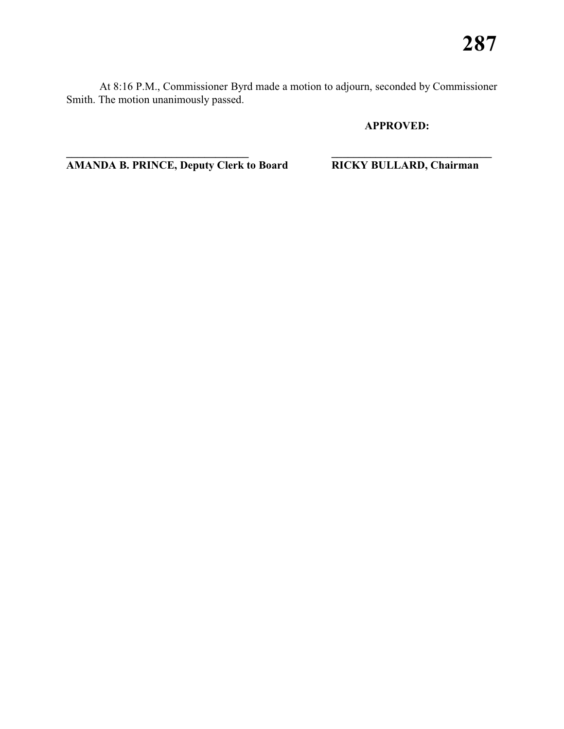At 8:16 P.M., Commissioner Byrd made a motion to adjourn, seconded by Commissioner Smith. The motion unanimously passed.

**APPROVED:**

| ______________________________ | ______________________________ |
|---|---|
| **AMANDA B. PRINCE, Deputy Clerk to Board** | **RICKY BULLARD, Chairman** |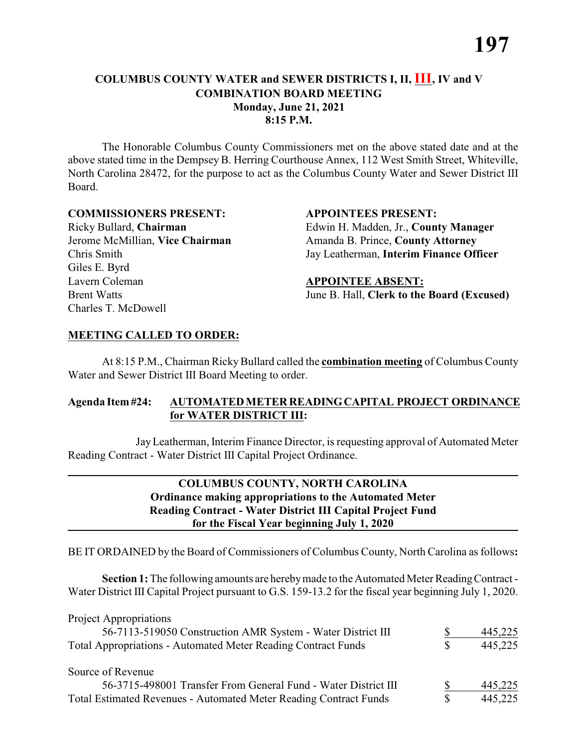## COLUMBUS COUNTY WATER and SEWER DISTRICTS I, II, III, IV and V COMBINATION BOARD MEETING
**Monday, June 21, 2021**
**8:15 P.M.**

The Honorable Columbus County Commissioners met on the above stated date and at the above stated time in the Dempsey B. Herring Courthouse Annex, 112 West Smith Street, Whiteville, North Carolina 28472, for the purpose to act as the Columbus County Water and Sewer District III Board.

**COMMISSIONERS PRESENT:**
Ricky Bullard, **Chairman**
Jerome McMillian, **Vice Chairman**
Chris Smith
Giles E. Byrd
Lavern Coleman
Brent Watts
Charles T. McDowell

**APPOINTEES PRESENT:**
Edwin H. Madden, Jr., **County Manager**
Amanda B. Prince, **County Attorney**
Jay Leatherman, **Interim Finance Officer**

**APPOINTEE ABSENT:**
June B. Hall, **Clerk to the Board (Excused)**

**MEETING CALLED TO ORDER:**

At 8:15 P.M., Chairman Ricky Bullard called the **combination meeting** of Columbus County Water and Sewer District III Board Meeting to order.

**Agenda Item #24: AUTOMATED METER READING CAPITAL PROJECT ORDINANCE for WATER DISTRICT III:**

Jay Leatherman, Interim Finance Director, is requesting approval of Automated Meter Reading Contract - Water District III Capital Project Ordinance.

---

**COLUMBUS COUNTY, NORTH CAROLINA**
**Ordinance making appropriations to the Automated Meter Reading Contract - Water District III Capital Project Fund for the Fiscal Year beginning July 1, 2020**

---

BE IT ORDAINED by the Board of Commissioners of Columbus County, North Carolina as follows**:**

**Section 1:** The following amounts are hereby made to the Automated Meter Reading Contract - Water District III Capital Project pursuant to G.S. 159-13.2 for the fiscal year beginning July 1, 2020.

| | | |
|---|---|---|
| Project Appropriations | | |
| 56-7113-519050 Construction AMR System - Water District III | $ | 445,225 |
| Total Appropriations - Automated Meter Reading Contract Funds | $ | 445,225 |
| | | |
| Source of Revenue | | |
| 56-3715-498001 Transfer From General Fund - Water District III | $ | 445,225 |
| Total Estimated Revenues - Automated Meter Reading Contract Funds | $ | 445,225 |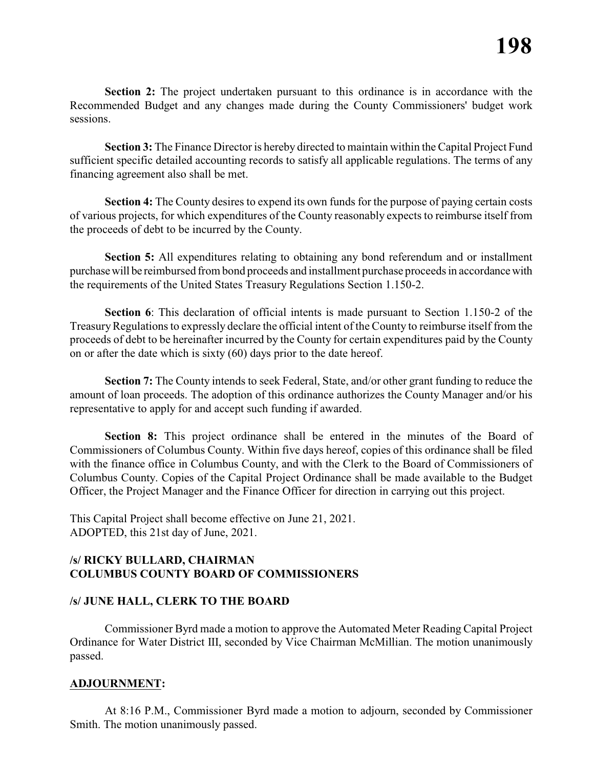**Section 2:** The project undertaken pursuant to this ordinance is in accordance with the Recommended Budget and any changes made during the County Commissioners' budget work sessions.

**Section 3:** The Finance Director is hereby directed to maintain within the Capital Project Fund sufficient specific detailed accounting records to satisfy all applicable regulations. The terms of any financing agreement also shall be met.

**Section 4:** The County desires to expend its own funds for the purpose of paying certain costs of various projects, for which expenditures of the County reasonably expects to reimburse itself from the proceeds of debt to be incurred by the County.

**Section 5:** All expenditures relating to obtaining any bond referendum and or installment purchase will be reimbursed from bond proceeds and installment purchase proceeds in accordance with the requirements of the United States Treasury Regulations Section 1.150-2.

**Section 6**: This declaration of official intents is made pursuant to Section 1.150-2 of the Treasury Regulations to expressly declare the official intent of the County to reimburse itself from the proceeds of debt to be hereinafter incurred by the County for certain expenditures paid by the County on or after the date which is sixty (60) days prior to the date hereof.

**Section 7:** The County intends to seek Federal, State, and/or other grant funding to reduce the amount of loan proceeds. The adoption of this ordinance authorizes the County Manager and/or his representative to apply for and accept such funding if awarded.

**Section 8:** This project ordinance shall be entered in the minutes of the Board of Commissioners of Columbus County. Within five days hereof, copies of this ordinance shall be filed with the finance office in Columbus County, and with the Clerk to the Board of Commissioners of Columbus County. Copies of the Capital Project Ordinance shall be made available to the Budget Officer, the Project Manager and the Finance Officer for direction in carrying out this project.

This Capital Project shall become effective on June 21, 2021.
ADOPTED, this 21st day of June, 2021.

**/s/ RICKY BULLARD, CHAIRMAN**
**COLUMBUS COUNTY BOARD OF COMMISSIONERS**

**/s/ JUNE HALL, CLERK TO THE BOARD**

Commissioner Byrd made a motion to approve the Automated Meter Reading Capital Project Ordinance for Water District III, seconded by Vice Chairman McMillian. The motion unanimously passed.

## ADJOURNMENT:

At 8:16 P.M., Commissioner Byrd made a motion to adjourn, seconded by Commissioner Smith. The motion unanimously passed.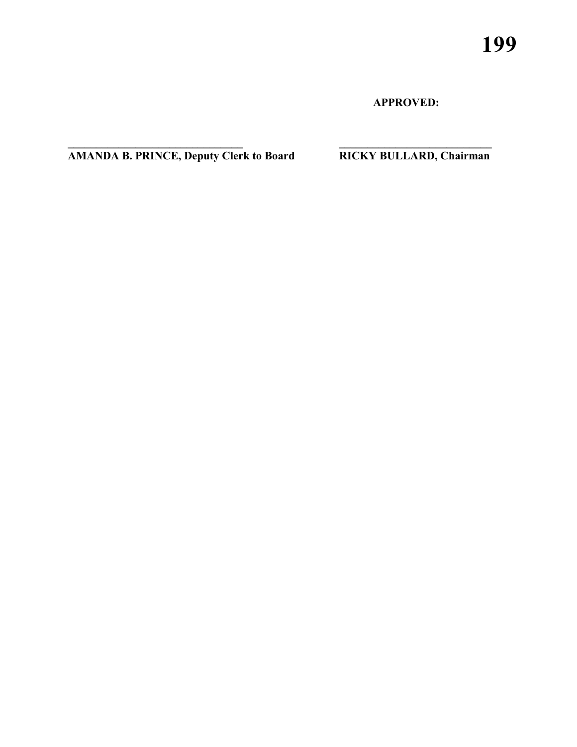**APPROVED:**

**\_\_\_\_\_\_\_\_\_\_\_\_\_\_\_\_\_\_\_\_\_\_\_\_\_\_\_\_\_\_\_\_ \_\_\_\_\_\_\_\_\_\_\_\_\_\_\_\_\_\_\_\_\_\_\_\_\_\_\_\_**

**AMANDA B. PRINCE, Deputy Clerk to Board RICKY BULLARD, Chairman**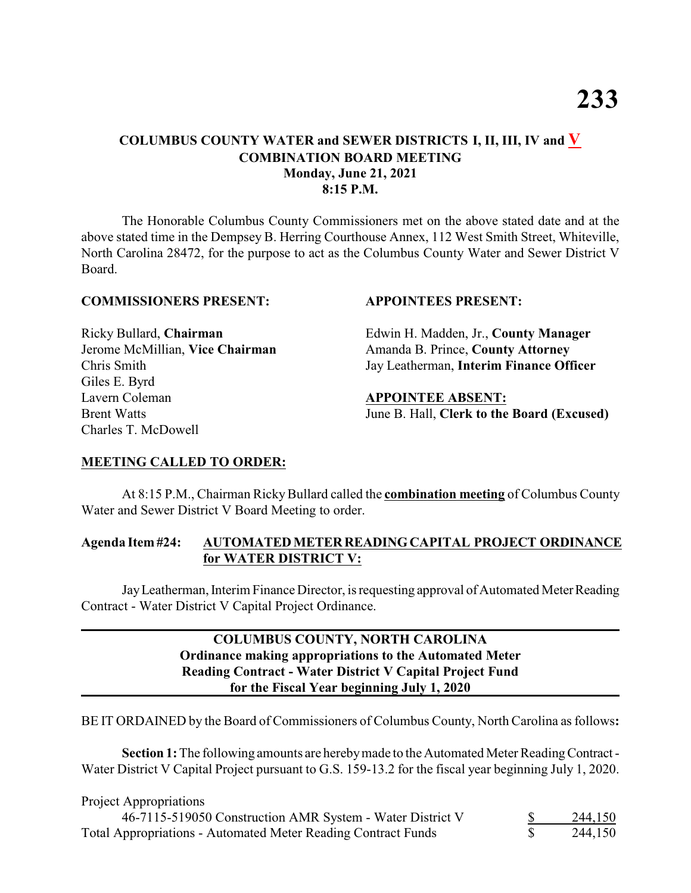**COLUMBUS COUNTY WATER and SEWER DISTRICTS I, II, III, IV and V**
**COMBINATION BOARD MEETING**
**Monday, June 21, 2021**
**8:15 P.M.**

The Honorable Columbus County Commissioners met on the above stated date and at the above stated time in the Dempsey B. Herring Courthouse Annex, 112 West Smith Street, Whiteville, North Carolina 28472, for the purpose to act as the Columbus County Water and Sewer District V Board.

**COMMISSIONERS PRESENT:**

Ricky Bullard, **Chairman**
Jerome McMillian, **Vice Chairman**
Chris Smith
Giles E. Byrd
Lavern Coleman
Brent Watts
Charles T. McDowell

**APPOINTEES PRESENT:**

Edwin H. Madden, Jr., **County Manager**
Amanda B. Prince, **County Attorney**
Jay Leatherman, **Interim Finance Officer**

**APPOINTEE ABSENT:**
June B. Hall, **Clerk to the Board (Excused)**

**MEETING CALLED TO ORDER:**

At 8:15 P.M., Chairman Ricky Bullard called the **combination meeting** of Columbus County Water and Sewer District V Board Meeting to order.

**Agenda Item #24: AUTOMATED METER READING CAPITAL PROJECT ORDINANCE for WATER DISTRICT V:**

Jay Leatherman, Interim Finance Director, is requesting approval of Automated Meter Reading Contract - Water District V Capital Project Ordinance.

---

**COLUMBUS COUNTY, NORTH CAROLINA**
**Ordinance making appropriations to the Automated Meter Reading Contract - Water District V Capital Project Fund for the Fiscal Year beginning July 1, 2020**

---

BE IT ORDAINED by the Board of Commissioners of Columbus County, North Carolina as follows**:**

**Section 1:** The following amounts are hereby made to the Automated Meter Reading Contract - Water District V Capital Project pursuant to G.S. 159-13.2 for the fiscal year beginning July 1, 2020.

| Project Appropriations | | |
|---|---|---|
| 46-7115-519050 Construction AMR System - Water District V | $ | 244,150 |
| Total Appropriations - Automated Meter Reading Contract Funds | $ | 244,150 |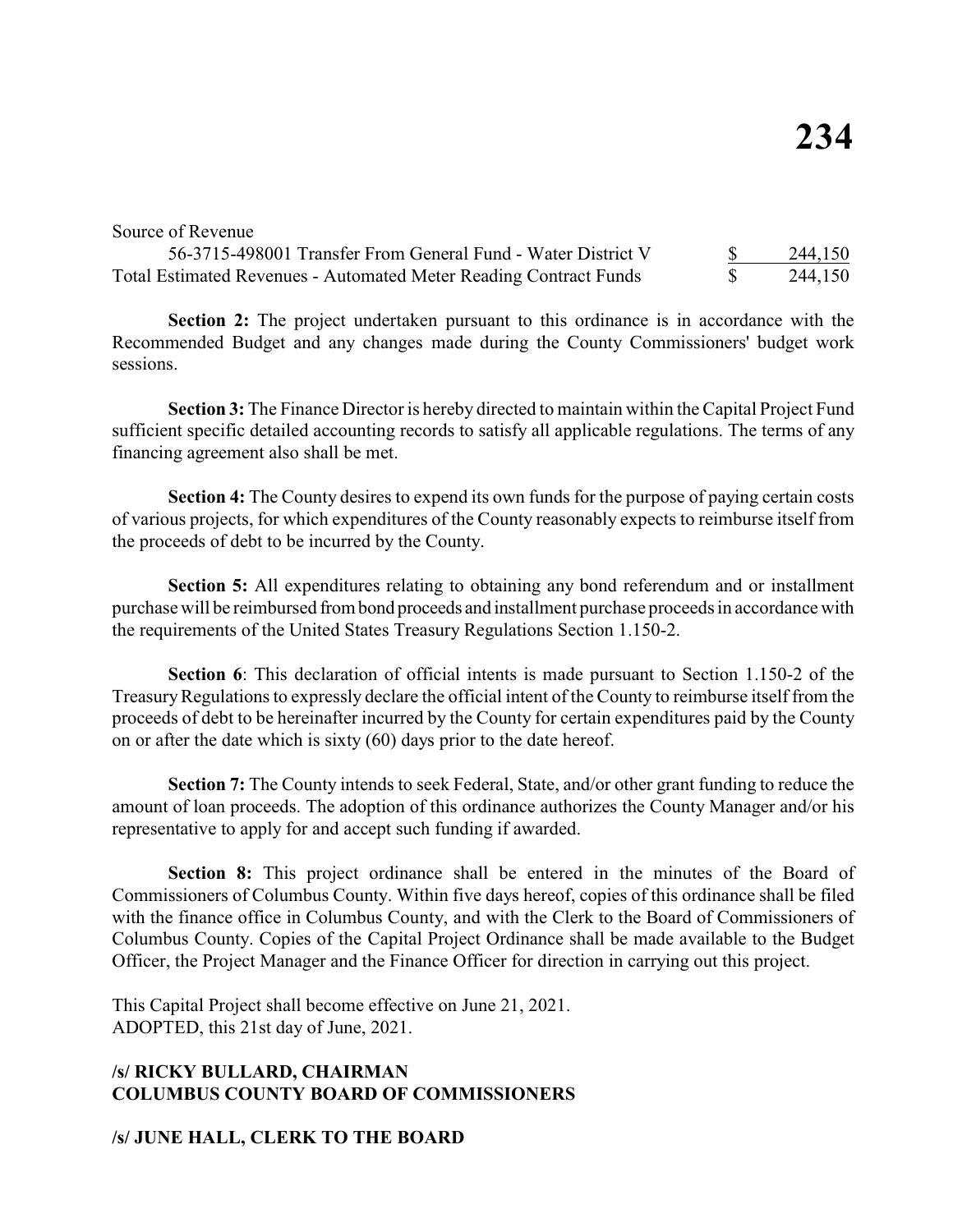Source of Revenue

| | | |
|---|---|---|
| 56-3715-498001 Transfer From General Fund - Water District V | $ | 244,150 |
| Total Estimated Revenues - Automated Meter Reading Contract Funds | $ | 244,150 |

**Section 2:** The project undertaken pursuant to this ordinance is in accordance with the Recommended Budget and any changes made during the County Commissioners' budget work sessions.

**Section 3:** The Finance Director is hereby directed to maintain within the Capital Project Fund sufficient specific detailed accounting records to satisfy all applicable regulations. The terms of any financing agreement also shall be met.

**Section 4:** The County desires to expend its own funds for the purpose of paying certain costs of various projects, for which expenditures of the County reasonably expects to reimburse itself from the proceeds of debt to be incurred by the County.

**Section 5:** All expenditures relating to obtaining any bond referendum and or installment purchase will be reimbursed from bond proceeds and installment purchase proceeds in accordance with the requirements of the United States Treasury Regulations Section 1.150-2.

**Section 6**: This declaration of official intents is made pursuant to Section 1.150-2 of the Treasury Regulations to expressly declare the official intent of the County to reimburse itself from the proceeds of debt to be hereinafter incurred by the County for certain expenditures paid by the County on or after the date which is sixty (60) days prior to the date hereof.

**Section 7:** The County intends to seek Federal, State, and/or other grant funding to reduce the amount of loan proceeds. The adoption of this ordinance authorizes the County Manager and/or his representative to apply for and accept such funding if awarded.

**Section 8:** This project ordinance shall be entered in the minutes of the Board of Commissioners of Columbus County. Within five days hereof, copies of this ordinance shall be filed with the finance office in Columbus County, and with the Clerk to the Board of Commissioners of Columbus County. Copies of the Capital Project Ordinance shall be made available to the Budget Officer, the Project Manager and the Finance Officer for direction in carrying out this project.

This Capital Project shall become effective on June 21, 2021.
ADOPTED, this 21st day of June, 2021.

**/s/ RICKY BULLARD, CHAIRMAN**
**COLUMBUS COUNTY BOARD OF COMMISSIONERS**

**/s/ JUNE HALL, CLERK TO THE BOARD**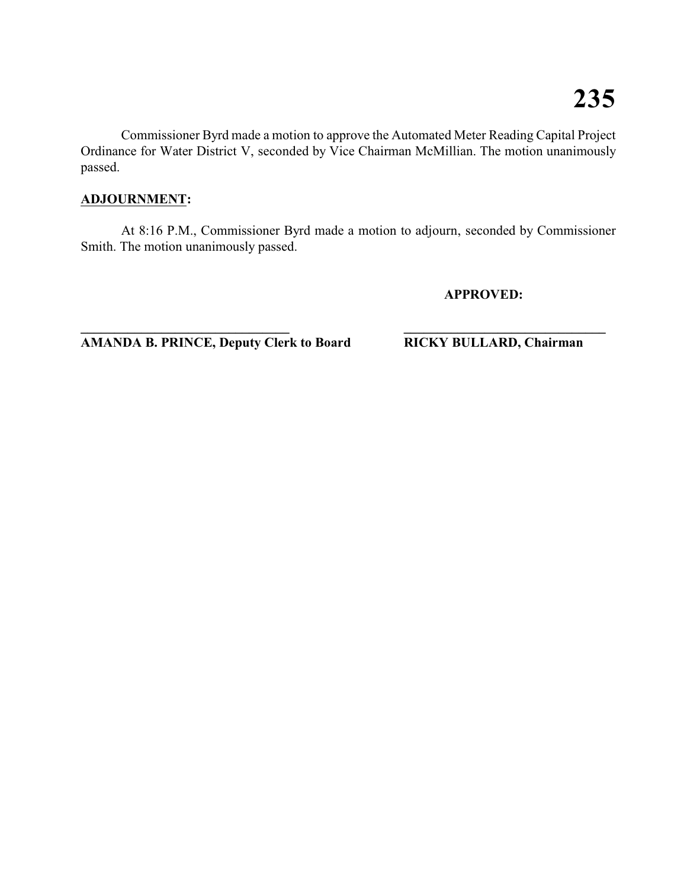Commissioner Byrd made a motion to approve the Automated Meter Reading Capital Project Ordinance for Water District V, seconded by Vice Chairman McMillian. The motion unanimously passed.

**ADJOURNMENT:**

At 8:16 P.M., Commissioner Byrd made a motion to adjourn, seconded by Commissioner Smith. The motion unanimously passed.

**APPROVED:**

| | |
|---|---|
| _______________________________ | _______________________________ |
| **AMANDA B. PRINCE, Deputy Clerk to Board** | **RICKY BULLARD, Chairman** |